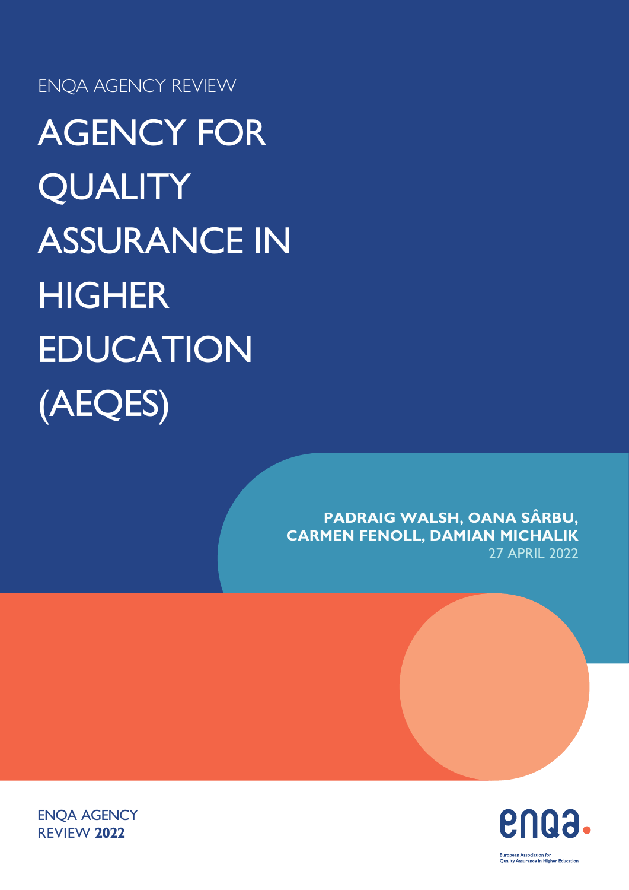ENQA AGENCY REVIEW

# AGENCY FOR QUALITY ASSURANCE IN HIGHER EDUCATION (AEQES)

**PADRAIG WALSH, OANA SÂRBU, CARMEN FENOLL, DAMIAN MICHALIK**

27 APRIL 2022

ENQA AGENCY REVIEW **2022**

enqa.

European Association for Quality Assurance in Higher Education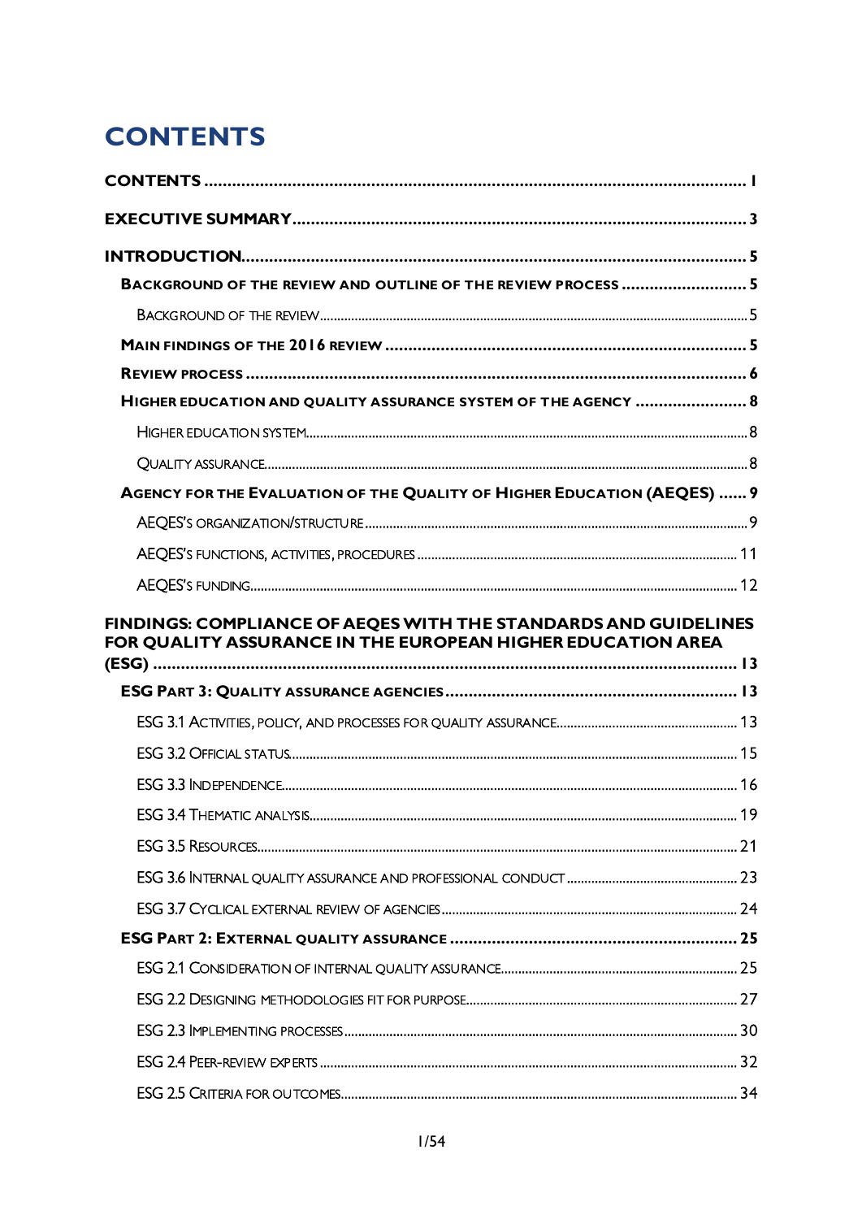# CONTENTS

CONTENTS ..................................................................................................... 1

EXECUTIVE SUMMARY .................................................................................... 3

INTRODUCTION .............................................................................................. 5

- BACKGROUND OF THE REVIEW AND OUTLINE OF THE REVIEW PROCESS ........................... 5
  - BACKGROUND OF THE REVIEW ........................................................................ 5
- MAIN FINDINGS OF THE 2016 REVIEW ................................................................. 5
- REVIEW PROCESS ............................................................................................ 6
- HIGHER EDUCATION AND QUALITY ASSURANCE SYSTEM OF THE AGENCY ......................... 8
  - HIGHER EDUCATION SYSTEM ........................................................................... 8
  - QUALITY ASSURANCE ...................................................................................... 8
- AGENCY FOR THE EVALUATION OF THE QUALITY OF HIGHER EDUCATION (AEQES) ...... 9
  - AEQES'S ORGANIZATION/STRUCTURE .................................................................. 9
  - AEQES'S FUNCTIONS, ACTIVITIES, PROCEDURES .................................................. 11
  - AEQES'S FUNDING .......................................................................................... 12

FINDINGS: COMPLIANCE OF AEQES WITH THE STANDARDS AND GUIDELINES FOR QUALITY ASSURANCE IN THE EUROPEAN HIGHER EDUCATION AREA (ESG) ........................................................................................................... 13

- ESG PART 3: QUALITY ASSURANCE AGENCIES ........................................................ 13
  - ESG 3.1 ACTIVITIES, POLICY, AND PROCESSES FOR QUALITY ASSURANCE ..................... 13
  - ESG 3.2 OFFICIAL STATUS .................................................................................. 15
  - ESG 3.3 INDEPENDENCE .................................................................................... 16
  - ESG 3.4 THEMATIC ANALYSIS ............................................................................. 19
  - ESG 3.5 RESOURCES .......................................................................................... 21
  - ESG 3.6 INTERNAL QUALITY ASSURANCE AND PROFESSIONAL CONDUCT ........................ 23
  - ESG 3.7 CYCLICAL EXTERNAL REVIEW OF AGENCIES .................................................. 24
- ESG PART 2: EXTERNAL QUALITY ASSURANCE .......................................................... 25
  - ESG 2.1 CONSIDERATION OF INTERNAL QUALITY ASSURANCE ...................................... 25
  - ESG 2.2 DESIGNING METHODOLOGIES FIT FOR PURPOSE ............................................ 27
  - ESG 2.3 IMPLEMENTING PROCESSES ..................................................................... 30
  - ESG 2.4 PEER-REVIEW EXPERTS ........................................................................... 32
  - ESG 2.5 CRITERIA FOR OUTCOMES ........................................................................ 34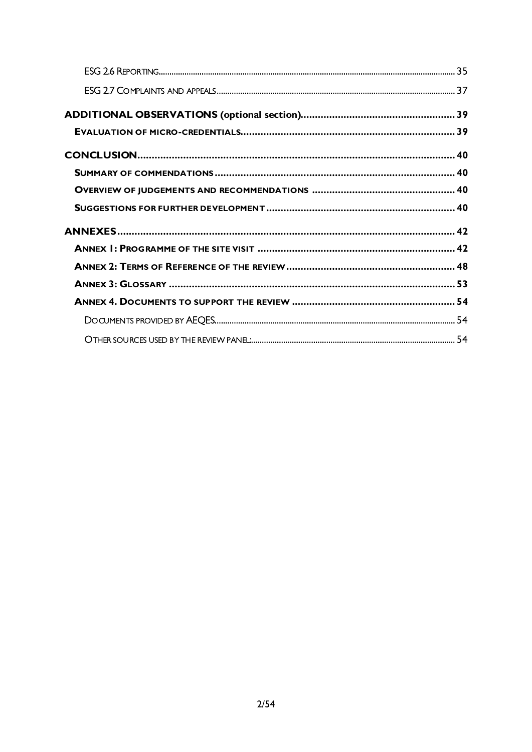ESG 2.6 Reporting ... 35

ESG 2.7 Complaints and appeals ... 37

**ADDITIONAL OBSERVATIONS (optional section)** ... 39

**Evaluation of micro-credentials** ... 39

**CONCLUSION** ... 40

**Summary of commendations** ... 40

**Overview of judgements and recommendations** ... 40

**Suggestions for further development** ... 40

**ANNEXES** ... 42

**Annex 1: Programme of the site visit** ... 42

**Annex 2: Terms of Reference of the review** ... 48

**Annex 3: Glossary** ... 53

**Annex 4. Documents to support the review** ... 54

Documents provided by AEQES ... 54

Other sources used by the review panel: ... 54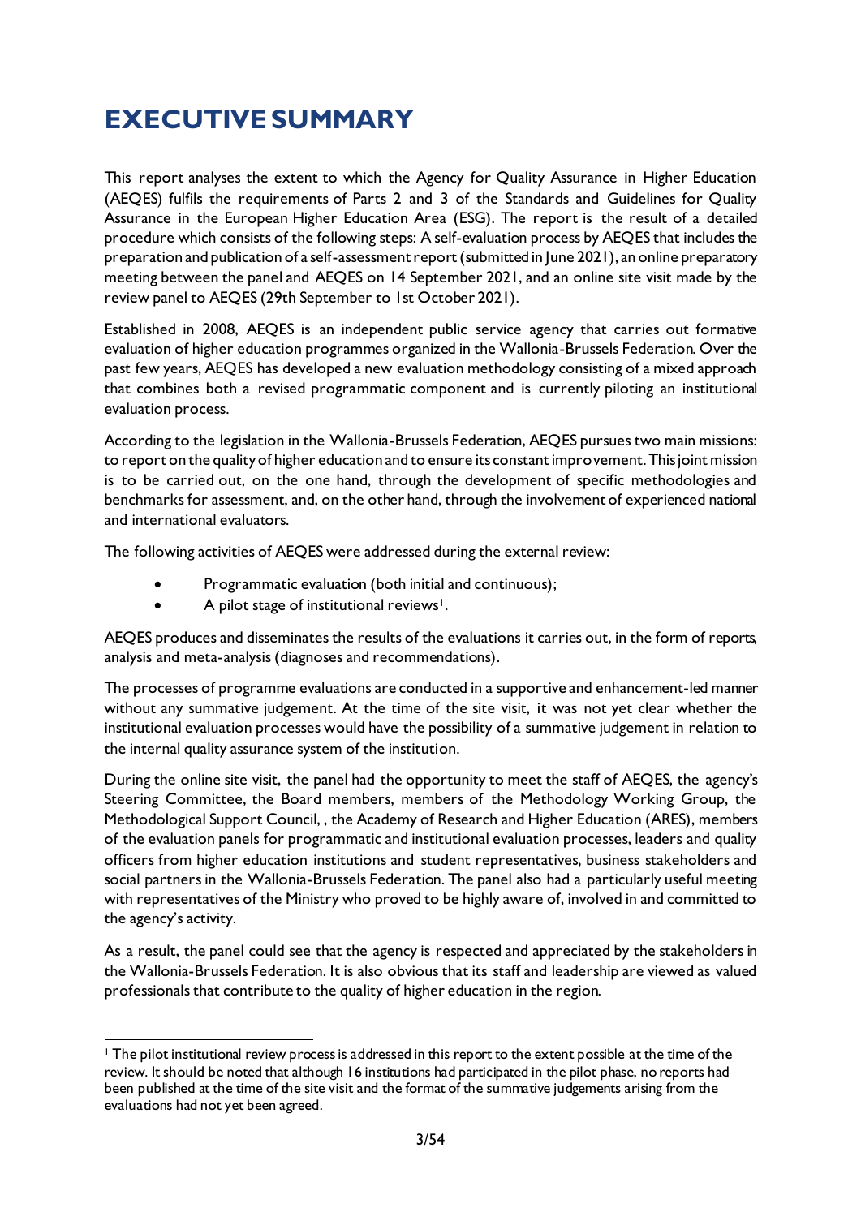# EXECUTIVE SUMMARY

This report analyses the extent to which the Agency for Quality Assurance in Higher Education (AEQES) fulfils the requirements of Parts 2 and 3 of the Standards and Guidelines for Quality Assurance in the European Higher Education Area (ESG). The report is the result of a detailed procedure which consists of the following steps: A self-evaluation process by AEQES that includes the preparation and publication of a self-assessment report (submitted in June 2021), an online preparatory meeting between the panel and AEQES on 14 September 2021, and an online site visit made by the review panel to AEQES (29th September to 1st October 2021).

Established in 2008, AEQES is an independent public service agency that carries out formative evaluation of higher education programmes organized in the Wallonia-Brussels Federation. Over the past few years, AEQES has developed a new evaluation methodology consisting of a mixed approach that combines both a revised programmatic component and is currently piloting an institutional evaluation process.

According to the legislation in the Wallonia-Brussels Federation, AEQES pursues two main missions: to report on the quality of higher education and to ensure its constant improvement. This joint mission is to be carried out, on the one hand, through the development of specific methodologies and benchmarks for assessment, and, on the other hand, through the involvement of experienced national and international evaluators.

The following activities of AEQES were addressed during the external review:

- Programmatic evaluation (both initial and continuous);
- A pilot stage of institutional reviews[1].

AEQES produces and disseminates the results of the evaluations it carries out, in the form of reports, analysis and meta-analysis (diagnoses and recommendations).

The processes of programme evaluations are conducted in a supportive and enhancement-led manner without any summative judgement. At the time of the site visit, it was not yet clear whether the institutional evaluation processes would have the possibility of a summative judgement in relation to the internal quality assurance system of the institution.

During the online site visit, the panel had the opportunity to meet the staff of AEQES, the agency's Steering Committee, the Board members, members of the Methodology Working Group, the Methodological Support Council, , the Academy of Research and Higher Education (ARES), members of the evaluation panels for programmatic and institutional evaluation processes, leaders and quality officers from higher education institutions and student representatives, business stakeholders and social partners in the Wallonia-Brussels Federation. The panel also had a particularly useful meeting with representatives of the Ministry who proved to be highly aware of, involved in and committed to the agency's activity.

As a result, the panel could see that the agency is respected and appreciated by the stakeholders in the Wallonia-Brussels Federation. It is also obvious that its staff and leadership are viewed as valued professionals that contribute to the quality of higher education in the region.

[1] The pilot institutional review process is addressed in this report to the extent possible at the time of the review. It should be noted that although 16 institutions had participated in the pilot phase, no reports had been published at the time of the site visit and the format of the summative judgements arising from the evaluations had not yet been agreed.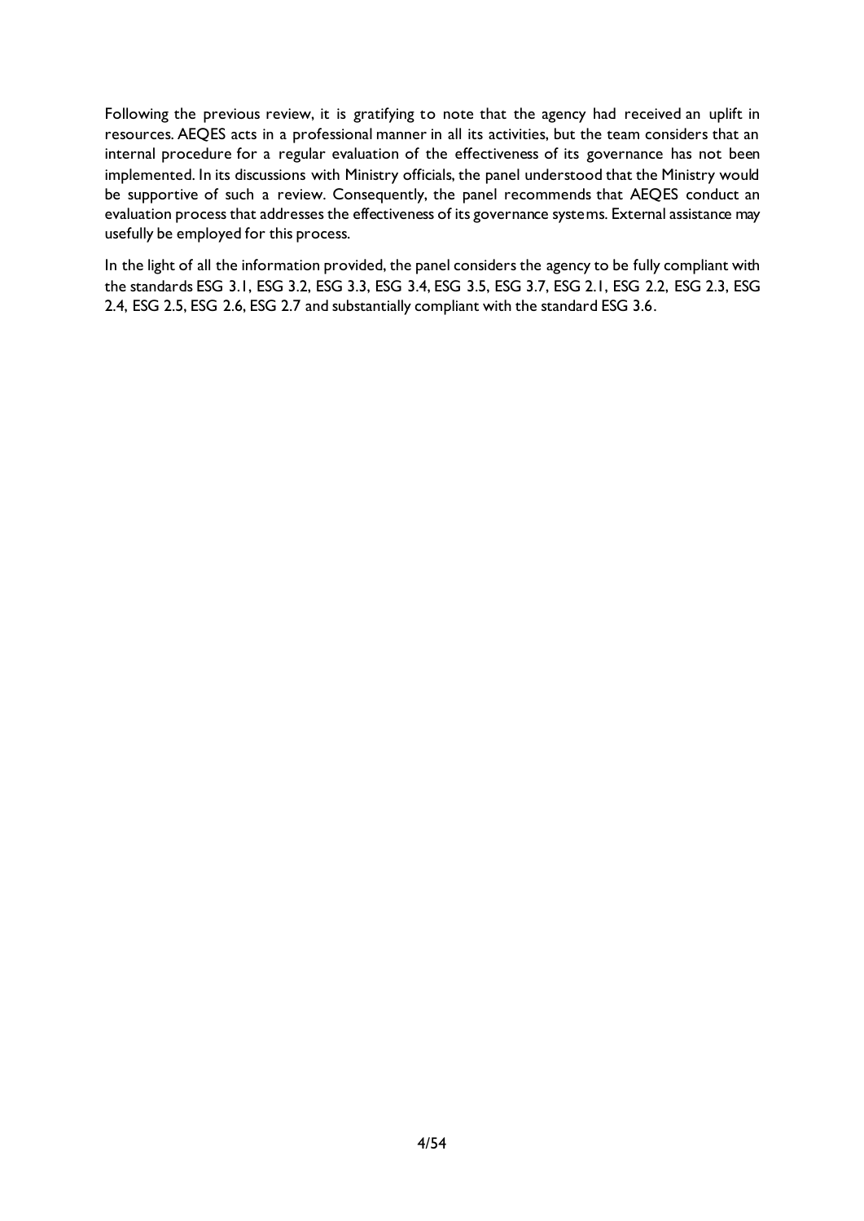Following the previous review, it is gratifying to note that the agency had received an uplift in resources. AEQES acts in a professional manner in all its activities, but the team considers that an internal procedure for a regular evaluation of the effectiveness of its governance has not been implemented. In its discussions with Ministry officials, the panel understood that the Ministry would be supportive of such a review. Consequently, the panel recommends that AEQES conduct an evaluation process that addresses the effectiveness of its governance systems. External assistance may usefully be employed for this process.

In the light of all the information provided, the panel considers the agency to be fully compliant with the standards ESG 3.1, ESG 3.2, ESG 3.3, ESG 3.4, ESG 3.5, ESG 3.7, ESG 2.1, ESG 2.2, ESG 2.3, ESG 2.4, ESG 2.5, ESG 2.6, ESG 2.7 and substantially compliant with the standard ESG 3.6.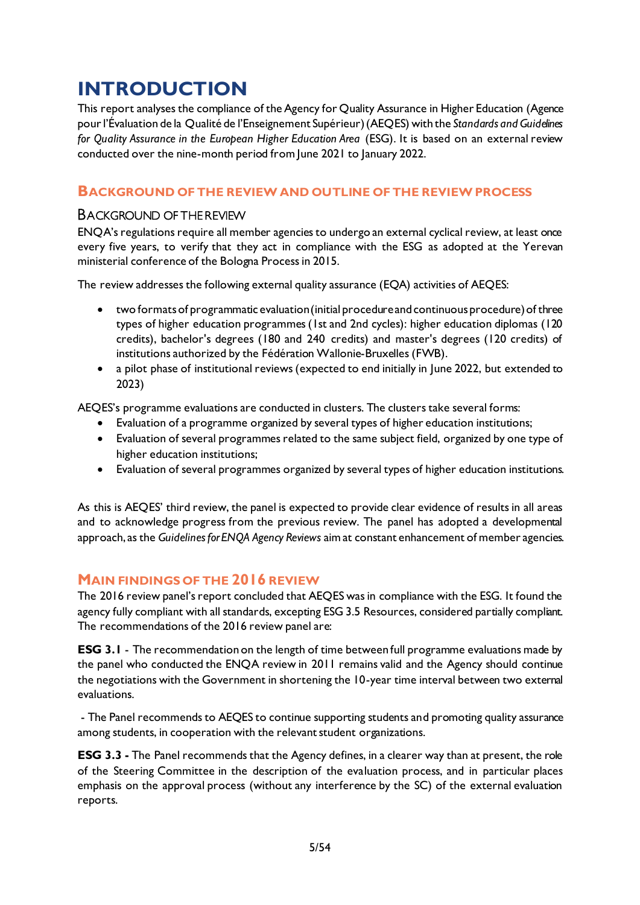# INTRODUCTION

This report analyses the compliance of the Agency for Quality Assurance in Higher Education (Agence pour l'Évaluation de la Qualité de l'Enseignement Supérieur) (AEQES) with the *Standards and Guidelines for Quality Assurance in the European Higher Education Area* (ESG). It is based on an external review conducted over the nine-month period from June 2021 to January 2022.

## Background of the review and outline of the review process

### Background of the review

ENQA's regulations require all member agencies to undergo an external cyclical review, at least once every five years, to verify that they act in compliance with the ESG as adopted at the Yerevan ministerial conference of the Bologna Process in 2015.

The review addresses the following external quality assurance (EQA) activities of AEQES:

- two formats of programmatic evaluation (initial procedure and continuous procedure) of three types of higher education programmes (1st and 2nd cycles): higher education diplomas (120 credits), bachelor's degrees (180 and 240 credits) and master's degrees (120 credits) of institutions authorized by the Fédération Wallonie-Bruxelles (FWB).
- a pilot phase of institutional reviews (expected to end initially in June 2022, but extended to 2023)

AEQES's programme evaluations are conducted in clusters. The clusters take several forms:

- Evaluation of a programme organized by several types of higher education institutions;
- Evaluation of several programmes related to the same subject field, organized by one type of higher education institutions;
- Evaluation of several programmes organized by several types of higher education institutions.

As this is AEQES' third review, the panel is expected to provide clear evidence of results in all areas and to acknowledge progress from the previous review. The panel has adopted a developmental approach, as the *Guidelines for ENQA Agency Reviews* aim at constant enhancement of member agencies.

## Main findings of the 2016 review

The 2016 review panel's report concluded that AEQES was in compliance with the ESG. It found the agency fully compliant with all standards, excepting ESG 3.5 Resources, considered partially compliant. The recommendations of the 2016 review panel are:

**ESG 3.1** - The recommendation on the length of time between full programme evaluations made by the panel who conducted the ENQA review in 2011 remains valid and the Agency should continue the negotiations with the Government in shortening the 10-year time interval between two external evaluations.

- The Panel recommends to AEQES to continue supporting students and promoting quality assurance among students, in cooperation with the relevant student organizations.

**ESG 3.3 -** The Panel recommends that the Agency defines, in a clearer way than at present, the role of the Steering Committee in the description of the evaluation process, and in particular places emphasis on the approval process (without any interference by the SC) of the external evaluation reports.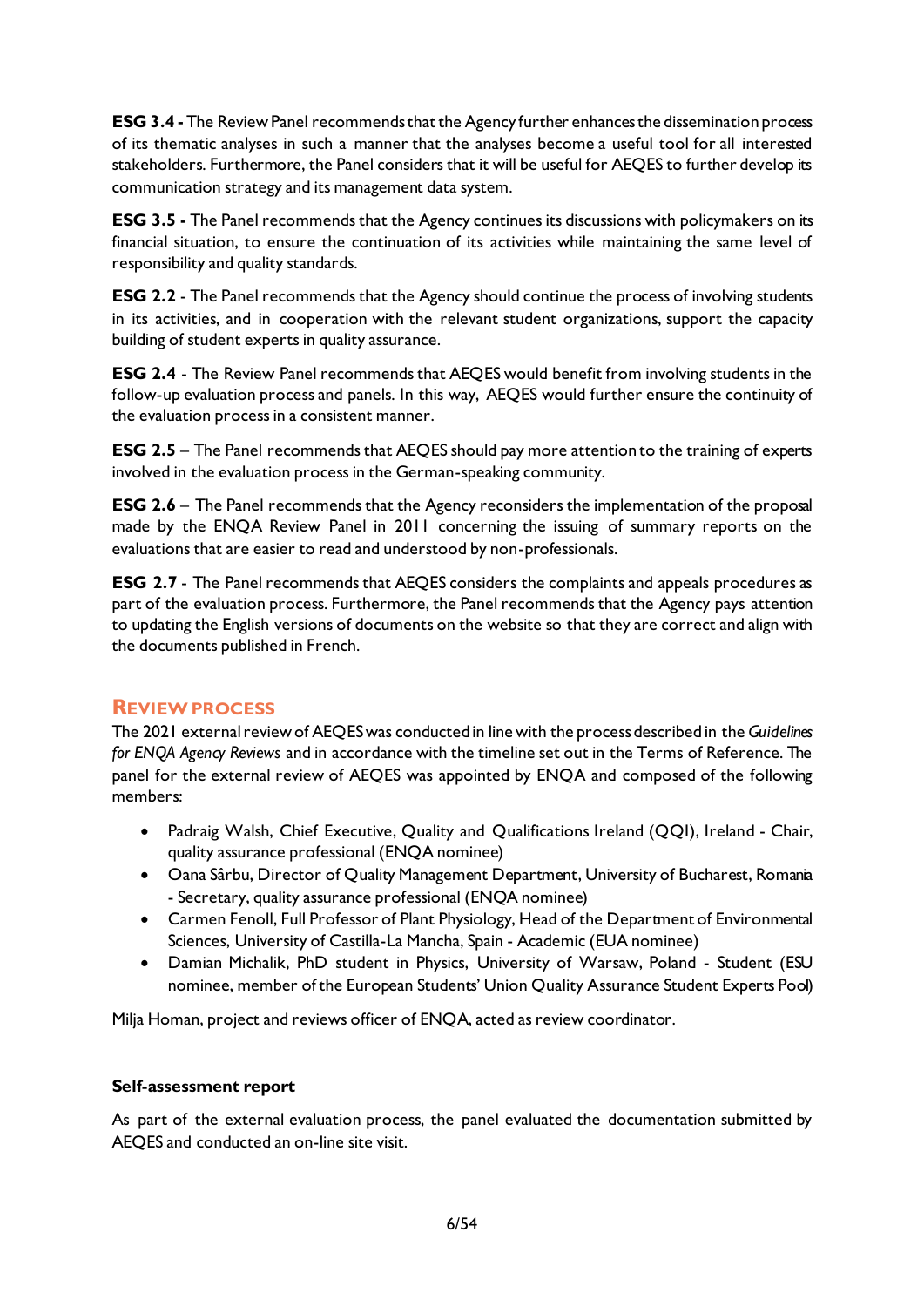**ESG 3.4 -** The Review Panel recommends that the Agency further enhances the dissemination process of its thematic analyses in such a manner that the analyses become a useful tool for all interested stakeholders. Furthermore, the Panel considers that it will be useful for AEQES to further develop its communication strategy and its management data system.

**ESG 3.5 -** The Panel recommends that the Agency continues its discussions with policymakers on its financial situation, to ensure the continuation of its activities while maintaining the same level of responsibility and quality standards.

**ESG 2.2** - The Panel recommends that the Agency should continue the process of involving students in its activities, and in cooperation with the relevant student organizations, support the capacity building of student experts in quality assurance.

**ESG 2.4** - The Review Panel recommends that AEQES would benefit from involving students in the follow-up evaluation process and panels. In this way, AEQES would further ensure the continuity of the evaluation process in a consistent manner.

**ESG 2.5** – The Panel recommends that AEQES should pay more attention to the training of experts involved in the evaluation process in the German-speaking community.

**ESG 2.6** – The Panel recommends that the Agency reconsiders the implementation of the proposal made by the ENQA Review Panel in 2011 concerning the issuing of summary reports on the evaluations that are easier to read and understood by non-professionals.

**ESG 2.7** - The Panel recommends that AEQES considers the complaints and appeals procedures as part of the evaluation process. Furthermore, the Panel recommends that the Agency pays attention to updating the English versions of documents on the website so that they are correct and align with the documents published in French.

## REVIEW PROCESS

The 2021 external review of AEQES was conducted in line with the process described in the *Guidelines for ENQA Agency Reviews* and in accordance with the timeline set out in the Terms of Reference. The panel for the external review of AEQES was appointed by ENQA and composed of the following members:

- Padraig Walsh, Chief Executive, Quality and Qualifications Ireland (QQI), Ireland - Chair, quality assurance professional (ENQA nominee)
- Oana Sârbu, Director of Quality Management Department, University of Bucharest, Romania - Secretary, quality assurance professional (ENQA nominee)
- Carmen Fenoll, Full Professor of Plant Physiology, Head of the Department of Environmental Sciences, University of Castilla-La Mancha, Spain - Academic (EUA nominee)
- Damian Michalik, PhD student in Physics, University of Warsaw, Poland - Student (ESU nominee, member of the European Students' Union Quality Assurance Student Experts Pool)

Milja Homan, project and reviews officer of ENQA, acted as review coordinator.

### Self-assessment report

As part of the external evaluation process, the panel evaluated the documentation submitted by AEQES and conducted an on-line site visit.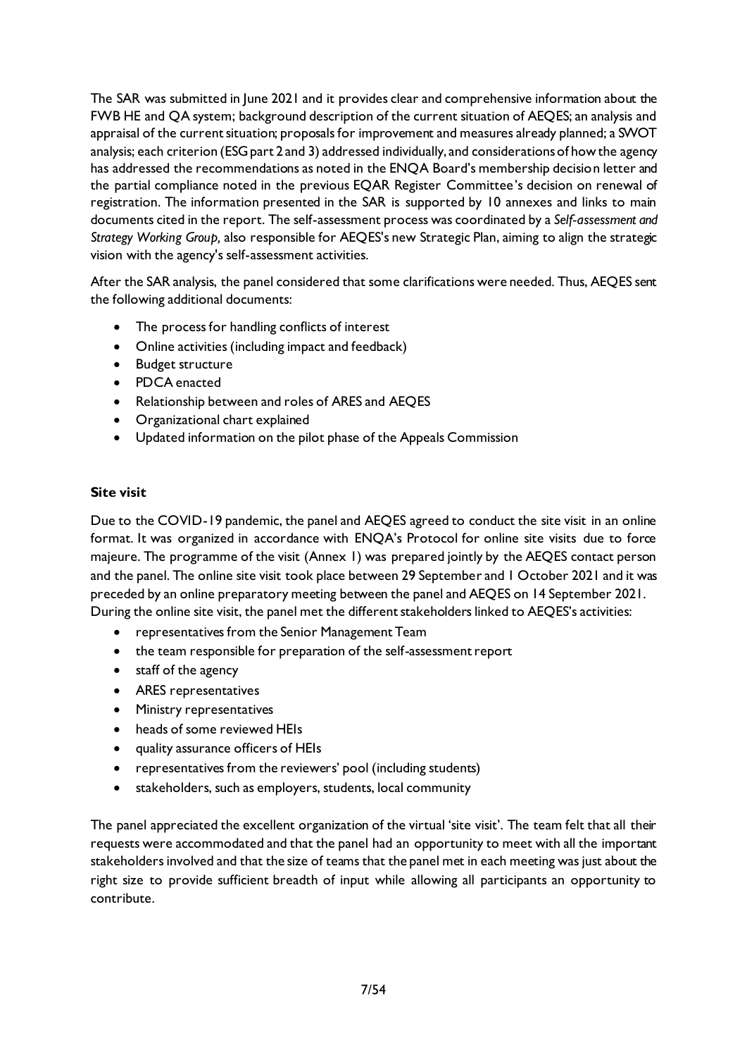The SAR was submitted in June 2021 and it provides clear and comprehensive information about the FWB HE and QA system; background description of the current situation of AEQES; an analysis and appraisal of the current situation; proposals for improvement and measures already planned; a SWOT analysis; each criterion (ESG part 2 and 3) addressed individually, and considerations of how the agency has addressed the recommendations as noted in the ENQA Board's membership decision letter and the partial compliance noted in the previous EQAR Register Committee's decision on renewal of registration. The information presented in the SAR is supported by 10 annexes and links to main documents cited in the report. The self-assessment process was coordinated by a *Self-assessment and Strategy Working Group,* also responsible for AEQES's new Strategic Plan, aiming to align the strategic vision with the agency's self-assessment activities.

After the SAR analysis, the panel considered that some clarifications were needed. Thus, AEQES sent the following additional documents:

- The process for handling conflicts of interest
- Online activities (including impact and feedback)
- Budget structure
- PDCA enacted
- Relationship between and roles of ARES and AEQES
- Organizational chart explained
- Updated information on the pilot phase of the Appeals Commission

**Site visit**

Due to the COVID-19 pandemic, the panel and AEQES agreed to conduct the site visit in an online format. It was organized in accordance with ENQA's Protocol for online site visits due to force majeure. The programme of the visit (Annex 1) was prepared jointly by the AEQES contact person and the panel. The online site visit took place between 29 September and 1 October 2021 and it was preceded by an online preparatory meeting between the panel and AEQES on 14 September 2021. During the online site visit, the panel met the different stakeholders linked to AEQES's activities:

- representatives from the Senior Management Team
- the team responsible for preparation of the self-assessment report
- staff of the agency
- ARES representatives
- Ministry representatives
- heads of some reviewed HEIs
- quality assurance officers of HEIs
- representatives from the reviewers' pool (including students)
- stakeholders, such as employers, students, local community

The panel appreciated the excellent organization of the virtual 'site visit'. The team felt that all their requests were accommodated and that the panel had an opportunity to meet with all the important stakeholders involved and that the size of teams that the panel met in each meeting was just about the right size to provide sufficient breadth of input while allowing all participants an opportunity to contribute.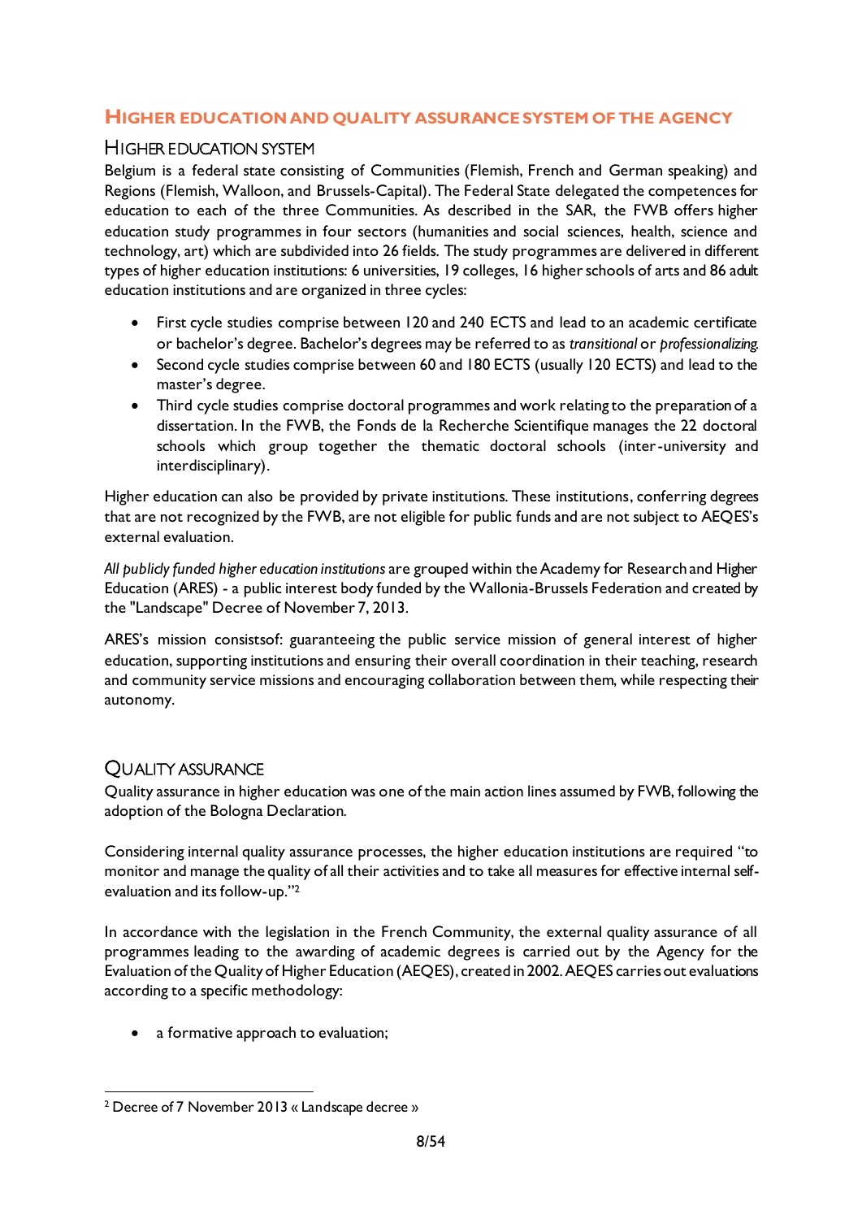## HIGHER EDUCATION AND QUALITY ASSURANCE SYSTEM OF THE AGENCY

### HIGHER EDUCATION SYSTEM

Belgium is a federal state consisting of Communities (Flemish, French and German speaking) and Regions (Flemish, Walloon, and Brussels-Capital). The Federal State delegated the competences for education to each of the three Communities. As described in the SAR, the FWB offers higher education study programmes in four sectors (humanities and social sciences, health, science and technology, art) which are subdivided into 26 fields. The study programmes are delivered in different types of higher education institutions: 6 universities, 19 colleges, 16 higher schools of arts and 86 adult education institutions and are organized in three cycles:

- First cycle studies comprise between 120 and 240 ECTS and lead to an academic certificate or bachelor's degree. Bachelor's degrees may be referred to as *transitional* or *professionalizing.*
- Second cycle studies comprise between 60 and 180 ECTS (usually 120 ECTS) and lead to the master's degree.
- Third cycle studies comprise doctoral programmes and work relating to the preparation of a dissertation. In the FWB, the Fonds de la Recherche Scientifique manages the 22 doctoral schools which group together the thematic doctoral schools (inter-university and interdisciplinary).

Higher education can also be provided by private institutions. These institutions, conferring degrees that are not recognized by the FWB, are not eligible for public funds and are not subject to AEQES's external evaluation.

*All publicly funded higher education institutions* are grouped within the Academy for Research and Higher Education (ARES) - a public interest body funded by the Wallonia-Brussels Federation and created by the "Landscape" Decree of November 7, 2013.

ARES's mission consistsof: guaranteeing the public service mission of general interest of higher education, supporting institutions and ensuring their overall coordination in their teaching, research and community service missions and encouraging collaboration between them, while respecting their autonomy.

### QUALITY ASSURANCE

Quality assurance in higher education was one of the main action lines assumed by FWB, following the adoption of the Bologna Declaration.

Considering internal quality assurance processes, the higher education institutions are required "to monitor and manage the quality of all their activities and to take all measures for effective internal self-evaluation and its follow-up."[2]

In accordance with the legislation in the French Community, the external quality assurance of all programmes leading to the awarding of academic degrees is carried out by the Agency for the Evaluation of the Quality of Higher Education (AEQES), created in 2002. AEQES carries out evaluations according to a specific methodology:

- a formative approach to evaluation;

[2] Decree of 7 November 2013 « Landscape decree »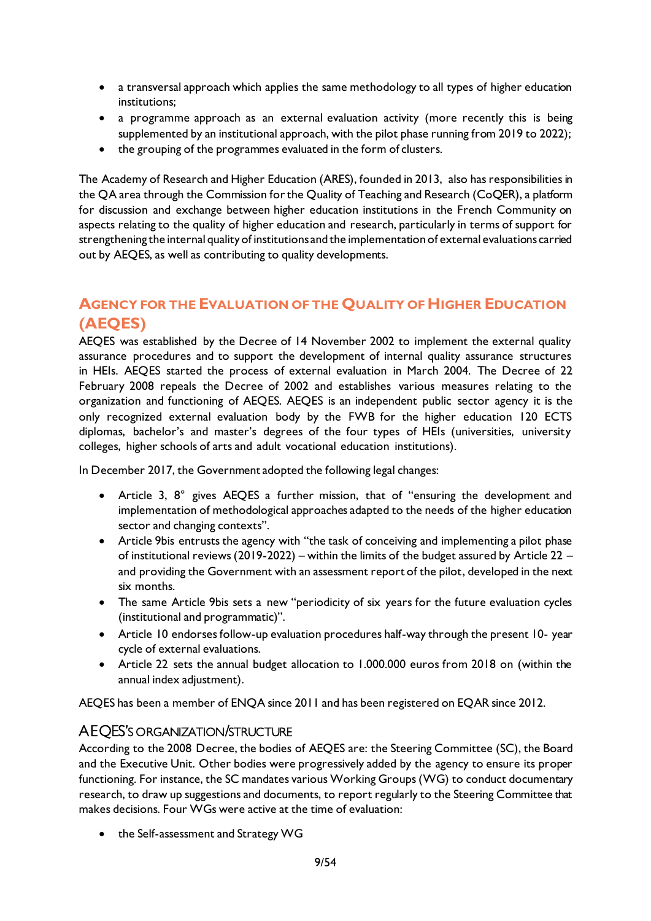- a transversal approach which applies the same methodology to all types of higher education institutions;
- a programme approach as an external evaluation activity (more recently this is being supplemented by an institutional approach, with the pilot phase running from 2019 to 2022);
- the grouping of the programmes evaluated in the form of clusters.

The Academy of Research and Higher Education (ARES), founded in 2013, also has responsibilities in the QA area through the Commission for the Quality of Teaching and Research (CoQER), a platform for discussion and exchange between higher education institutions in the French Community on aspects relating to the quality of higher education and research, particularly in terms of support for strengthening the internal quality of institutions and the implementation of external evaluations carried out by AEQES, as well as contributing to quality developments.

## Agency for the Evaluation of the Quality of Higher Education (AEQES)

AEQES was established by the Decree of 14 November 2002 to implement the external quality assurance procedures and to support the development of internal quality assurance structures in HEIs. AEQES started the process of external evaluation in March 2004. The Decree of 22 February 2008 repeals the Decree of 2002 and establishes various measures relating to the organization and functioning of AEQES. AEQES is an independent public sector agency it is the only recognized external evaluation body by the FWB for the higher education 120 ECTS diplomas, bachelor's and master's degrees of the four types of HEIs (universities, university colleges, higher schools of arts and adult vocational education institutions).

In December 2017, the Government adopted the following legal changes:

- Article 3, 8° gives AEQES a further mission, that of "ensuring the development and implementation of methodological approaches adapted to the needs of the higher education sector and changing contexts".
- Article 9bis entrusts the agency with "the task of conceiving and implementing a pilot phase of institutional reviews (2019-2022) – within the limits of the budget assured by Article 22 – and providing the Government with an assessment report of the pilot, developed in the next six months.
- The same Article 9bis sets a new "periodicity of six years for the future evaluation cycles (institutional and programmatic)".
- Article 10 endorses follow-up evaluation procedures half-way through the present 10- year cycle of external evaluations.
- Article 22 sets the annual budget allocation to 1.000.000 euros from 2018 on (within the annual index adjustment).

AEQES has been a member of ENQA since 2011 and has been registered on EQAR since 2012.

### AEQES's organization/structure

According to the 2008 Decree, the bodies of AEQES are: the Steering Committee (SC), the Board and the Executive Unit. Other bodies were progressively added by the agency to ensure its proper functioning. For instance, the SC mandates various Working Groups (WG) to conduct documentary research, to draw up suggestions and documents, to report regularly to the Steering Committee that makes decisions. Four WGs were active at the time of evaluation:

- the Self-assessment and Strategy WG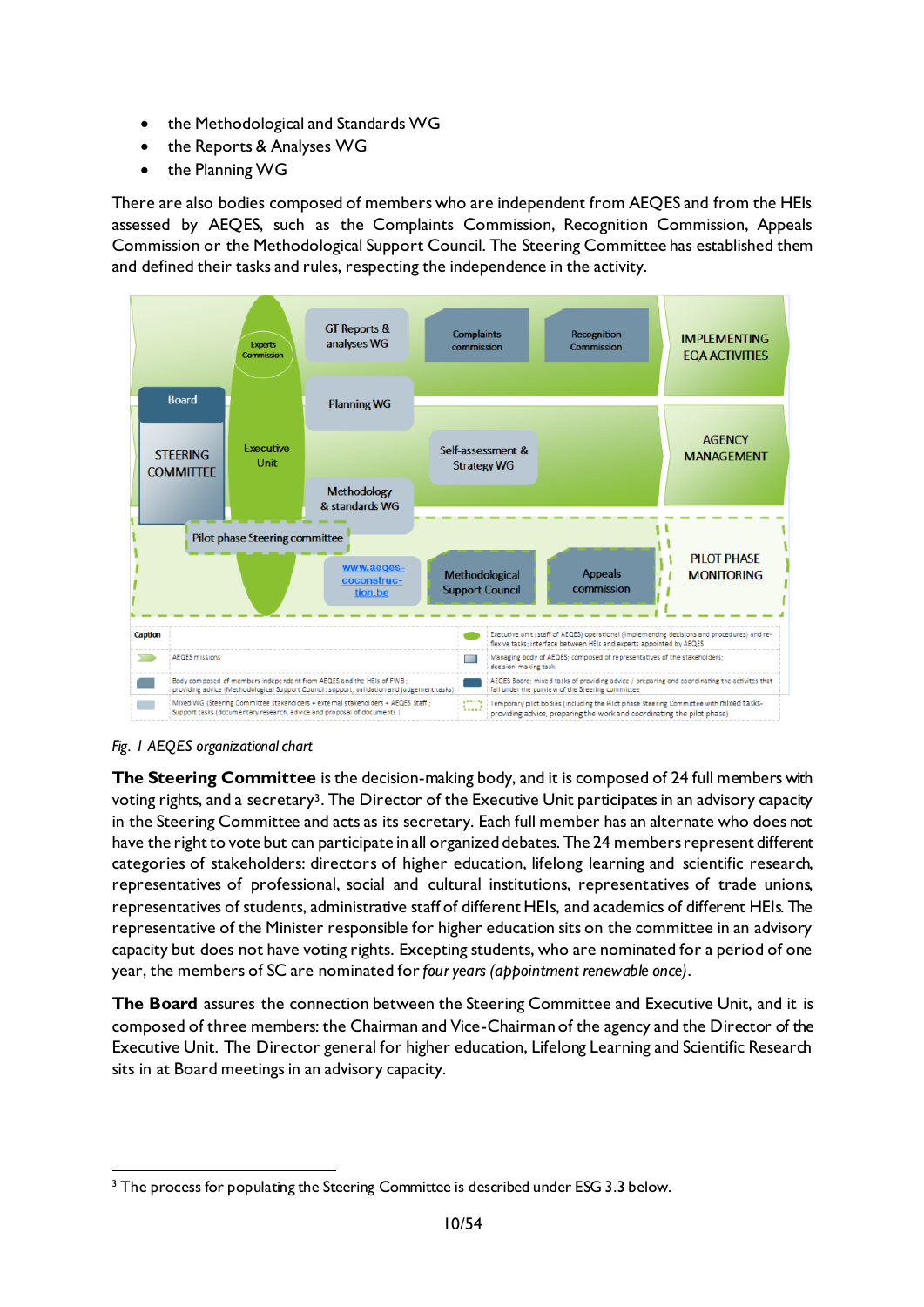- the Methodological and Standards WG
- the Reports & Analyses WG
- the Planning WG

There are also bodies composed of members who are independent from AEQES and from the HEIs assessed by AEQES, such as the Complaints Commission, Recognition Commission, Appeals Commission or the Methodological Support Council. The Steering Committee has established them and defined their tasks and rules, respecting the independence in the activity.

*Fig. 1 AEQES organizational chart*

**The Steering Committee** is the decision-making body, and it is composed of 24 full members with voting rights, and a secretary[3]. The Director of the Executive Unit participates in an advisory capacity in the Steering Committee and acts as its secretary. Each full member has an alternate who does not have the right to vote but can participate in all organized debates. The 24 members represent different categories of stakeholders: directors of higher education, lifelong learning and scientific research, representatives of professional, social and cultural institutions, representatives of trade unions, representatives of students, administrative staff of different HEIs, and academics of different HEIs. The representative of the Minister responsible for higher education sits on the committee in an advisory capacity but does not have voting rights. Excepting students, who are nominated for a period of one year, the members of SC are nominated for *four years (appointment renewable once)*.

**The Board** assures the connection between the Steering Committee and Executive Unit, and it is composed of three members: the Chairman and Vice-Chairman of the agency and the Director of the Executive Unit. The Director general for higher education, Lifelong Learning and Scientific Research sits in at Board meetings in an advisory capacity.

[3] The process for populating the Steering Committee is described under ESG 3.3 below.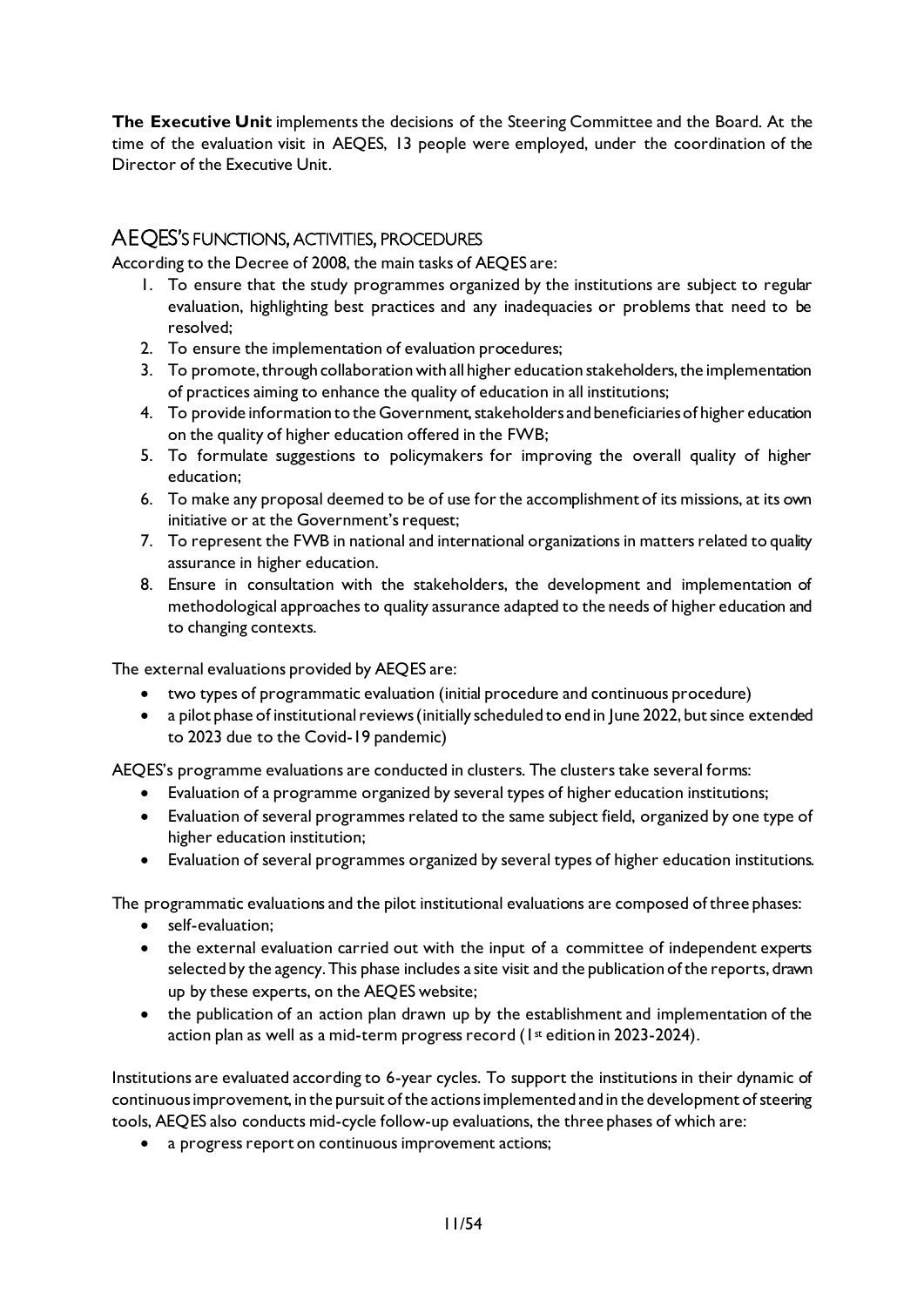**The Executive Unit** implements the decisions of the Steering Committee and the Board. At the time of the evaluation visit in AEQES, 13 people were employed, under the coordination of the Director of the Executive Unit.

## AEQES'S FUNCTIONS, ACTIVITIES, PROCEDURES

According to the Decree of 2008, the main tasks of AEQES are:

1. To ensure that the study programmes organized by the institutions are subject to regular evaluation, highlighting best practices and any inadequacies or problems that need to be resolved;
2. To ensure the implementation of evaluation procedures;
3. To promote, through collaboration with all higher education stakeholders, the implementation of practices aiming to enhance the quality of education in all institutions;
4. To provide information to the Government, stakeholders and beneficiaries of higher education on the quality of higher education offered in the FWB;
5. To formulate suggestions to policymakers for improving the overall quality of higher education;
6. To make any proposal deemed to be of use for the accomplishment of its missions, at its own initiative or at the Government's request;
7. To represent the FWB in national and international organizations in matters related to quality assurance in higher education.
8. Ensure in consultation with the stakeholders, the development and implementation of methodological approaches to quality assurance adapted to the needs of higher education and to changing contexts.

The external evaluations provided by AEQES are:

- two types of programmatic evaluation (initial procedure and continuous procedure)
- a pilot phase of institutional reviews (initially scheduled to end in June 2022, but since extended to 2023 due to the Covid-19 pandemic)

AEQES's programme evaluations are conducted in clusters. The clusters take several forms:

- Evaluation of a programme organized by several types of higher education institutions;
- Evaluation of several programmes related to the same subject field, organized by one type of higher education institution;
- Evaluation of several programmes organized by several types of higher education institutions.

The programmatic evaluations and the pilot institutional evaluations are composed of three phases:

- self-evaluation;
- the external evaluation carried out with the input of a committee of independent experts selected by the agency. This phase includes a site visit and the publication of the reports, drawn up by these experts, on the AEQES website;
- the publication of an action plan drawn up by the establishment and implementation of the action plan as well as a mid-term progress record (1st edition in 2023-2024).

Institutions are evaluated according to 6-year cycles. To support the institutions in their dynamic of continuous improvement, in the pursuit of the actions implemented and in the development of steering tools, AEQES also conducts mid-cycle follow-up evaluations, the three phases of which are:

- a progress report on continuous improvement actions;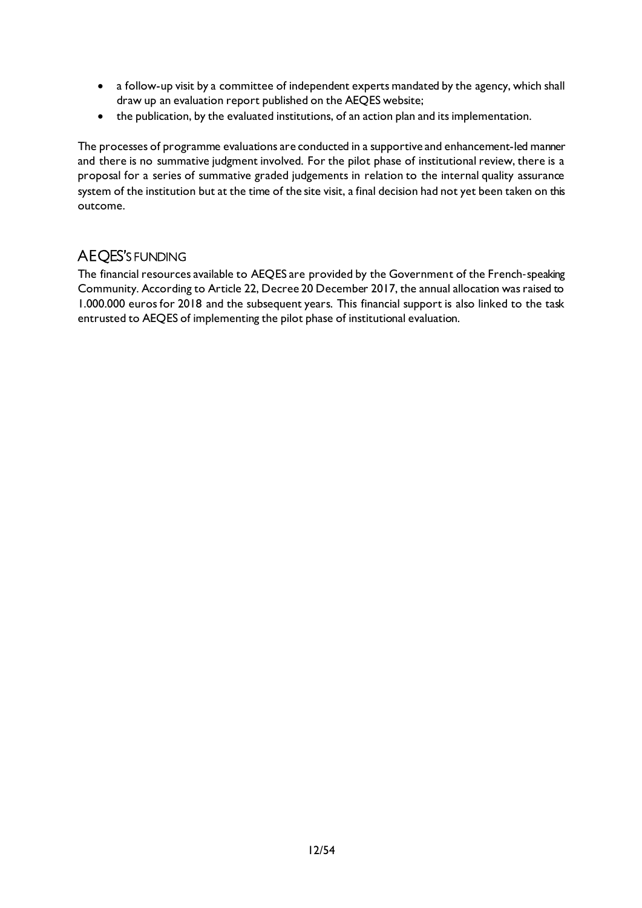- a follow-up visit by a committee of independent experts mandated by the agency, which shall draw up an evaluation report published on the AEQES website;
- the publication, by the evaluated institutions, of an action plan and its implementation.

The processes of programme evaluations are conducted in a supportive and enhancement-led manner and there is no summative judgment involved. For the pilot phase of institutional review, there is a proposal for a series of summative graded judgements in relation to the internal quality assurance system of the institution but at the time of the site visit, a final decision had not yet been taken on this outcome.

## AEQES'S FUNDING

The financial resources available to AEQES are provided by the Government of the French-speaking Community. According to Article 22, Decree 20 December 2017, the annual allocation was raised to 1.000.000 euros for 2018 and the subsequent years. This financial support is also linked to the task entrusted to AEQES of implementing the pilot phase of institutional evaluation.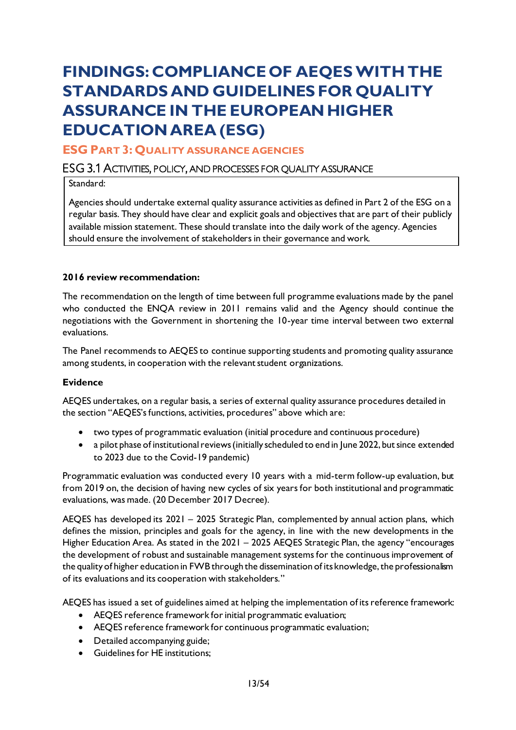# FINDINGS: COMPLIANCE OF AEQES WITH THE STANDARDS AND GUIDELINES FOR QUALITY ASSURANCE IN THE EUROPEAN HIGHER EDUCATION AREA (ESG)

## ESG PART 3: QUALITY ASSURANCE AGENCIES

### ESG 3.1 ACTIVITIES, POLICY, AND PROCESSES FOR QUALITY ASSURANCE

| Standard: |
|---|
| Agencies should undertake external quality assurance activities as defined in Part 2 of the ESG on a regular basis. They should have clear and explicit goals and objectives that are part of their publicly available mission statement. These should translate into the daily work of the agency. Agencies should ensure the involvement of stakeholders in their governance and work. |

**2016 review recommendation:**

The recommendation on the length of time between full programme evaluations made by the panel who conducted the ENQA review in 2011 remains valid and the Agency should continue the negotiations with the Government in shortening the 10-year time interval between two external evaluations.

The Panel recommends to AEQES to continue supporting students and promoting quality assurance among students, in cooperation with the relevant student organizations.

**Evidence**

AEQES undertakes, on a regular basis, a series of external quality assurance procedures detailed in the section "AEQES's functions, activities, procedures" above which are:

- two types of programmatic evaluation (initial procedure and continuous procedure)
- a pilot phase of institutional reviews (initially scheduled to end in June 2022, but since extended to 2023 due to the Covid-19 pandemic)

Programmatic evaluation was conducted every 10 years with a mid-term follow-up evaluation, but from 2019 on, the decision of having new cycles of six years for both institutional and programmatic evaluations, was made. (20 December 2017 Decree).

AEQES has developed its 2021 – 2025 Strategic Plan, complemented by annual action plans, which defines the mission, principles and goals for the agency, in line with the new developments in the Higher Education Area. As stated in the 2021 – 2025 AEQES Strategic Plan, the agency "encourages the development of robust and sustainable management systems for the continuous improvement of the quality of higher education in FWB through the dissemination of its knowledge, the professionalism of its evaluations and its cooperation with stakeholders."

AEQES has issued a set of guidelines aimed at helping the implementation of its reference framework:

- AEQES reference framework for initial programmatic evaluation;
- AEQES reference framework for continuous programmatic evaluation;
- Detailed accompanying guide;
- Guidelines for HE institutions;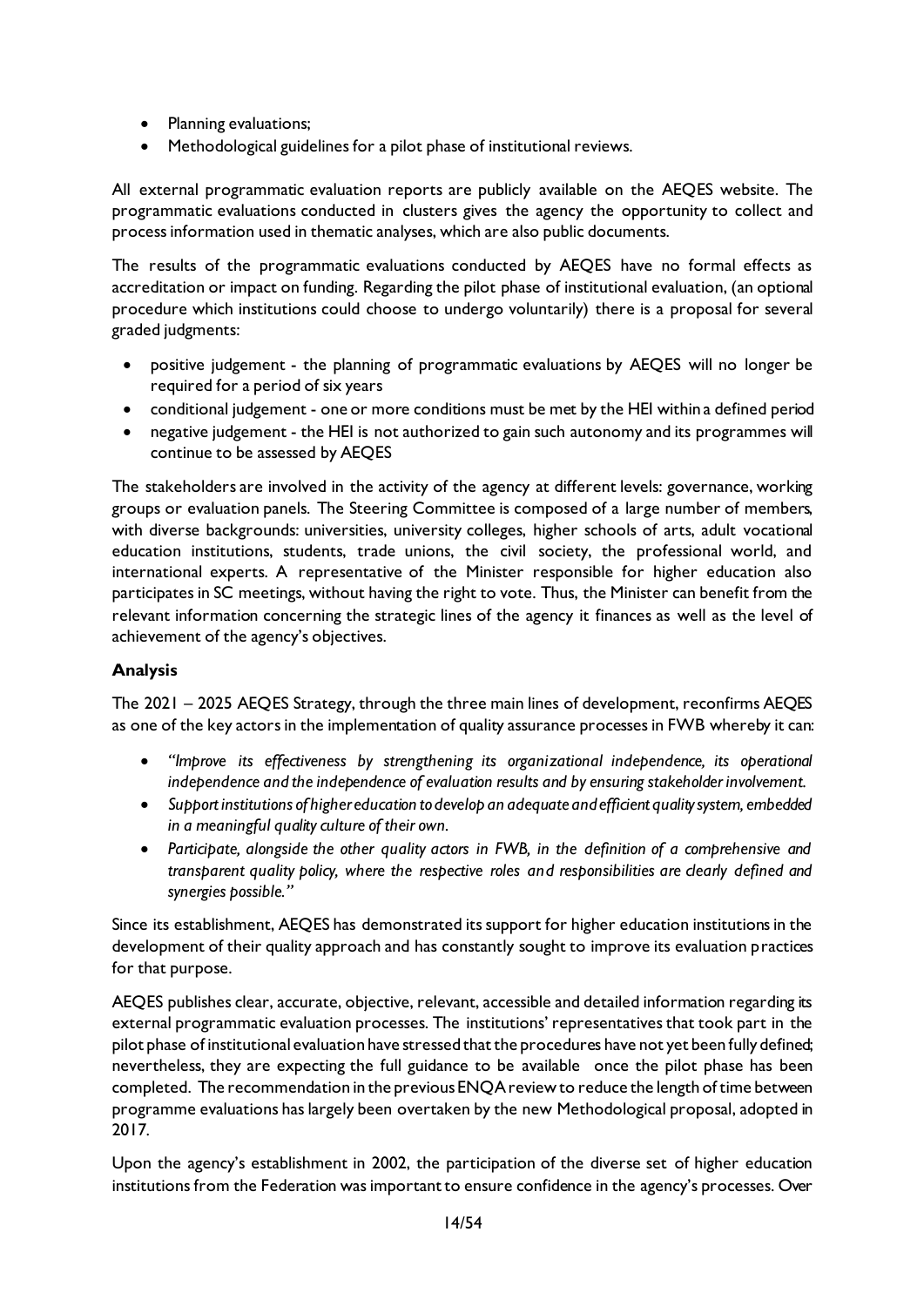- Planning evaluations;
- Methodological guidelines for a pilot phase of institutional reviews.

All external programmatic evaluation reports are publicly available on the AEQES website. The programmatic evaluations conducted in clusters gives the agency the opportunity to collect and process information used in thematic analyses, which are also public documents.

The results of the programmatic evaluations conducted by AEQES have no formal effects as accreditation or impact on funding. Regarding the pilot phase of institutional evaluation, (an optional procedure which institutions could choose to undergo voluntarily) there is a proposal for several graded judgments:

- positive judgement - the planning of programmatic evaluations by AEQES will no longer be required for a period of six years
- conditional judgement - one or more conditions must be met by the HEI within a defined period
- negative judgement - the HEI is not authorized to gain such autonomy and its programmes will continue to be assessed by AEQES

The stakeholders are involved in the activity of the agency at different levels: governance, working groups or evaluation panels. The Steering Committee is composed of a large number of members, with diverse backgrounds: universities, university colleges, higher schools of arts, adult vocational education institutions, students, trade unions, the civil society, the professional world, and international experts. A representative of the Minister responsible for higher education also participates in SC meetings, without having the right to vote. Thus, the Minister can benefit from the relevant information concerning the strategic lines of the agency it finances as well as the level of achievement of the agency's objectives.

### Analysis

The 2021 – 2025 AEQES Strategy, through the three main lines of development, reconfirms AEQES as one of the key actors in the implementation of quality assurance processes in FWB whereby it can:

- *"Improve its effectiveness by strengthening its organizational independence, its operational independence and the independence of evaluation results and by ensuring stakeholder involvement.*
- *Support institutions of higher education to develop an adequate and efficient quality system, embedded in a meaningful quality culture of their own.*
- *Participate, alongside the other quality actors in FWB, in the definition of a comprehensive and transparent quality policy, where the respective roles and responsibilities are clearly defined and synergies possible."*

Since its establishment, AEQES has demonstrated its support for higher education institutions in the development of their quality approach and has constantly sought to improve its evaluation practices for that purpose.

AEQES publishes clear, accurate, objective, relevant, accessible and detailed information regarding its external programmatic evaluation processes. The institutions' representatives that took part in the pilot phase of institutional evaluation have stressed that the procedures have not yet been fully defined; nevertheless, they are expecting the full guidance to be available once the pilot phase has been completed. The recommendation in the previous ENQA review to reduce the length of time between programme evaluations has largely been overtaken by the new Methodological proposal, adopted in 2017.

Upon the agency's establishment in 2002, the participation of the diverse set of higher education institutions from the Federation was important to ensure confidence in the agency's processes. Over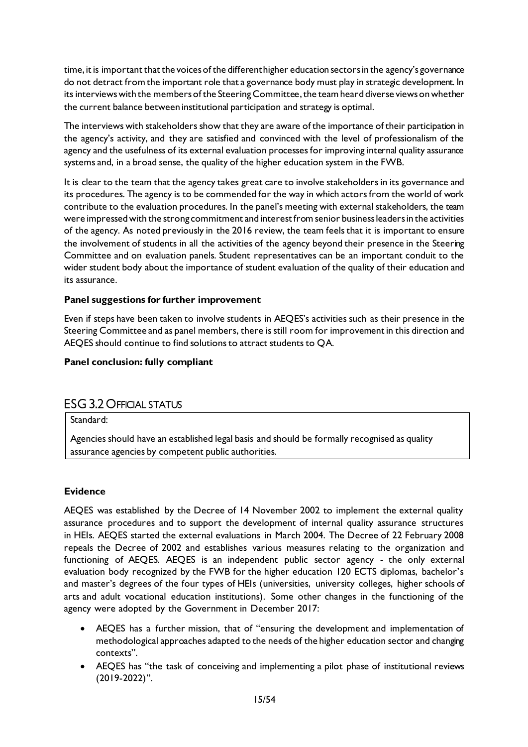time, it is important that the voices of the different higher education sectors in the agency's governance do not detract from the important role that a governance body must play in strategic development. In its interviews with the members of the Steering Committee, the team heard diverse views on whether the current balance between institutional participation and strategy is optimal.

The interviews with stakeholders show that they are aware of the importance of their participation in the agency's activity, and they are satisfied and convinced with the level of professionalism of the agency and the usefulness of its external evaluation processes for improving internal quality assurance systems and, in a broad sense, the quality of the higher education system in the FWB.

It is clear to the team that the agency takes great care to involve stakeholders in its governance and its procedures. The agency is to be commended for the way in which actors from the world of work contribute to the evaluation procedures. In the panel's meeting with external stakeholders, the team were impressed with the strong commitment and interest from senior business leaders in the activities of the agency. As noted previously in the 2016 review, the team feels that it is important to ensure the involvement of students in all the activities of the agency beyond their presence in the Steering Committee and on evaluation panels. Student representatives can be an important conduit to the wider student body about the importance of student evaluation of the quality of their education and its assurance.

**Panel suggestions for further improvement**

Even if steps have been taken to involve students in AEQES's activities such as their presence in the Steering Committee and as panel members, there is still room for improvement in this direction and AEQES should continue to find solutions to attract students to QA.

**Panel conclusion: fully compliant**

## ESG 3.2 Official status

| Standard: |
|---|
| Agencies should have an established legal basis and should be formally recognised as quality assurance agencies by competent public authorities. |

**Evidence**

AEQES was established by the Decree of 14 November 2002 to implement the external quality assurance procedures and to support the development of internal quality assurance structures in HEIs. AEQES started the external evaluations in March 2004. The Decree of 22 February 2008 repeals the Decree of 2002 and establishes various measures relating to the organization and functioning of AEQES. AEQES is an independent public sector agency - the only external evaluation body recognized by the FWB for the higher education 120 ECTS diplomas, bachelor's and master's degrees of the four types of HEIs (universities, university colleges, higher schools of arts and adult vocational education institutions). Some other changes in the functioning of the agency were adopted by the Government in December 2017:

- AEQES has a further mission, that of "ensuring the development and implementation of methodological approaches adapted to the needs of the higher education sector and changing contexts".
- AEQES has "the task of conceiving and implementing a pilot phase of institutional reviews (2019-2022)".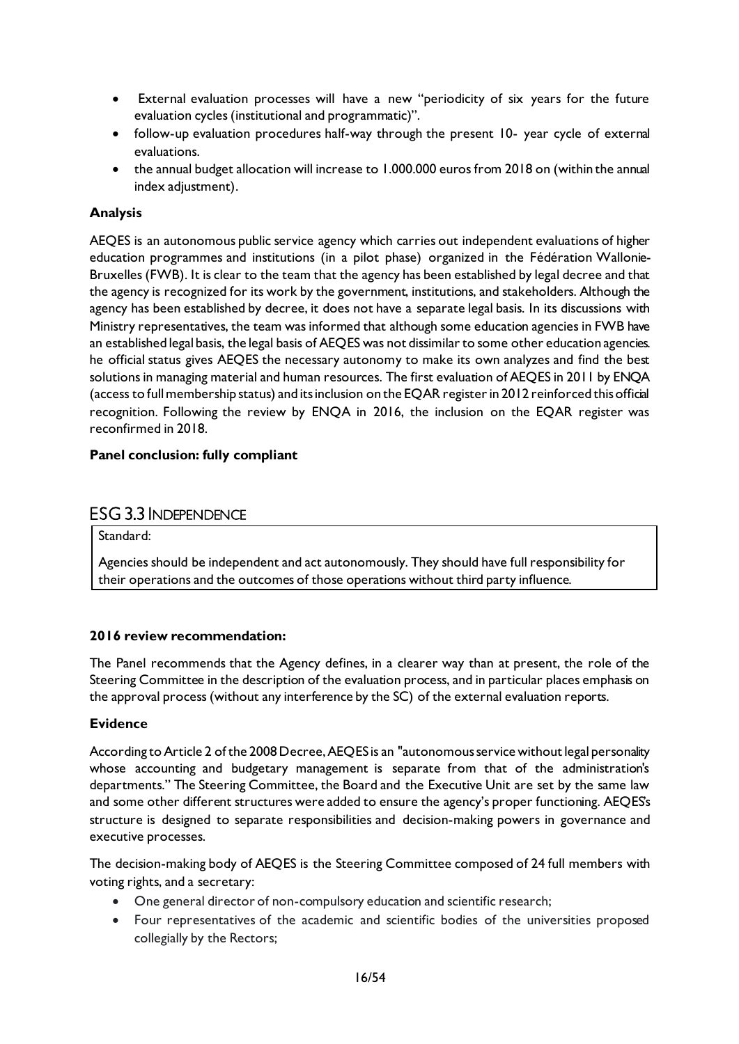- External evaluation processes will have a new "periodicity of six years for the future evaluation cycles (institutional and programmatic)".
- follow-up evaluation procedures half-way through the present 10- year cycle of external evaluations.
- the annual budget allocation will increase to 1.000.000 euros from 2018 on (within the annual index adjustment).

**Analysis**

AEQES is an autonomous public service agency which carries out independent evaluations of higher education programmes and institutions (in a pilot phase) organized in the Fédération Wallonie-Bruxelles (FWB). It is clear to the team that the agency has been established by legal decree and that the agency is recognized for its work by the government, institutions, and stakeholders. Although the agency has been established by decree, it does not have a separate legal basis. In its discussions with Ministry representatives, the team was informed that although some education agencies in FWB have an established legal basis, the legal basis of AEQES was not dissimilar to some other education agencies. he official status gives AEQES the necessary autonomy to make its own analyzes and find the best solutions in managing material and human resources. The first evaluation of AEQES in 2011 by ENQA (access to full membership status) and its inclusion on the EQAR register in 2012 reinforced this official recognition. Following the review by ENQA in 2016, the inclusion on the EQAR register was reconfirmed in 2018.

**Panel conclusion: fully compliant**

## ESG 3.3 Independence

| Standard: |
|---|
| Agencies should be independent and act autonomously. They should have full responsibility for their operations and the outcomes of those operations without third party influence. |

**2016 review recommendation:**

The Panel recommends that the Agency defines, in a clearer way than at present, the role of the Steering Committee in the description of the evaluation process, and in particular places emphasis on the approval process (without any interference by the SC) of the external evaluation reports.

**Evidence**

According to Article 2 of the 2008 Decree, AEQES is an "autonomous service without legal personality whose accounting and budgetary management is separate from that of the administration's departments." The Steering Committee, the Board and the Executive Unit are set by the same law and some other different structures were added to ensure the agency's proper functioning. AEQES's structure is designed to separate responsibilities and decision-making powers in governance and executive processes.

The decision-making body of AEQES is the Steering Committee composed of 24 full members with voting rights, and a secretary:

- One general director of non-compulsory education and scientific research;
- Four representatives of the academic and scientific bodies of the universities proposed collegially by the Rectors;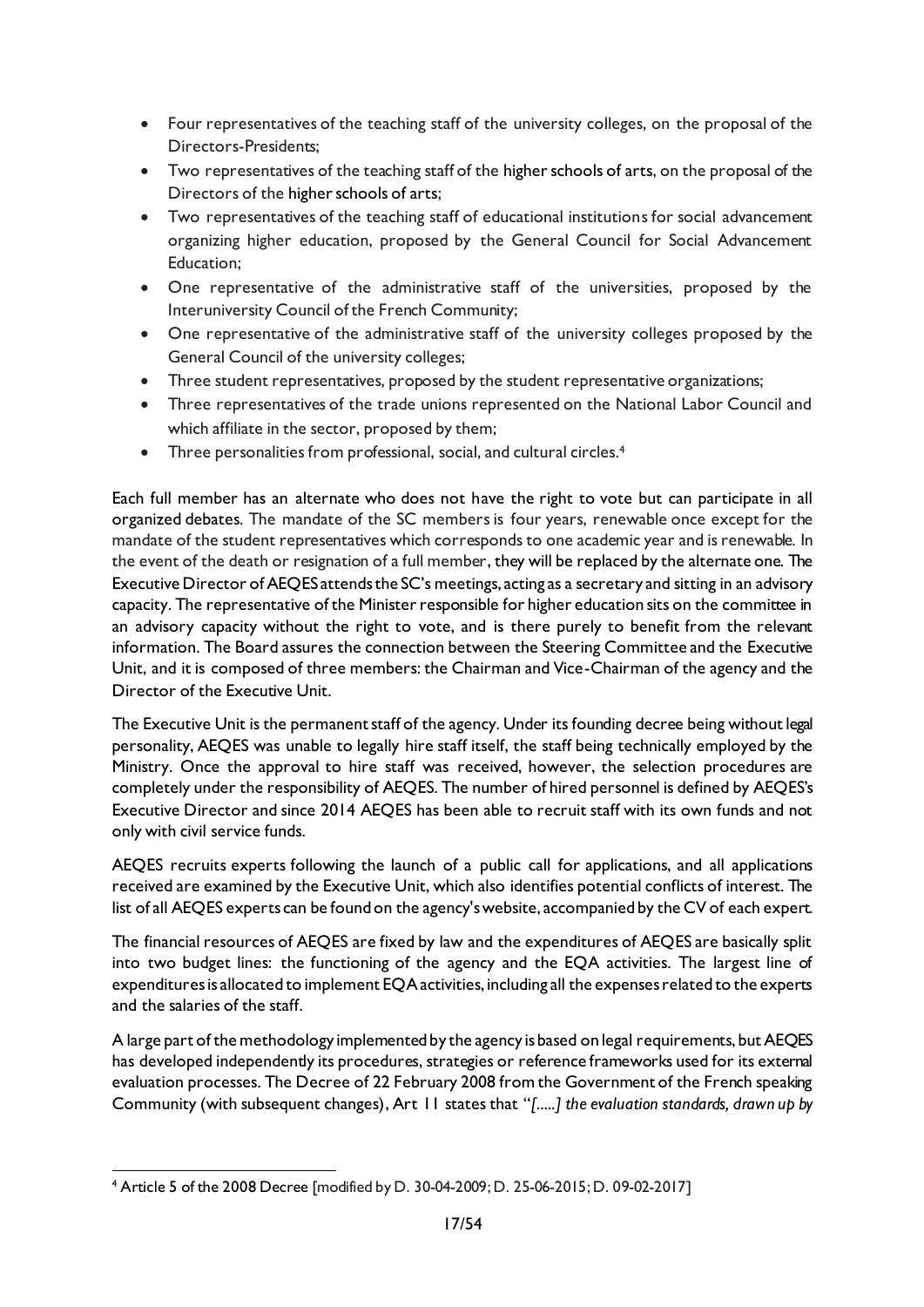- Four representatives of the teaching staff of the university colleges, on the proposal of the Directors-Presidents;
- Two representatives of the teaching staff of the higher schools of arts, on the proposal of the Directors of the higher schools of arts;
- Two representatives of the teaching staff of educational institutions for social advancement organizing higher education, proposed by the General Council for Social Advancement Education;
- One representative of the administrative staff of the universities, proposed by the Interuniversity Council of the French Community;
- One representative of the administrative staff of the university colleges proposed by the General Council of the university colleges;
- Three student representatives, proposed by the student representative organizations;
- Three representatives of the trade unions represented on the National Labor Council and which affiliate in the sector, proposed by them;
- Three personalities from professional, social, and cultural circles.[4]

Each full member has an alternate who does not have the right to vote but can participate in all organized debates. The mandate of the SC members is four years, renewable once except for the mandate of the student representatives which corresponds to one academic year and is renewable. In the event of the death or resignation of a full member, they will be replaced by the alternate one. The Executive Director of AEQES attends the SC's meetings, acting as a secretary and sitting in an advisory capacity. The representative of the Minister responsible for higher education sits on the committee in an advisory capacity without the right to vote, and is there purely to benefit from the relevant information. The Board assures the connection between the Steering Committee and the Executive Unit, and it is composed of three members: the Chairman and Vice-Chairman of the agency and the Director of the Executive Unit.

The Executive Unit is the permanent staff of the agency. Under its founding decree being without legal personality, AEQES was unable to legally hire staff itself, the staff being technically employed by the Ministry. Once the approval to hire staff was received, however, the selection procedures are completely under the responsibility of AEQES. The number of hired personnel is defined by AEQES's Executive Director and since 2014 AEQES has been able to recruit staff with its own funds and not only with civil service funds.

AEQES recruits experts following the launch of a public call for applications, and all applications received are examined by the Executive Unit, which also identifies potential conflicts of interest. The list of all AEQES experts can be found on the agency's website, accompanied by the CV of each expert.

The financial resources of AEQES are fixed by law and the expenditures of AEQES are basically split into two budget lines: the functioning of the agency and the EQA activities. The largest line of expenditures is allocated to implement EQA activities, including all the expenses related to the experts and the salaries of the staff.

A large part of the methodology implemented by the agency is based on legal requirements, but AEQES has developed independently its procedures, strategies or reference frameworks used for its external evaluation processes. The Decree of 22 February 2008 from the Government of the French speaking Community (with subsequent changes), Art 11 states that "*[.....] the evaluation standards, drawn up by*

[4] Article 5 of the 2008 Decree [modified by D. 30-04-2009; D. 25-06-2015; D. 09-02-2017]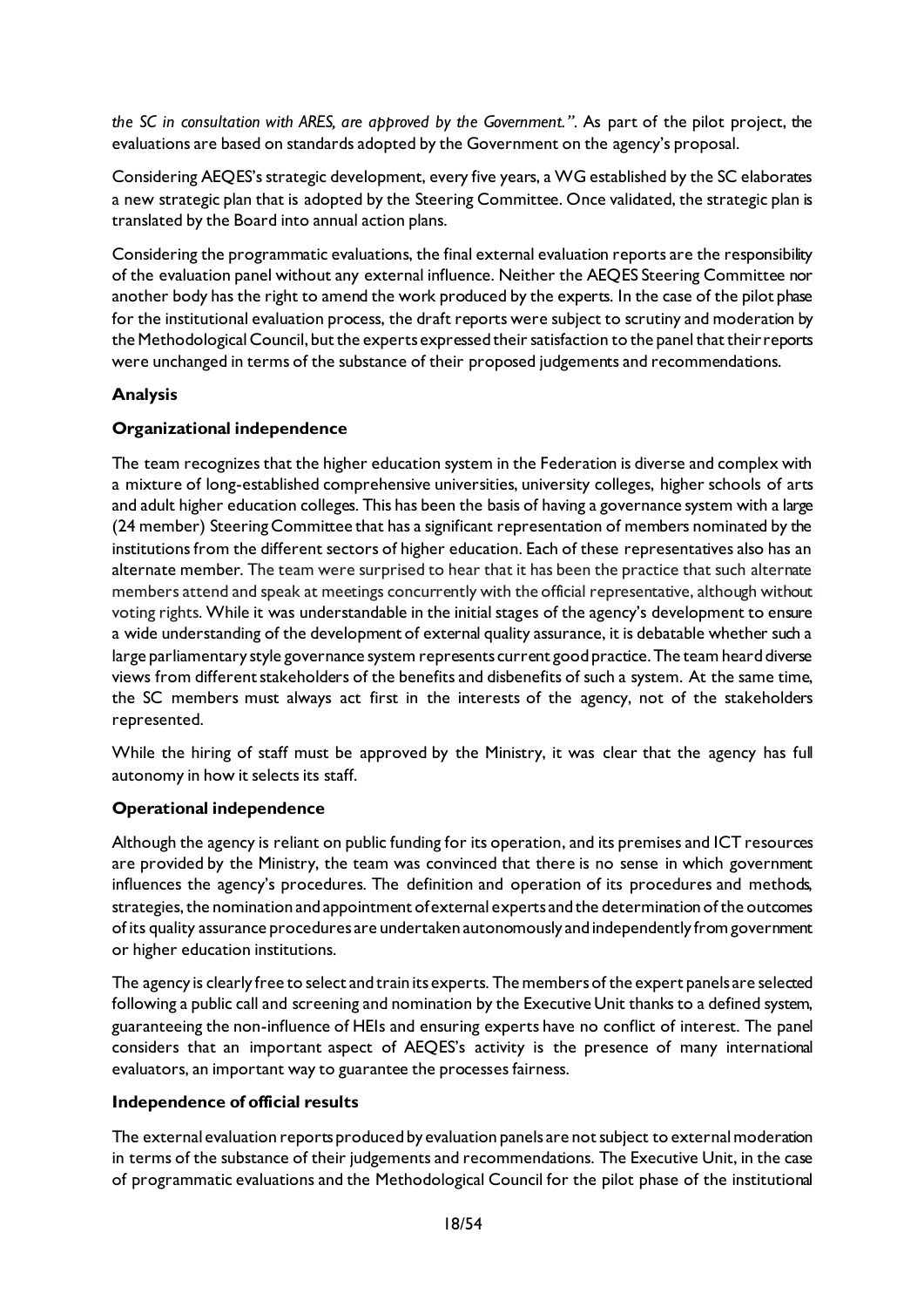*the SC in consultation with ARES, are approved by the Government.".* As part of the pilot project, the evaluations are based on standards adopted by the Government on the agency's proposal.

Considering AEQES's strategic development, every five years, a WG established by the SC elaborates a new strategic plan that is adopted by the Steering Committee. Once validated, the strategic plan is translated by the Board into annual action plans.

Considering the programmatic evaluations, the final external evaluation reports are the responsibility of the evaluation panel without any external influence. Neither the AEQES Steering Committee nor another body has the right to amend the work produced by the experts. In the case of the pilot phase for the institutional evaluation process, the draft reports were subject to scrutiny and moderation by the Methodological Council, but the experts expressed their satisfaction to the panel that their reports were unchanged in terms of the substance of their proposed judgements and recommendations.

**Analysis**

**Organizational independence**

The team recognizes that the higher education system in the Federation is diverse and complex with a mixture of long-established comprehensive universities, university colleges, higher schools of arts and adult higher education colleges. This has been the basis of having a governance system with a large (24 member) Steering Committee that has a significant representation of members nominated by the institutions from the different sectors of higher education. Each of these representatives also has an alternate member. The team were surprised to hear that it has been the practice that such alternate members attend and speak at meetings concurrently with the official representative, although without voting rights. While it was understandable in the initial stages of the agency's development to ensure a wide understanding of the development of external quality assurance, it is debatable whether such a large parliamentary style governance system represents current good practice. The team heard diverse views from different stakeholders of the benefits and disbenefits of such a system. At the same time, the SC members must always act first in the interests of the agency, not of the stakeholders represented.

While the hiring of staff must be approved by the Ministry, it was clear that the agency has full autonomy in how it selects its staff.

**Operational independence**

Although the agency is reliant on public funding for its operation, and its premises and ICT resources are provided by the Ministry, the team was convinced that there is no sense in which government influences the agency's procedures. The definition and operation of its procedures and methods, strategies, the nomination and appointment of external experts and the determination of the outcomes of its quality assurance procedures are undertaken autonomously and independently from government or higher education institutions.

The agency is clearly free to select and train its experts. The members of the expert panels are selected following a public call and screening and nomination by the Executive Unit thanks to a defined system, guaranteeing the non-influence of HEIs and ensuring experts have no conflict of interest. The panel considers that an important aspect of AEQES's activity is the presence of many international evaluators, an important way to guarantee the processes fairness.

**Independence of official results**

The external evaluation reports produced by evaluation panels are not subject to external moderation in terms of the substance of their judgements and recommendations. The Executive Unit, in the case of programmatic evaluations and the Methodological Council for the pilot phase of the institutional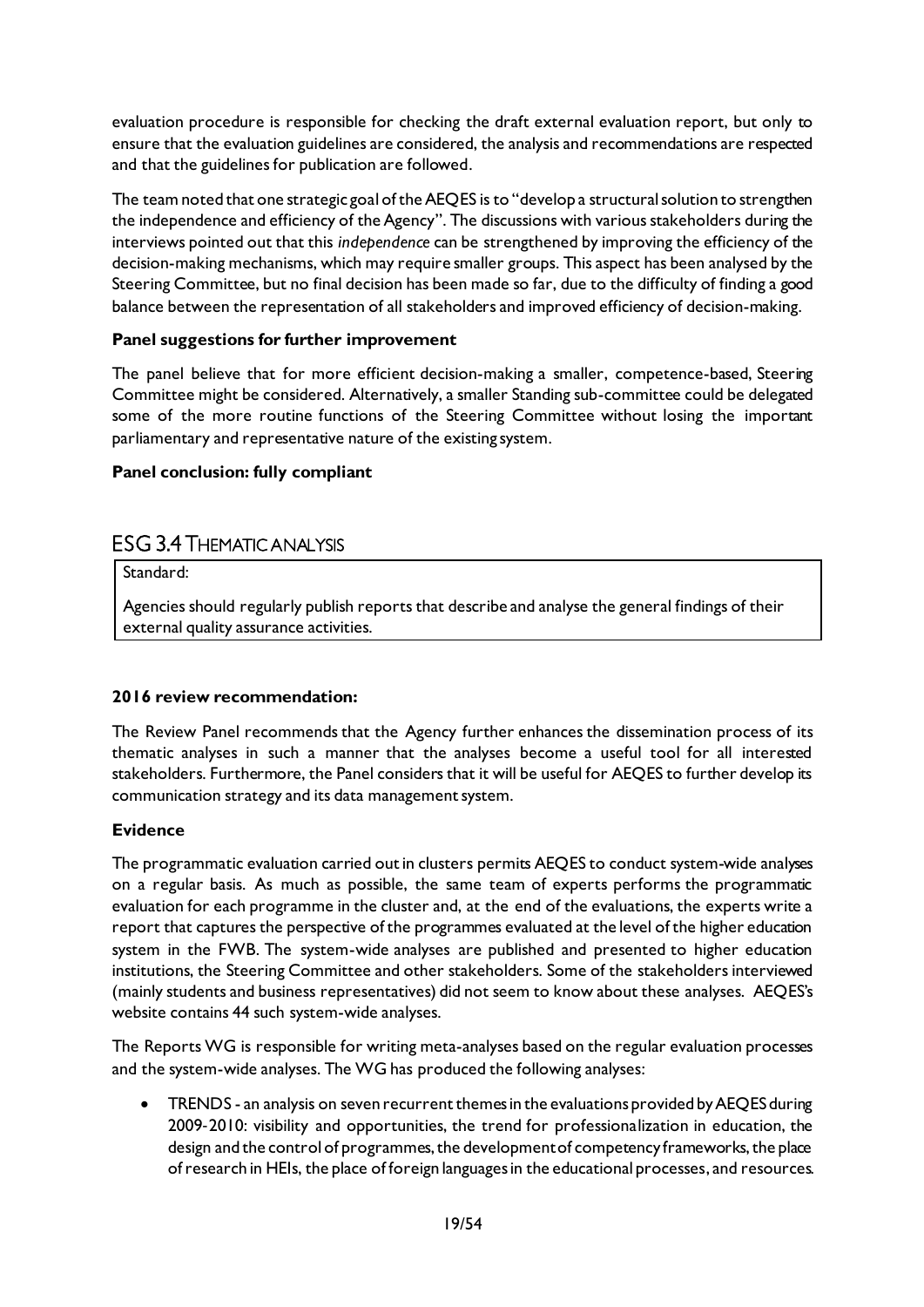evaluation procedure is responsible for checking the draft external evaluation report, but only to ensure that the evaluation guidelines are considered, the analysis and recommendations are respected and that the guidelines for publication are followed.

The team noted that one strategic goal of the AEQES is to "develop a structural solution to strengthen the independence and efficiency of the Agency". The discussions with various stakeholders during the interviews pointed out that this *independence* can be strengthened by improving the efficiency of the decision-making mechanisms, which may require smaller groups. This aspect has been analysed by the Steering Committee, but no final decision has been made so far, due to the difficulty of finding a good balance between the representation of all stakeholders and improved efficiency of decision-making.

**Panel suggestions for further improvement**

The panel believe that for more efficient decision-making a smaller, competence-based, Steering Committee might be considered. Alternatively, a smaller Standing sub-committee could be delegated some of the more routine functions of the Steering Committee without losing the important parliamentary and representative nature of the existing system.

**Panel conclusion: fully compliant**

## ESG 3.4 Thematic analysis

Standard:

Agencies should regularly publish reports that describe and analyse the general findings of their external quality assurance activities.

**2016 review recommendation:**

The Review Panel recommends that the Agency further enhances the dissemination process of its thematic analyses in such a manner that the analyses become a useful tool for all interested stakeholders. Furthermore, the Panel considers that it will be useful for AEQES to further develop its communication strategy and its data management system.

**Evidence**

The programmatic evaluation carried out in clusters permits AEQES to conduct system-wide analyses on a regular basis. As much as possible, the same team of experts performs the programmatic evaluation for each programme in the cluster and, at the end of the evaluations, the experts write a report that captures the perspective of the programmes evaluated at the level of the higher education system in the FWB. The system-wide analyses are published and presented to higher education institutions, the Steering Committee and other stakeholders. Some of the stakeholders interviewed (mainly students and business representatives) did not seem to know about these analyses. AEQES's website contains 44 such system-wide analyses.

The Reports WG is responsible for writing meta-analyses based on the regular evaluation processes and the system-wide analyses. The WG has produced the following analyses:

- TRENDS - an analysis on seven recurrent themes in the evaluations provided by AEQES during 2009-2010: visibility and opportunities, the trend for professionalization in education, the design and the control of programmes, the development of competency frameworks, the place of research in HEIs, the place of foreign languages in the educational processes, and resources.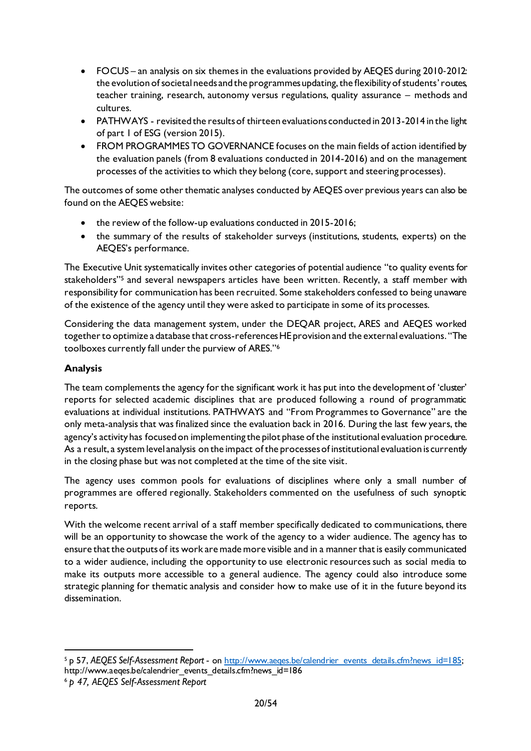- FOCUS – an analysis on six themes in the evaluations provided by AEQES during 2010-2012: the evolution of societal needs and the programmes updating, the flexibility of students' routes, teacher training, research, autonomy versus regulations, quality assurance – methods and cultures.
- PATHWAYS - revisited the results of thirteen evaluations conducted in 2013-2014 in the light of part 1 of ESG (version 2015).
- FROM PROGRAMMES TO GOVERNANCE focuses on the main fields of action identified by the evaluation panels (from 8 evaluations conducted in 2014-2016) and on the management processes of the activities to which they belong (core, support and steering processes).

The outcomes of some other thematic analyses conducted by AEQES over previous years can also be found on the AEQES website:

- the review of the follow-up evaluations conducted in 2015-2016;
- the summary of the results of stakeholder surveys (institutions, students, experts) on the AEQES's performance.

The Executive Unit systematically invites other categories of potential audience "to quality events for stakeholders"[5] and several newspapers articles have been written. Recently, a staff member with responsibility for communication has been recruited. Some stakeholders confessed to being unaware of the existence of the agency until they were asked to participate in some of its processes.

Considering the data management system, under the DEQAR project, ARES and AEQES worked together to optimize a database that cross-references HE provision and the external evaluations. "The toolboxes currently fall under the purview of ARES."[6]

**Analysis**

The team complements the agency for the significant work it has put into the development of 'cluster' reports for selected academic disciplines that are produced following a round of programmatic evaluations at individual institutions. PATHWAYS and "From Programmes to Governance" are the only meta-analysis that was finalized since the evaluation back in 2016. During the last few years, the agency's activity has focused on implementing the pilot phase of the institutional evaluation procedure. As a result, a system level analysis on the impact of the processes of institutional evaluation is currently in the closing phase but was not completed at the time of the site visit.

The agency uses common pools for evaluations of disciplines where only a small number of programmes are offered regionally. Stakeholders commented on the usefulness of such synoptic reports.

With the welcome recent arrival of a staff member specifically dedicated to communications, there will be an opportunity to showcase the work of the agency to a wider audience. The agency has to ensure that the outputs of its work are made more visible and in a manner that is easily communicated to a wider audience, including the opportunity to use electronic resources such as social media to make its outputs more accessible to a general audience. The agency could also introduce some strategic planning for thematic analysis and consider how to make use of it in the future beyond its dissemination.

---

[5] p 57, *AEQES Self-Assessment Report* - on http://www.aeqes.be/calendrier_events_details.cfm?news_id=185; http://www.aeqes.be/calendrier_events_details.cfm?news_id=186

[6] *p 47, AEQES Self-Assessment Report*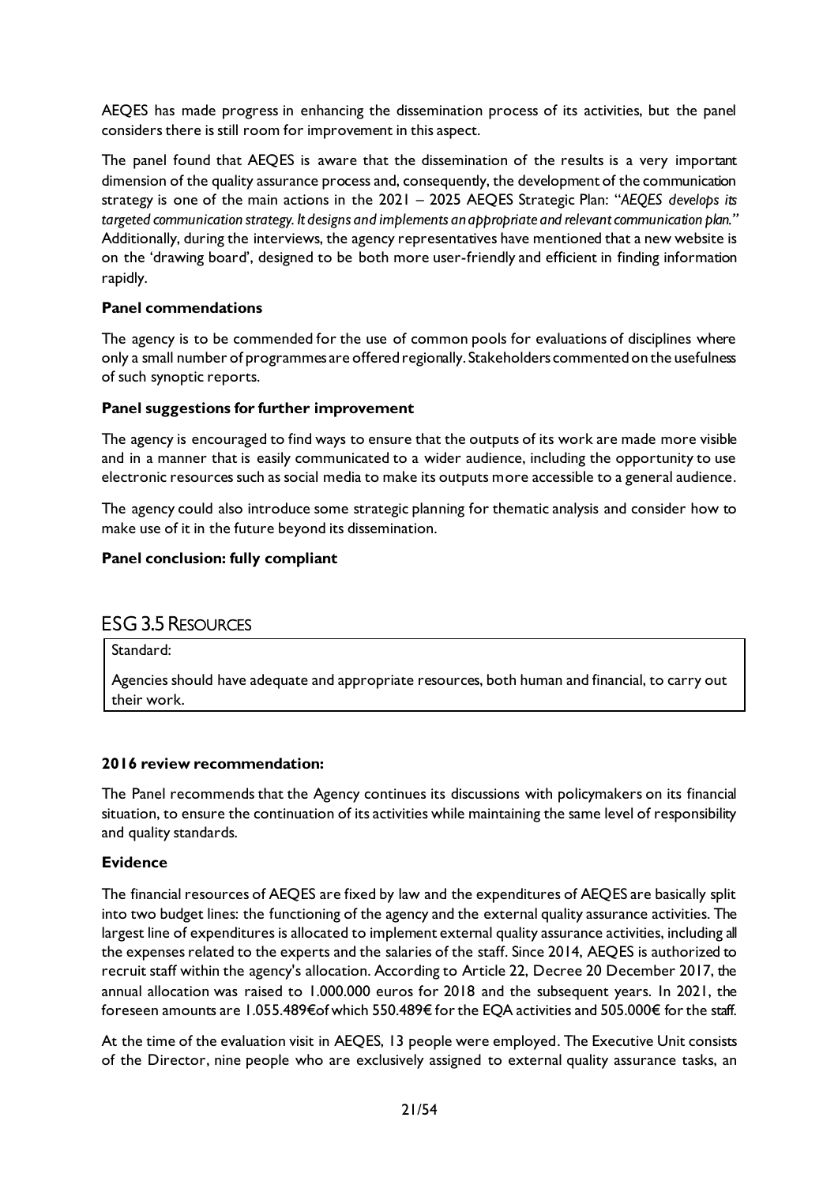AEQES has made progress in enhancing the dissemination process of its activities, but the panel considers there is still room for improvement in this aspect.

The panel found that AEQES is aware that the dissemination of the results is a very important dimension of the quality assurance process and, consequently, the development of the communication strategy is one of the main actions in the 2021 – 2025 AEQES Strategic Plan: "*AEQES develops its targeted communication strategy. It designs and implements an appropriate and relevant communication plan.*" Additionally, during the interviews, the agency representatives have mentioned that a new website is on the 'drawing board', designed to be both more user-friendly and efficient in finding information rapidly.

**Panel commendations**

The agency is to be commended for the use of common pools for evaluations of disciplines where only a small number of programmes are offered regionally. Stakeholders commented on the usefulness of such synoptic reports.

**Panel suggestions for further improvement**

The agency is encouraged to find ways to ensure that the outputs of its work are made more visible and in a manner that is easily communicated to a wider audience, including the opportunity to use electronic resources such as social media to make its outputs more accessible to a general audience.

The agency could also introduce some strategic planning for thematic analysis and consider how to make use of it in the future beyond its dissemination.

**Panel conclusion: fully compliant**

## ESG 3.5 RESOURCES

| Standard: |
|---|
| Agencies should have adequate and appropriate resources, both human and financial, to carry out their work. |

**2016 review recommendation:**

The Panel recommends that the Agency continues its discussions with policymakers on its financial situation, to ensure the continuation of its activities while maintaining the same level of responsibility and quality standards.

**Evidence**

The financial resources of AEQES are fixed by law and the expenditures of AEQES are basically split into two budget lines: the functioning of the agency and the external quality assurance activities. The largest line of expenditures is allocated to implement external quality assurance activities, including all the expenses related to the experts and the salaries of the staff. Since 2014, AEQES is authorized to recruit staff within the agency's allocation. According to Article 22, Decree 20 December 2017, the annual allocation was raised to 1.000.000 euros for 2018 and the subsequent years. In 2021, the foreseen amounts are 1.055.489€ of which 550.489€ for the EQA activities and 505.000€ for the staff.

At the time of the evaluation visit in AEQES, 13 people were employed. The Executive Unit consists of the Director, nine people who are exclusively assigned to external quality assurance tasks, an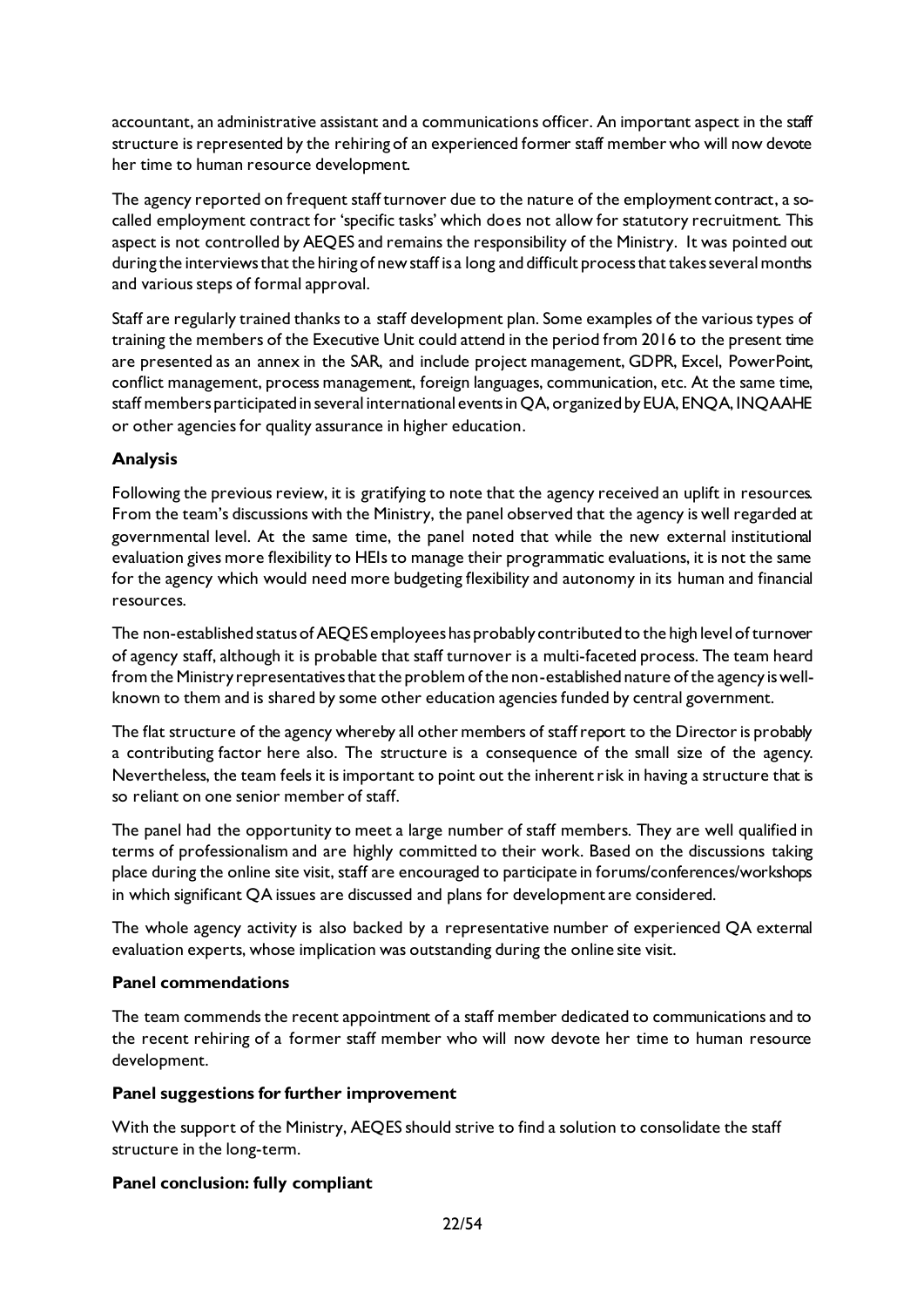accountant, an administrative assistant and a communications officer. An important aspect in the staff structure is represented by the rehiring of an experienced former staff member who will now devote her time to human resource development.

The agency reported on frequent staff turnover due to the nature of the employment contract, a so-called employment contract for 'specific tasks' which does not allow for statutory recruitment. This aspect is not controlled by AEQES and remains the responsibility of the Ministry. It was pointed out during the interviews that the hiring of new staff is a long and difficult process that takes several months and various steps of formal approval.

Staff are regularly trained thanks to a staff development plan. Some examples of the various types of training the members of the Executive Unit could attend in the period from 2016 to the present time are presented as an annex in the SAR, and include project management, GDPR, Excel, PowerPoint, conflict management, process management, foreign languages, communication, etc. At the same time, staff members participated in several international events in QA, organized by EUA, ENQA, INQAAHE or other agencies for quality assurance in higher education.

**Analysis**

Following the previous review, it is gratifying to note that the agency received an uplift in resources. From the team's discussions with the Ministry, the panel observed that the agency is well regarded at governmental level. At the same time, the panel noted that while the new external institutional evaluation gives more flexibility to HEIs to manage their programmatic evaluations, it is not the same for the agency which would need more budgeting flexibility and autonomy in its human and financial resources.

The non-established status of AEQES employees has probably contributed to the high level of turnover of agency staff, although it is probable that staff turnover is a multi-faceted process. The team heard from the Ministry representatives that the problem of the non-established nature of the agency is well-known to them and is shared by some other education agencies funded by central government.

The flat structure of the agency whereby all other members of staff report to the Director is probably a contributing factor here also. The structure is a consequence of the small size of the agency. Nevertheless, the team feels it is important to point out the inherent risk in having a structure that is so reliant on one senior member of staff.

The panel had the opportunity to meet a large number of staff members. They are well qualified in terms of professionalism and are highly committed to their work. Based on the discussions taking place during the online site visit, staff are encouraged to participate in forums/conferences/workshops in which significant QA issues are discussed and plans for development are considered.

The whole agency activity is also backed by a representative number of experienced QA external evaluation experts, whose implication was outstanding during the online site visit.

**Panel commendations**

The team commends the recent appointment of a staff member dedicated to communications and to the recent rehiring of a former staff member who will now devote her time to human resource development.

**Panel suggestions for further improvement**

With the support of the Ministry, AEQES should strive to find a solution to consolidate the staff structure in the long-term.

**Panel conclusion: fully compliant**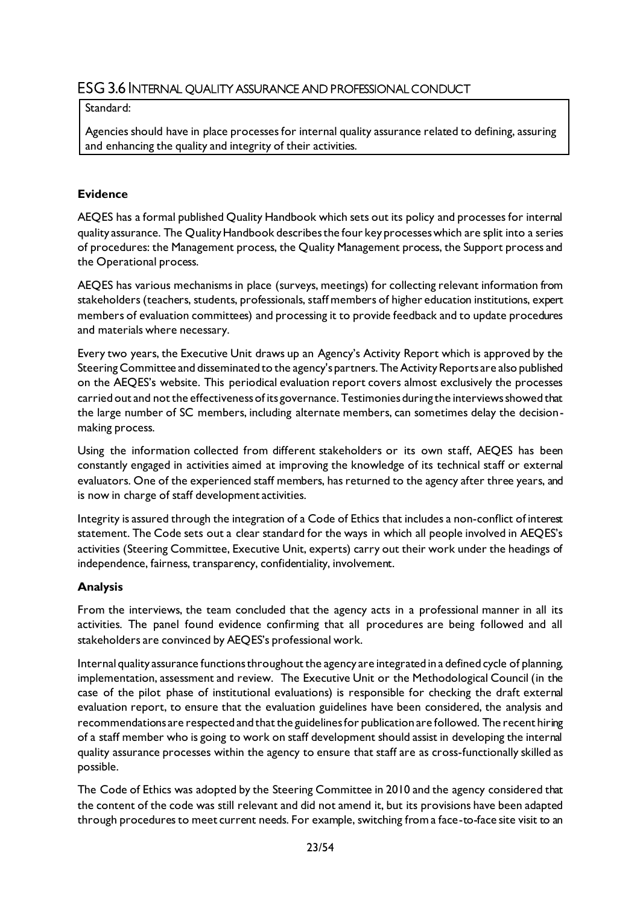## ESG 3.6 Internal quality assurance and professional conduct

Standard:

Agencies should have in place processes for internal quality assurance related to defining, assuring and enhancing the quality and integrity of their activities.

### Evidence

AEQES has a formal published Quality Handbook which sets out its policy and processes for internal quality assurance. The Quality Handbook describes the four key processes which are split into a series of procedures: the Management process, the Quality Management process, the Support process and the Operational process.

AEQES has various mechanisms in place (surveys, meetings) for collecting relevant information from stakeholders (teachers, students, professionals, staff members of higher education institutions, expert members of evaluation committees) and processing it to provide feedback and to update procedures and materials where necessary.

Every two years, the Executive Unit draws up an Agency's Activity Report which is approved by the Steering Committee and disseminated to the agency's partners. The Activity Reports are also published on the AEQES's website. This periodical evaluation report covers almost exclusively the processes carried out and not the effectiveness of its governance. Testimonies during the interviews showed that the large number of SC members, including alternate members, can sometimes delay the decision-making process.

Using the information collected from different stakeholders or its own staff, AEQES has been constantly engaged in activities aimed at improving the knowledge of its technical staff or external evaluators. One of the experienced staff members, has returned to the agency after three years, and is now in charge of staff development activities.

Integrity is assured through the integration of a Code of Ethics that includes a non-conflict of interest statement. The Code sets out a clear standard for the ways in which all people involved in AEQES's activities (Steering Committee, Executive Unit, experts) carry out their work under the headings of independence, fairness, transparency, confidentiality, involvement.

### Analysis

From the interviews, the team concluded that the agency acts in a professional manner in all its activities. The panel found evidence confirming that all procedures are being followed and all stakeholders are convinced by AEQES's professional work.

Internal quality assurance functions throughout the agency are integrated in a defined cycle of planning, implementation, assessment and review. The Executive Unit or the Methodological Council (in the case of the pilot phase of institutional evaluations) is responsible for checking the draft external evaluation report, to ensure that the evaluation guidelines have been considered, the analysis and recommendations are respected and that the guidelines for publication are followed. The recent hiring of a staff member who is going to work on staff development should assist in developing the internal quality assurance processes within the agency to ensure that staff are as cross-functionally skilled as possible.

The Code of Ethics was adopted by the Steering Committee in 2010 and the agency considered that the content of the code was still relevant and did not amend it, but its provisions have been adapted through procedures to meet current needs. For example, switching from a face-to-face site visit to an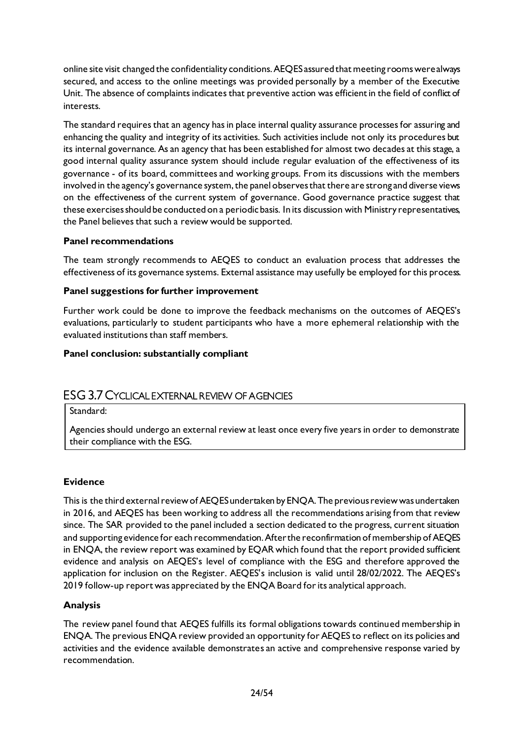online site visit changed the confidentiality conditions. AEQES assured that meeting rooms were always secured, and access to the online meetings was provided personally by a member of the Executive Unit. The absence of complaints indicates that preventive action was efficient in the field of conflict of interests.

The standard requires that an agency has in place internal quality assurance processes for assuring and enhancing the quality and integrity of its activities. Such activities include not only its procedures but its internal governance. As an agency that has been established for almost two decades at this stage, a good internal quality assurance system should include regular evaluation of the effectiveness of its governance - of its board, committees and working groups. From its discussions with the members involved in the agency's governance system, the panel observes that there are strong and diverse views on the effectiveness of the current system of governance. Good governance practice suggest that these exercises should be conducted on a periodic basis. In its discussion with Ministry representatives, the Panel believes that such a review would be supported.

**Panel recommendations**

The team strongly recommends to AEQES to conduct an evaluation process that addresses the effectiveness of its governance systems. External assistance may usefully be employed for this process.

**Panel suggestions for further improvement**

Further work could be done to improve the feedback mechanisms on the outcomes of AEQES's evaluations, particularly to student participants who have a more ephemeral relationship with the evaluated institutions than staff members.

**Panel conclusion: substantially compliant**

## ESG 3.7 CYCLICAL EXTERNAL REVIEW OF AGENCIES

Standard:

Agencies should undergo an external review at least once every five years in order to demonstrate their compliance with the ESG.

**Evidence**

This is the third external review of AEQES undertaken by ENQA. The previous review was undertaken in 2016, and AEQES has been working to address all the recommendations arising from that review since. The SAR provided to the panel included a section dedicated to the progress, current situation and supporting evidence for each recommendation. After the reconfirmation of membership of AEQES in ENQA, the review report was examined by EQAR which found that the report provided sufficient evidence and analysis on AEQES's level of compliance with the ESG and therefore approved the application for inclusion on the Register. AEQES's inclusion is valid until 28/02/2022. The AEQES's 2019 follow-up report was appreciated by the ENQA Board for its analytical approach.

**Analysis**

The review panel found that AEQES fulfills its formal obligations towards continued membership in ENQA. The previous ENQA review provided an opportunity for AEQES to reflect on its policies and activities and the evidence available demonstrates an active and comprehensive response varied by recommendation.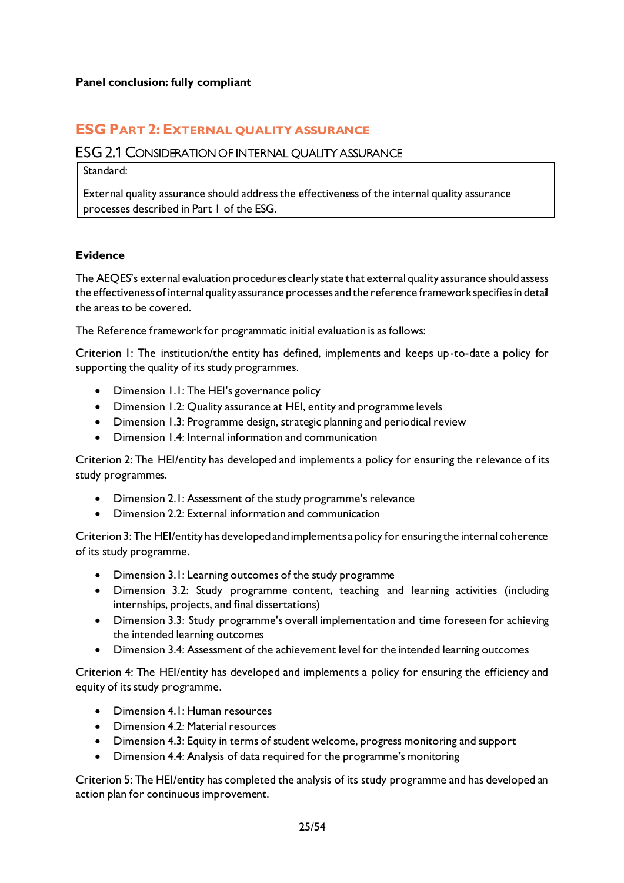**Panel conclusion: fully compliant**

## ESG Part 2: External quality assurance

### ESG 2.1 Consideration of internal quality assurance

Standard:

External quality assurance should address the effectiveness of the internal quality assurance processes described in Part 1 of the ESG.

**Evidence**

The AEQES's external evaluation procedures clearly state that external quality assurance should assess the effectiveness of internal quality assurance processes and the reference framework specifies in detail the areas to be covered.

The Reference framework for programmatic initial evaluation is as follows:

Criterion 1: The institution/the entity has defined, implements and keeps up-to-date a policy for supporting the quality of its study programmes.

- Dimension 1.1: The HEI's governance policy
- Dimension 1.2: Quality assurance at HEI, entity and programme levels
- Dimension 1.3: Programme design, strategic planning and periodical review
- Dimension 1.4: Internal information and communication

Criterion 2: The HEI/entity has developed and implements a policy for ensuring the relevance of its study programmes.

- Dimension 2.1: Assessment of the study programme's relevance
- Dimension 2.2: External information and communication

Criterion 3: The HEI/entity has developed and implements a policy for ensuring the internal coherence of its study programme.

- Dimension 3.1: Learning outcomes of the study programme
- Dimension 3.2: Study programme content, teaching and learning activities (including internships, projects, and final dissertations)
- Dimension 3.3: Study programme's overall implementation and time foreseen for achieving the intended learning outcomes
- Dimension 3.4: Assessment of the achievement level for the intended learning outcomes

Criterion 4: The HEI/entity has developed and implements a policy for ensuring the efficiency and equity of its study programme.

- Dimension 4.1: Human resources
- Dimension 4.2: Material resources
- Dimension 4.3: Equity in terms of student welcome, progress monitoring and support
- Dimension 4.4: Analysis of data required for the programme's monitoring

Criterion 5: The HEI/entity has completed the analysis of its study programme and has developed an action plan for continuous improvement.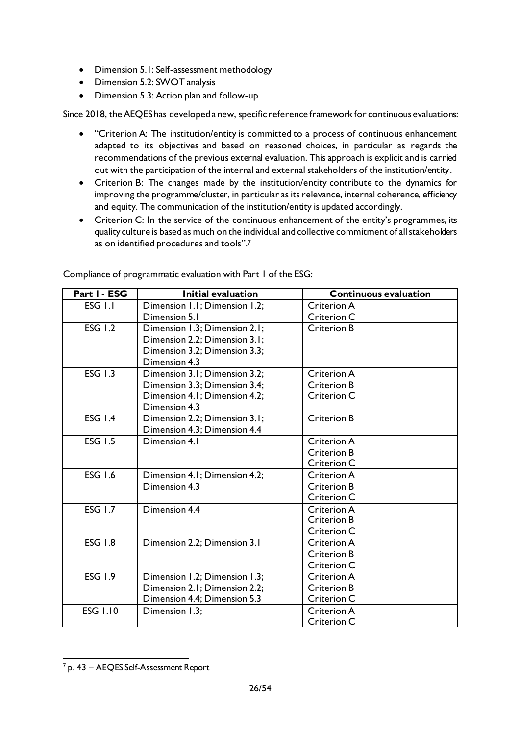- Dimension 5.1: Self-assessment methodology
- Dimension 5.2: SWOT analysis
- Dimension 5.3: Action plan and follow-up

Since 2018, the AEQES has developed a new, specific reference framework for continuous evaluations:

- "Criterion A: The institution/entity is committed to a process of continuous enhancement adapted to its objectives and based on reasoned choices, in particular as regards the recommendations of the previous external evaluation. This approach is explicit and is carried out with the participation of the internal and external stakeholders of the institution/entity.
- Criterion B: The changes made by the institution/entity contribute to the dynamics for improving the programme/cluster, in particular as its relevance, internal coherence, efficiency and equity. The communication of the institution/entity is updated accordingly.
- Criterion C: In the service of the continuous enhancement of the entity's programmes, its quality culture is based as much on the individual and collective commitment of all stakeholders as on identified procedures and tools".[7]

Compliance of programmatic evaluation with Part 1 of the ESG:

| Part 1 - ESG | Initial evaluation | Continuous evaluation |
|---|---|---|
| ESG 1.1 | Dimension 1.1; Dimension 1.2; Dimension 5.1 | Criterion A<br>Criterion C |
| ESG 1.2 | Dimension 1.3; Dimension 2.1; Dimension 2.2; Dimension 3.1; Dimension 3.2; Dimension 3.3; Dimension 4.3 | Criterion B |
| ESG 1.3 | Dimension 3.1; Dimension 3.2; Dimension 3.3; Dimension 3.4; Dimension 4.1; Dimension 4.2; Dimension 4.3 | Criterion A<br>Criterion B<br>Criterion C |
| ESG 1.4 | Dimension 2.2; Dimension 3.1; Dimension 4.3; Dimension 4.4 | Criterion B |
| ESG 1.5 | Dimension 4.1 | Criterion A<br>Criterion B<br>Criterion C |
| ESG 1.6 | Dimension 4.1; Dimension 4.2; Dimension 4.3 | Criterion A<br>Criterion B<br>Criterion C |
| ESG 1.7 | Dimension 4.4 | Criterion A<br>Criterion B<br>Criterion C |
| ESG 1.8 | Dimension 2.2; Dimension 3.1 | Criterion A<br>Criterion B<br>Criterion C |
| ESG 1.9 | Dimension 1.2; Dimension 1.3; Dimension 2.1; Dimension 2.2; Dimension 4.4; Dimension 5.3 | Criterion A<br>Criterion B<br>Criterion C |
| ESG 1.10 | Dimension 1.3; | Criterion A<br>Criterion C |

[7] p. 43 – AEQES Self-Assessment Report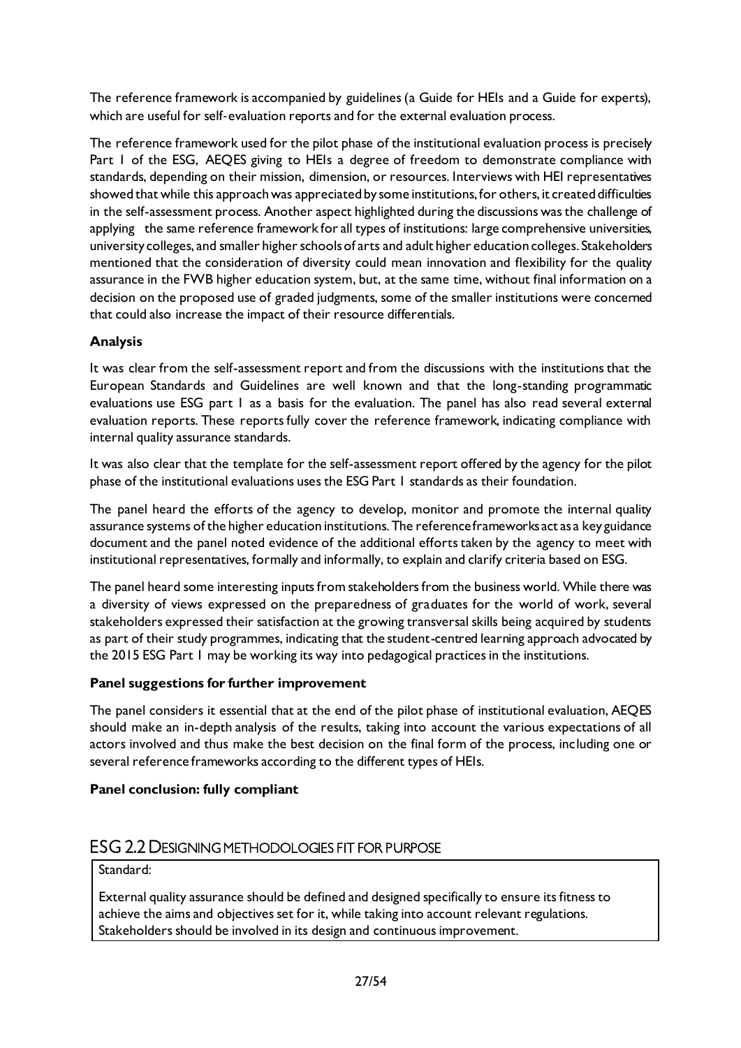The reference framework is accompanied by guidelines (a Guide for HEIs and a Guide for experts), which are useful for self-evaluation reports and for the external evaluation process.

The reference framework used for the pilot phase of the institutional evaluation process is precisely Part 1 of the ESG, AEQES giving to HEIs a degree of freedom to demonstrate compliance with standards, depending on their mission, dimension, or resources. Interviews with HEI representatives showed that while this approach was appreciated by some institutions, for others, it created difficulties in the self-assessment process. Another aspect highlighted during the discussions was the challenge of applying the same reference framework for all types of institutions: large comprehensive universities, university colleges, and smaller higher schools of arts and adult higher education colleges. Stakeholders mentioned that the consideration of diversity could mean innovation and flexibility for the quality assurance in the FWB higher education system, but, at the same time, without final information on a decision on the proposed use of graded judgments, some of the smaller institutions were concerned that could also increase the impact of their resource differentials.

**Analysis**

It was clear from the self-assessment report and from the discussions with the institutions that the European Standards and Guidelines are well known and that the long-standing programmatic evaluations use ESG part 1 as a basis for the evaluation. The panel has also read several external evaluation reports. These reports fully cover the reference framework, indicating compliance with internal quality assurance standards.

It was also clear that the template for the self-assessment report offered by the agency for the pilot phase of the institutional evaluations uses the ESG Part 1 standards as their foundation.

The panel heard the efforts of the agency to develop, monitor and promote the internal quality assurance systems of the higher education institutions. The reference frameworks act as a key guidance document and the panel noted evidence of the additional efforts taken by the agency to meet with institutional representatives, formally and informally, to explain and clarify criteria based on ESG.

The panel heard some interesting inputs from stakeholders from the business world. While there was a diversity of views expressed on the preparedness of graduates for the world of work, several stakeholders expressed their satisfaction at the growing transversal skills being acquired by students as part of their study programmes, indicating that the student-centred learning approach advocated by the 2015 ESG Part 1 may be working its way into pedagogical practices in the institutions.

**Panel suggestions for further improvement**

The panel considers it essential that at the end of the pilot phase of institutional evaluation, AEQES should make an in-depth analysis of the results, taking into account the various expectations of all actors involved and thus make the best decision on the final form of the process, including one or several reference frameworks according to the different types of HEIs.

**Panel conclusion: fully compliant**

## ESG 2.2 Designing methodologies fit for purpose

Standard:

External quality assurance should be defined and designed specifically to ensure its fitness to achieve the aims and objectives set for it, while taking into account relevant regulations. Stakeholders should be involved in its design and continuous improvement.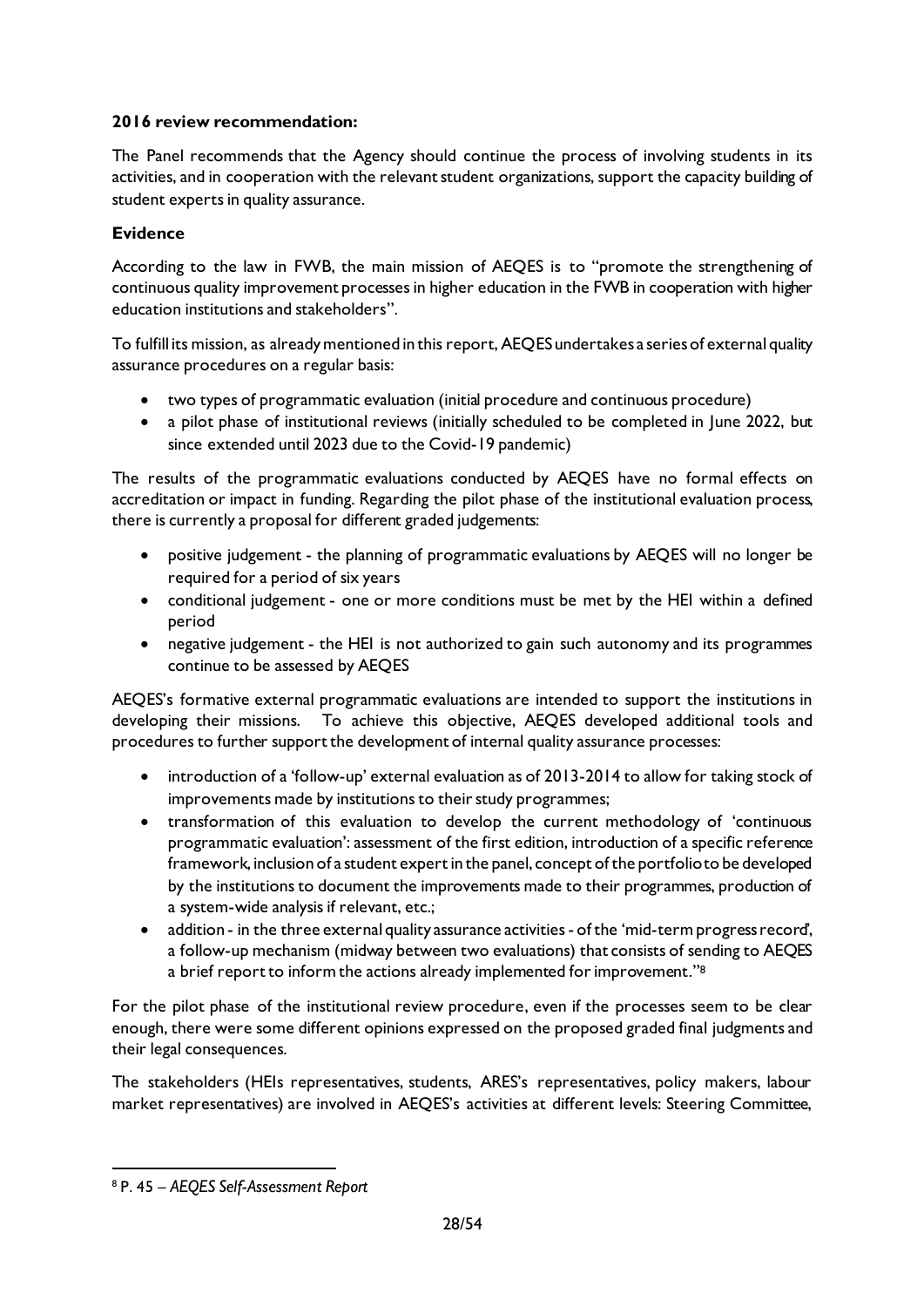**2016 review recommendation:**

The Panel recommends that the Agency should continue the process of involving students in its activities, and in cooperation with the relevant student organizations, support the capacity building of student experts in quality assurance.

**Evidence**

According to the law in FWB, the main mission of AEQES is to "promote the strengthening of continuous quality improvement processes in higher education in the FWB in cooperation with higher education institutions and stakeholders".

To fulfill its mission, as already mentioned in this report, AEQES undertakes a series of external quality assurance procedures on a regular basis:

- two types of programmatic evaluation (initial procedure and continuous procedure)
- a pilot phase of institutional reviews (initially scheduled to be completed in June 2022, but since extended until 2023 due to the Covid-19 pandemic)

The results of the programmatic evaluations conducted by AEQES have no formal effects on accreditation or impact in funding. Regarding the pilot phase of the institutional evaluation process, there is currently a proposal for different graded judgements:

- positive judgement - the planning of programmatic evaluations by AEQES will no longer be required for a period of six years
- conditional judgement - one or more conditions must be met by the HEI within a defined period
- negative judgement - the HEI is not authorized to gain such autonomy and its programmes continue to be assessed by AEQES

AEQES's formative external programmatic evaluations are intended to support the institutions in developing their missions. To achieve this objective, AEQES developed additional tools and procedures to further support the development of internal quality assurance processes:

- introduction of a 'follow-up' external evaluation as of 2013-2014 to allow for taking stock of improvements made by institutions to their study programmes;
- transformation of this evaluation to develop the current methodology of 'continuous programmatic evaluation': assessment of the first edition, introduction of a specific reference framework, inclusion of a student expert in the panel, concept of the portfolio to be developed by the institutions to document the improvements made to their programmes, production of a system-wide analysis if relevant, etc.;
- addition - in the three external quality assurance activities - of the 'mid-term progress record', a follow-up mechanism (midway between two evaluations) that consists of sending to AEQES a brief report to inform the actions already implemented for improvement."[8]

For the pilot phase of the institutional review procedure, even if the processes seem to be clear enough, there were some different opinions expressed on the proposed graded final judgments and their legal consequences.

The stakeholders (HEIs representatives, students, ARES's representatives, policy makers, labour market representatives) are involved in AEQES's activities at different levels: Steering Committee,

[8] P. 45 – *AEQES Self-Assessment Report*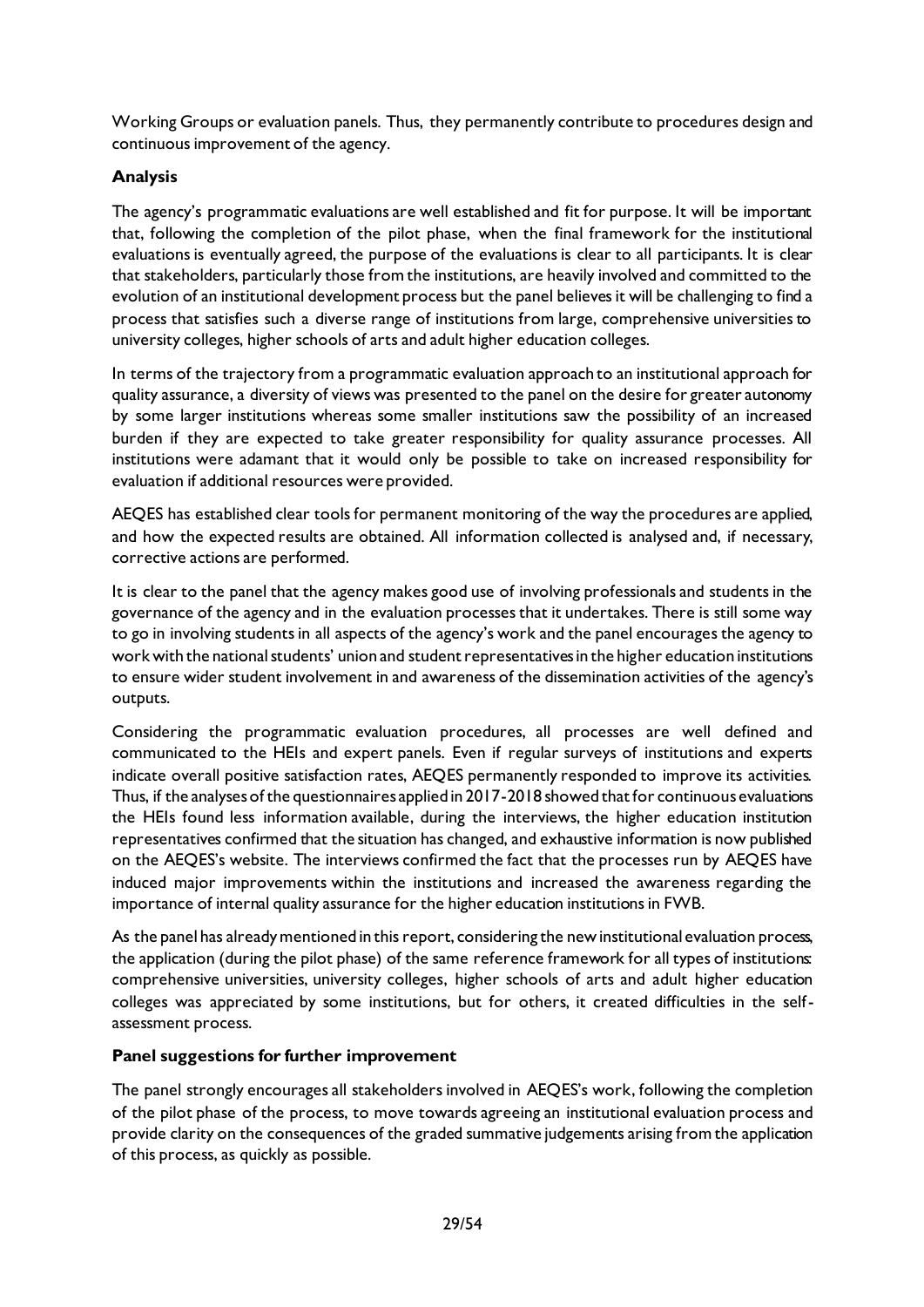Working Groups or evaluation panels. Thus, they permanently contribute to procedures design and continuous improvement of the agency.

**Analysis**

The agency's programmatic evaluations are well established and fit for purpose. It will be important that, following the completion of the pilot phase, when the final framework for the institutional evaluations is eventually agreed, the purpose of the evaluations is clear to all participants. It is clear that stakeholders, particularly those from the institutions, are heavily involved and committed to the evolution of an institutional development process but the panel believes it will be challenging to find a process that satisfies such a diverse range of institutions from large, comprehensive universities to university colleges, higher schools of arts and adult higher education colleges.

In terms of the trajectory from a programmatic evaluation approach to an institutional approach for quality assurance, a diversity of views was presented to the panel on the desire for greater autonomy by some larger institutions whereas some smaller institutions saw the possibility of an increased burden if they are expected to take greater responsibility for quality assurance processes. All institutions were adamant that it would only be possible to take on increased responsibility for evaluation if additional resources were provided.

AEQES has established clear tools for permanent monitoring of the way the procedures are applied, and how the expected results are obtained. All information collected is analysed and, if necessary, corrective actions are performed.

It is clear to the panel that the agency makes good use of involving professionals and students in the governance of the agency and in the evaluation processes that it undertakes. There is still some way to go in involving students in all aspects of the agency's work and the panel encourages the agency to work with the national students' union and student representatives in the higher education institutions to ensure wider student involvement in and awareness of the dissemination activities of the agency's outputs.

Considering the programmatic evaluation procedures, all processes are well defined and communicated to the HEIs and expert panels. Even if regular surveys of institutions and experts indicate overall positive satisfaction rates, AEQES permanently responded to improve its activities. Thus, if the analyses of the questionnaires applied in 2017-2018 showed that for continuous evaluations the HEIs found less information available, during the interviews, the higher education institution representatives confirmed that the situation has changed, and exhaustive information is now published on the AEQES's website. The interviews confirmed the fact that the processes run by AEQES have induced major improvements within the institutions and increased the awareness regarding the importance of internal quality assurance for the higher education institutions in FWB.

As the panel has already mentioned in this report, considering the new institutional evaluation process, the application (during the pilot phase) of the same reference framework for all types of institutions: comprehensive universities, university colleges, higher schools of arts and adult higher education colleges was appreciated by some institutions, but for others, it created difficulties in the self-assessment process.

**Panel suggestions for further improvement**

The panel strongly encourages all stakeholders involved in AEQES's work, following the completion of the pilot phase of the process, to move towards agreeing an institutional evaluation process and provide clarity on the consequences of the graded summative judgements arising from the application of this process, as quickly as possible.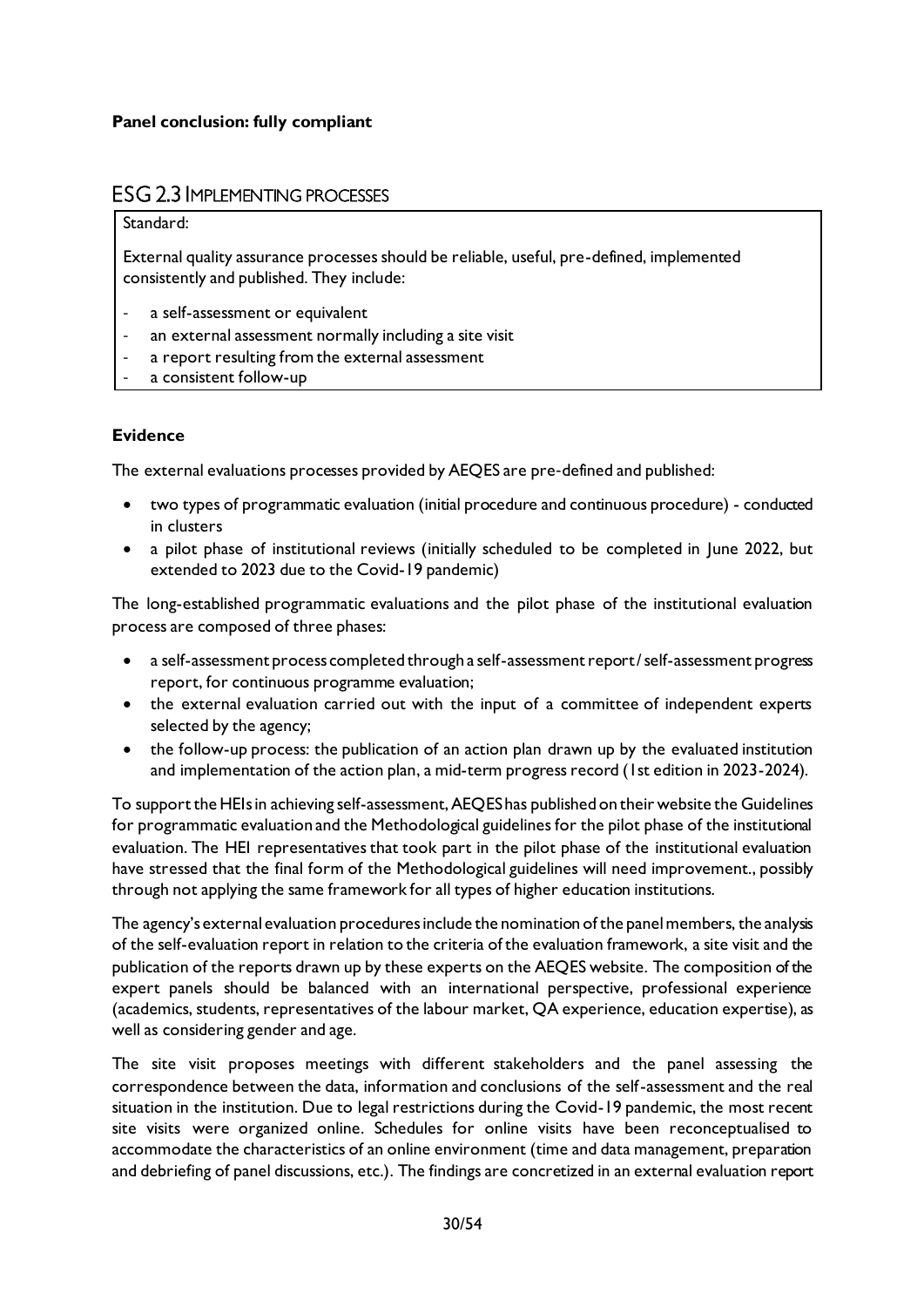**Panel conclusion: fully compliant**

## ESG 2.3 IMPLEMENTING PROCESSES

Standard:

External quality assurance processes should be reliable, useful, pre-defined, implemented consistently and published. They include:

- a self-assessment or equivalent
- an external assessment normally including a site visit
- a report resulting from the external assessment
- a consistent follow-up

**Evidence**

The external evaluations processes provided by AEQES are pre-defined and published:

- two types of programmatic evaluation (initial procedure and continuous procedure) - conducted in clusters
- a pilot phase of institutional reviews (initially scheduled to be completed in June 2022, but extended to 2023 due to the Covid-19 pandemic)

The long-established programmatic evaluations and the pilot phase of the institutional evaluation process are composed of three phases:

- a self-assessment process completed through a self-assessment report / self-assessment progress report, for continuous programme evaluation;
- the external evaluation carried out with the input of a committee of independent experts selected by the agency;
- the follow-up process: the publication of an action plan drawn up by the evaluated institution and implementation of the action plan, a mid-term progress record (1st edition in 2023-2024).

To support the HEIs in achieving self-assessment, AEQES has published on their website the Guidelines for programmatic evaluation and the Methodological guidelines for the pilot phase of the institutional evaluation. The HEI representatives that took part in the pilot phase of the institutional evaluation have stressed that the final form of the Methodological guidelines will need improvement., possibly through not applying the same framework for all types of higher education institutions.

The agency's external evaluation procedures include the nomination of the panel members, the analysis of the self-evaluation report in relation to the criteria of the evaluation framework, a site visit and the publication of the reports drawn up by these experts on the AEQES website. The composition of the expert panels should be balanced with an international perspective, professional experience (academics, students, representatives of the labour market, QA experience, education expertise), as well as considering gender and age.

The site visit proposes meetings with different stakeholders and the panel assessing the correspondence between the data, information and conclusions of the self-assessment and the real situation in the institution. Due to legal restrictions during the Covid-19 pandemic, the most recent site visits were organized online. Schedules for online visits have been reconceptualised to accommodate the characteristics of an online environment (time and data management, preparation and debriefing of panel discussions, etc.). The findings are concretized in an external evaluation report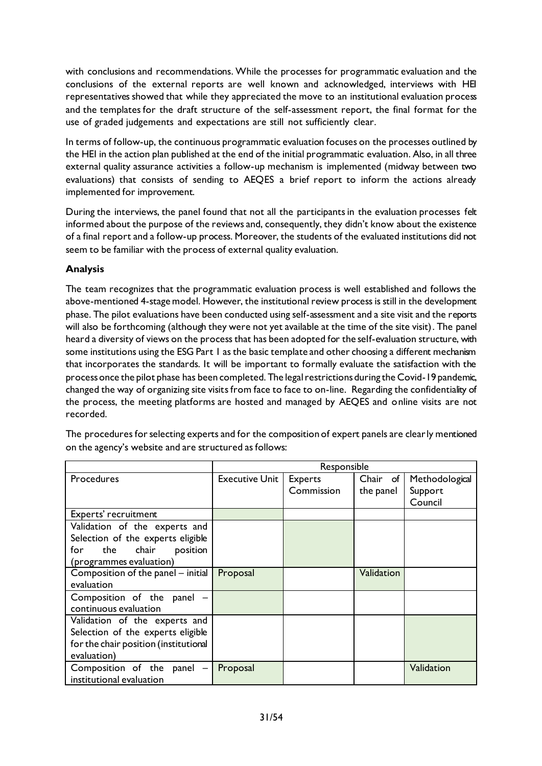with conclusions and recommendations. While the processes for programmatic evaluation and the conclusions of the external reports are well known and acknowledged, interviews with HEI representatives showed that while they appreciated the move to an institutional evaluation process and the templates for the draft structure of the self-assessment report, the final format for the use of graded judgements and expectations are still not sufficiently clear.

In terms of follow-up, the continuous programmatic evaluation focuses on the processes outlined by the HEI in the action plan published at the end of the initial programmatic evaluation. Also, in all three external quality assurance activities a follow-up mechanism is implemented (midway between two evaluations) that consists of sending to AEQES a brief report to inform the actions already implemented for improvement.

During the interviews, the panel found that not all the participants in the evaluation processes felt informed about the purpose of the reviews and, consequently, they didn't know about the existence of a final report and a follow-up process. Moreover, the students of the evaluated institutions did not seem to be familiar with the process of external quality evaluation.

**Analysis**

The team recognizes that the programmatic evaluation process is well established and follows the above-mentioned 4-stage model. However, the institutional review process is still in the development phase. The pilot evaluations have been conducted using self-assessment and a site visit and the reports will also be forthcoming (although they were not yet available at the time of the site visit). The panel heard a diversity of views on the process that has been adopted for the self-evaluation structure, with some institutions using the ESG Part 1 as the basic template and other choosing a different mechanism that incorporates the standards. It will be important to formally evaluate the satisfaction with the process once the pilot phase has been completed. The legal restrictions during the Covid-19 pandemic, changed the way of organizing site visits from face to face to on-line. Regarding the confidentiality of the process, the meeting platforms are hosted and managed by AEQES and online visits are not recorded.

The procedures for selecting experts and for the composition of expert panels are clearly mentioned on the agency's website and are structured as follows:

| | Responsible | | | |
|---|---|---|---|---|
| Procedures | Executive Unit | Experts Commission | Chair of the panel | Methodological Support Council |
| Experts' recruitment | | | | |
| Validation of the experts and Selection of the experts eligible for the chair position (programmes evaluation) | | | | |
| Composition of the panel – initial evaluation | Proposal | | Validation | |
| Composition of the panel – continuous evaluation | | | | |
| Validation of the experts and Selection of the experts eligible for the chair position (institutional evaluation) | | | | |
| Composition of the panel – institutional evaluation | Proposal | | | Validation |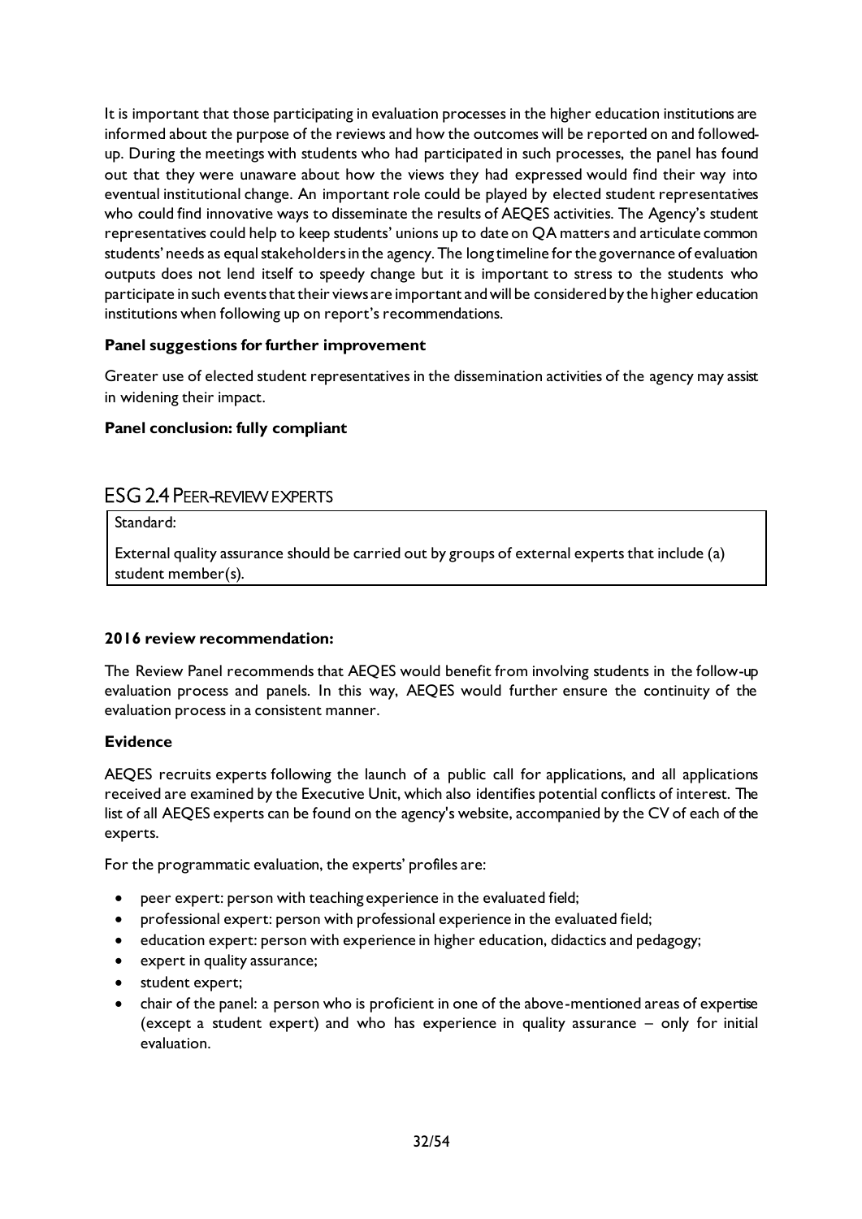It is important that those participating in evaluation processes in the higher education institutions are informed about the purpose of the reviews and how the outcomes will be reported on and followed-up. During the meetings with students who had participated in such processes, the panel has found out that they were unaware about how the views they had expressed would find their way into eventual institutional change. An important role could be played by elected student representatives who could find innovative ways to disseminate the results of AEQES activities. The Agency's student representatives could help to keep students' unions up to date on QA matters and articulate common students' needs as equal stakeholders in the agency. The long timeline for the governance of evaluation outputs does not lend itself to speedy change but it is important to stress to the students who participate in such events that their views are important and will be considered by the higher education institutions when following up on report's recommendations.

**Panel suggestions for further improvement**

Greater use of elected student representatives in the dissemination activities of the agency may assist in widening their impact.

**Panel conclusion: fully compliant**

## ESG 2.4 PEER-REVIEW EXPERTS

| Standard: |
| --- |
| External quality assurance should be carried out by groups of external experts that include (a) student member(s). |

**2016 review recommendation:**

The Review Panel recommends that AEQES would benefit from involving students in the follow-up evaluation process and panels. In this way, AEQES would further ensure the continuity of the evaluation process in a consistent manner.

**Evidence**

AEQES recruits experts following the launch of a public call for applications, and all applications received are examined by the Executive Unit, which also identifies potential conflicts of interest. The list of all AEQES experts can be found on the agency's website, accompanied by the CV of each of the experts.

For the programmatic evaluation, the experts' profiles are:

- peer expert: person with teaching experience in the evaluated field;
- professional expert: person with professional experience in the evaluated field;
- education expert: person with experience in higher education, didactics and pedagogy;
- expert in quality assurance;
- student expert;
- chair of the panel: a person who is proficient in one of the above-mentioned areas of expertise (except a student expert) and who has experience in quality assurance – only for initial evaluation.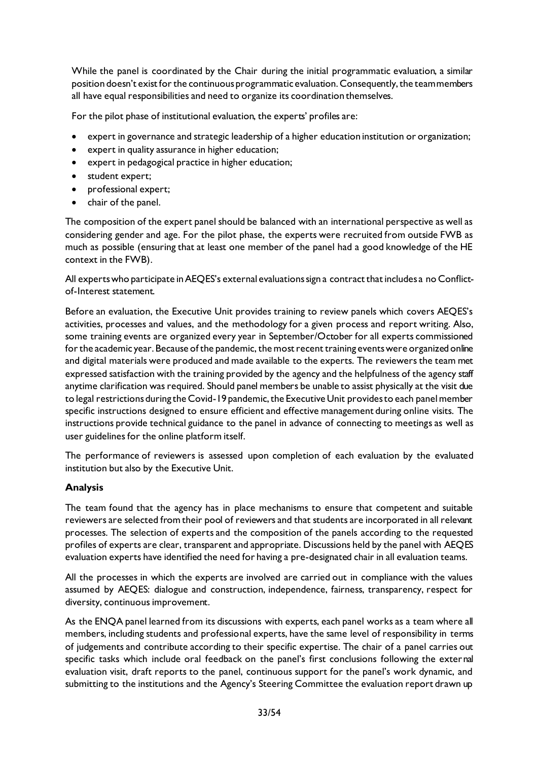While the panel is coordinated by the Chair during the initial programmatic evaluation, a similar position doesn't exist for the continuous programmatic evaluation. Consequently, the team members all have equal responsibilities and need to organize its coordination themselves.

For the pilot phase of institutional evaluation, the experts' profiles are:

- expert in governance and strategic leadership of a higher education institution or organization;
- expert in quality assurance in higher education;
- expert in pedagogical practice in higher education;
- student expert;
- professional expert;
- chair of the panel.

The composition of the expert panel should be balanced with an international perspective as well as considering gender and age. For the pilot phase, the experts were recruited from outside FWB as much as possible (ensuring that at least one member of the panel had a good knowledge of the HE context in the FWB).

All experts who participate in AEQES's external evaluations sign a contract that includes a no Conflict-of-Interest statement.

Before an evaluation, the Executive Unit provides training to review panels which covers AEQES's activities, processes and values, and the methodology for a given process and report writing. Also, some training events are organized every year in September/October for all experts commissioned for the academic year. Because of the pandemic, the most recent training events were organized online and digital materials were produced and made available to the experts. The reviewers the team met expressed satisfaction with the training provided by the agency and the helpfulness of the agency staff anytime clarification was required. Should panel members be unable to assist physically at the visit due to legal restrictions during the Covid-19 pandemic, the Executive Unit provides to each panel member specific instructions designed to ensure efficient and effective management during online visits. The instructions provide technical guidance to the panel in advance of connecting to meetings as well as user guidelines for the online platform itself.

The performance of reviewers is assessed upon completion of each evaluation by the evaluated institution but also by the Executive Unit.

**Analysis**

The team found that the agency has in place mechanisms to ensure that competent and suitable reviewers are selected from their pool of reviewers and that students are incorporated in all relevant processes. The selection of experts and the composition of the panels according to the requested profiles of experts are clear, transparent and appropriate. Discussions held by the panel with AEQES evaluation experts have identified the need for having a pre-designated chair in all evaluation teams.

All the processes in which the experts are involved are carried out in compliance with the values assumed by AEQES: dialogue and construction, independence, fairness, transparency, respect for diversity, continuous improvement.

As the ENQA panel learned from its discussions with experts, each panel works as a team where all members, including students and professional experts, have the same level of responsibility in terms of judgements and contribute according to their specific expertise. The chair of a panel carries out specific tasks which include oral feedback on the panel's first conclusions following the external evaluation visit, draft reports to the panel, continuous support for the panel's work dynamic, and submitting to the institutions and the Agency's Steering Committee the evaluation report drawn up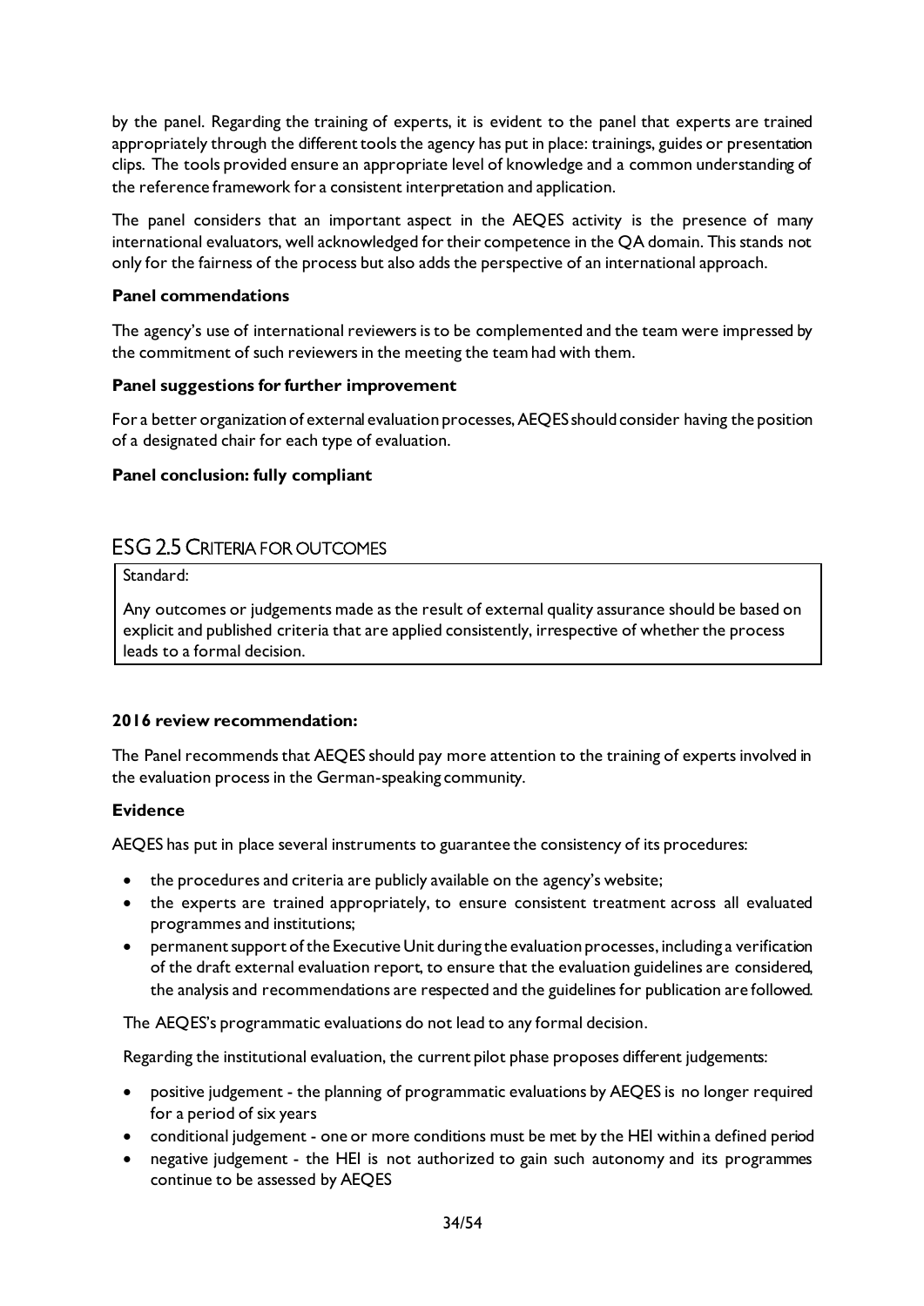by the panel. Regarding the training of experts, it is evident to the panel that experts are trained appropriately through the different tools the agency has put in place: trainings, guides or presentation clips. The tools provided ensure an appropriate level of knowledge and a common understanding of the reference framework for a consistent interpretation and application.

The panel considers that an important aspect in the AEQES activity is the presence of many international evaluators, well acknowledged for their competence in the QA domain. This stands not only for the fairness of the process but also adds the perspective of an international approach.

**Panel commendations**

The agency's use of international reviewers is to be complemented and the team were impressed by the commitment of such reviewers in the meeting the team had with them.

**Panel suggestions for further improvement**

For a better organization of external evaluation processes, AEQES should consider having the position of a designated chair for each type of evaluation.

**Panel conclusion: fully compliant**

## ESG 2.5 Criteria for outcomes

Standard:

Any outcomes or judgements made as the result of external quality assurance should be based on explicit and published criteria that are applied consistently, irrespective of whether the process leads to a formal decision.

**2016 review recommendation:**

The Panel recommends that AEQES should pay more attention to the training of experts involved in the evaluation process in the German-speaking community.

**Evidence**

AEQES has put in place several instruments to guarantee the consistency of its procedures:

- the procedures and criteria are publicly available on the agency's website;
- the experts are trained appropriately, to ensure consistent treatment across all evaluated programmes and institutions;
- permanent support of the Executive Unit during the evaluation processes, including a verification of the draft external evaluation report, to ensure that the evaluation guidelines are considered, the analysis and recommendations are respected and the guidelines for publication are followed.

The AEQES's programmatic evaluations do not lead to any formal decision.

Regarding the institutional evaluation, the current pilot phase proposes different judgements:

- positive judgement - the planning of programmatic evaluations by AEQES is no longer required for a period of six years
- conditional judgement - one or more conditions must be met by the HEI within a defined period
- negative judgement - the HEI is not authorized to gain such autonomy and its programmes continue to be assessed by AEQES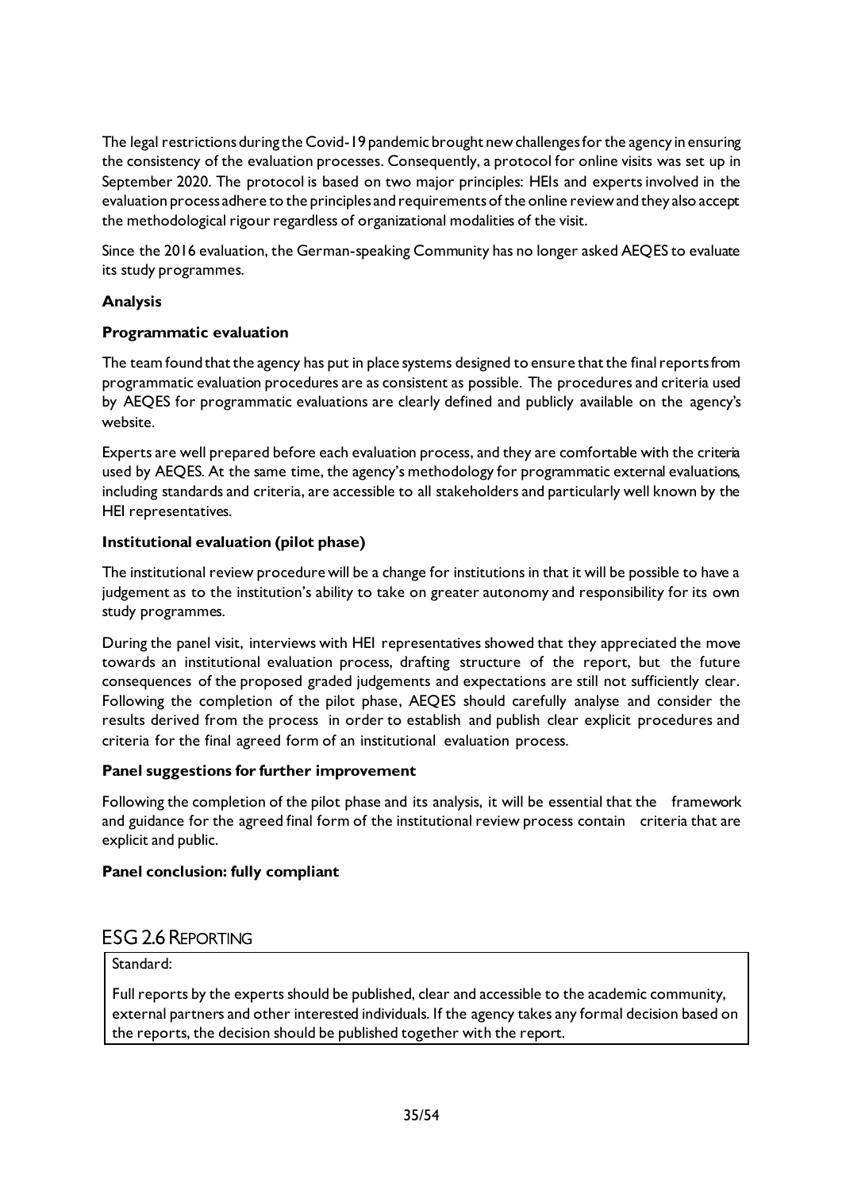The legal restrictions during the Covid-19 pandemic brought new challenges for the agency in ensuring the consistency of the evaluation processes. Consequently, a protocol for online visits was set up in September 2020. The protocol is based on two major principles: HEIs and experts involved in the evaluation process adhere to the principles and requirements of the online review and they also accept the methodological rigour regardless of organizational modalities of the visit.

Since the 2016 evaluation, the German-speaking Community has no longer asked AEQES to evaluate its study programmes.

**Analysis**

**Programmatic evaluation**

The team found that the agency has put in place systems designed to ensure that the final reports from programmatic evaluation procedures are as consistent as possible. The procedures and criteria used by AEQES for programmatic evaluations are clearly defined and publicly available on the agency's website.

Experts are well prepared before each evaluation process, and they are comfortable with the criteria used by AEQES. At the same time, the agency's methodology for programmatic external evaluations, including standards and criteria, are accessible to all stakeholders and particularly well known by the HEI representatives.

**Institutional evaluation (pilot phase)**

The institutional review procedure will be a change for institutions in that it will be possible to have a judgement as to the institution's ability to take on greater autonomy and responsibility for its own study programmes.

During the panel visit, interviews with HEI representatives showed that they appreciated the move towards an institutional evaluation process, drafting structure of the report, but the future consequences of the proposed graded judgements and expectations are still not sufficiently clear. Following the completion of the pilot phase, AEQES should carefully analyse and consider the results derived from the process in order to establish and publish clear explicit procedures and criteria for the final agreed form of an institutional evaluation process.

**Panel suggestions for further improvement**

Following the completion of the pilot phase and its analysis, it will be essential that the framework and guidance for the agreed final form of the institutional review process contain criteria that are explicit and public.

**Panel conclusion: fully compliant**

## ESG 2.6 Reporting

Standard:

Full reports by the experts should be published, clear and accessible to the academic community, external partners and other interested individuals. If the agency takes any formal decision based on the reports, the decision should be published together with the report.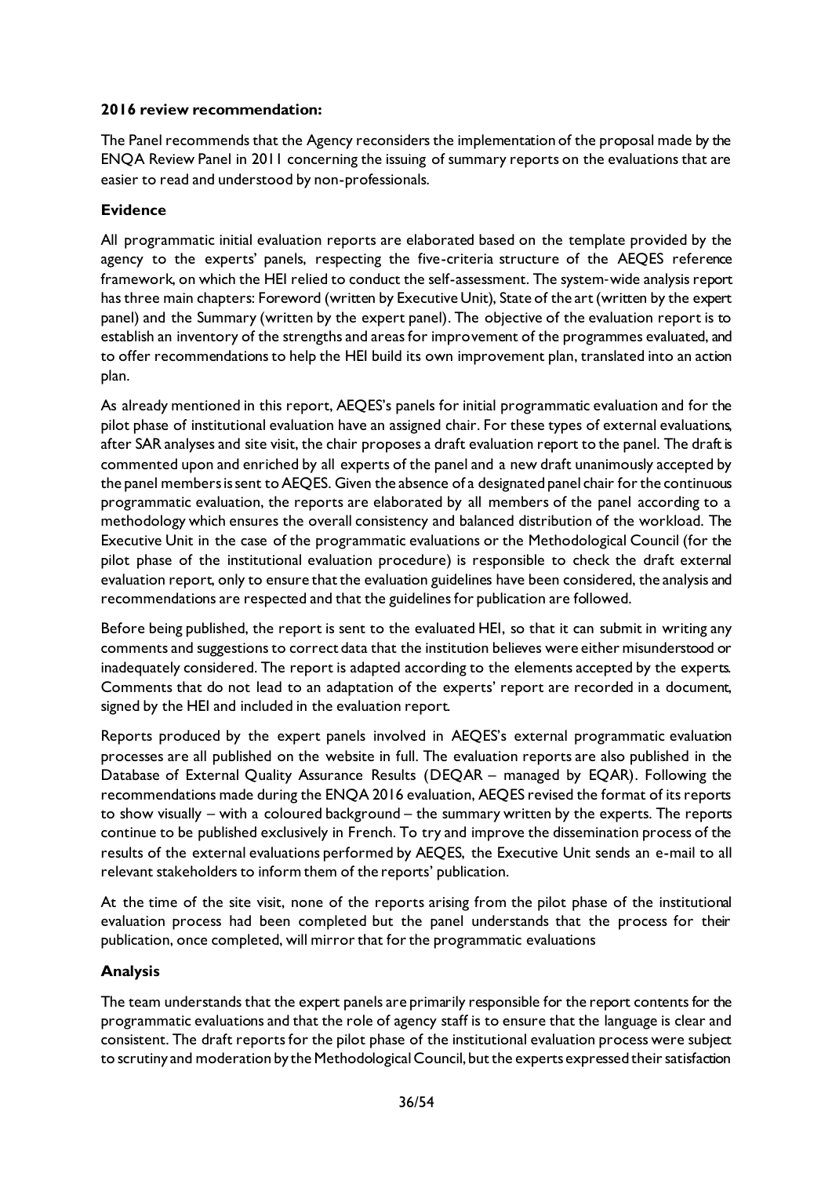**2016 review recommendation:**

The Panel recommends that the Agency reconsiders the implementation of the proposal made by the ENQA Review Panel in 2011 concerning the issuing of summary reports on the evaluations that are easier to read and understood by non-professionals.

**Evidence**

All programmatic initial evaluation reports are elaborated based on the template provided by the agency to the experts' panels, respecting the five-criteria structure of the AEQES reference framework, on which the HEI relied to conduct the self-assessment. The system-wide analysis report has three main chapters: Foreword (written by Executive Unit), State of the art (written by the expert panel) and the Summary (written by the expert panel). The objective of the evaluation report is to establish an inventory of the strengths and areas for improvement of the programmes evaluated, and to offer recommendations to help the HEI build its own improvement plan, translated into an action plan.

As already mentioned in this report, AEQES's panels for initial programmatic evaluation and for the pilot phase of institutional evaluation have an assigned chair. For these types of external evaluations, after SAR analyses and site visit, the chair proposes a draft evaluation report to the panel. The draft is commented upon and enriched by all experts of the panel and a new draft unanimously accepted by the panel members is sent to AEQES. Given the absence of a designated panel chair for the continuous programmatic evaluation, the reports are elaborated by all members of the panel according to a methodology which ensures the overall consistency and balanced distribution of the workload. The Executive Unit in the case of the programmatic evaluations or the Methodological Council (for the pilot phase of the institutional evaluation procedure) is responsible to check the draft external evaluation report, only to ensure that the evaluation guidelines have been considered, the analysis and recommendations are respected and that the guidelines for publication are followed.

Before being published, the report is sent to the evaluated HEI, so that it can submit in writing any comments and suggestions to correct data that the institution believes were either misunderstood or inadequately considered. The report is adapted according to the elements accepted by the experts. Comments that do not lead to an adaptation of the experts' report are recorded in a document, signed by the HEI and included in the evaluation report.

Reports produced by the expert panels involved in AEQES's external programmatic evaluation processes are all published on the website in full. The evaluation reports are also published in the Database of External Quality Assurance Results (DEQAR – managed by EQAR). Following the recommendations made during the ENQA 2016 evaluation, AEQES revised the format of its reports to show visually – with a coloured background – the summary written by the experts. The reports continue to be published exclusively in French. To try and improve the dissemination process of the results of the external evaluations performed by AEQES, the Executive Unit sends an e-mail to all relevant stakeholders to inform them of the reports' publication.

At the time of the site visit, none of the reports arising from the pilot phase of the institutional evaluation process had been completed but the panel understands that the process for their publication, once completed, will mirror that for the programmatic evaluations

**Analysis**

The team understands that the expert panels are primarily responsible for the report contents for the programmatic evaluations and that the role of agency staff is to ensure that the language is clear and consistent. The draft reports for the pilot phase of the institutional evaluation process were subject to scrutiny and moderation by the Methodological Council, but the experts expressed their satisfaction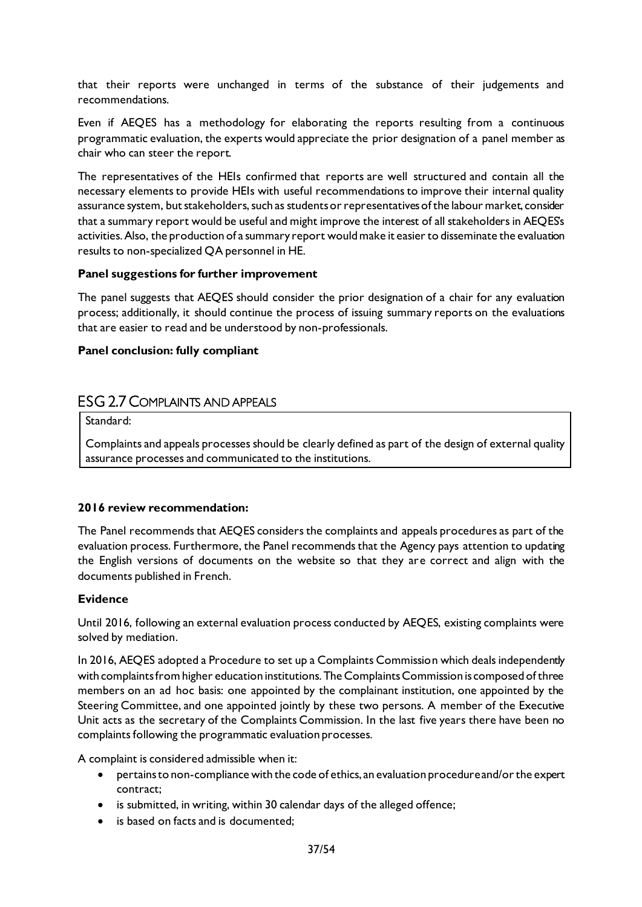that their reports were unchanged in terms of the substance of their judgements and recommendations.

Even if AEQES has a methodology for elaborating the reports resulting from a continuous programmatic evaluation, the experts would appreciate the prior designation of a panel member as chair who can steer the report.

The representatives of the HEIs confirmed that reports are well structured and contain all the necessary elements to provide HEIs with useful recommendations to improve their internal quality assurance system, but stakeholders, such as students or representatives of the labour market, consider that a summary report would be useful and might improve the interest of all stakeholders in AEQES's activities. Also, the production of a summary report would make it easier to disseminate the evaluation results to non-specialized QA personnel in HE.

**Panel suggestions for further improvement**

The panel suggests that AEQES should consider the prior designation of a chair for any evaluation process; additionally, it should continue the process of issuing summary reports on the evaluations that are easier to read and be understood by non-professionals.

**Panel conclusion: fully compliant**

## ESG 2.7 Complaints and appeals

| Standard: |
|---|
| Complaints and appeals processes should be clearly defined as part of the design of external quality assurance processes and communicated to the institutions. |

**2016 review recommendation:**

The Panel recommends that AEQES considers the complaints and appeals procedures as part of the evaluation process. Furthermore, the Panel recommends that the Agency pays attention to updating the English versions of documents on the website so that they are correct and align with the documents published in French.

**Evidence**

Until 2016, following an external evaluation process conducted by AEQES, existing complaints were solved by mediation.

In 2016, AEQES adopted a Procedure to set up a Complaints Commission which deals independently with complaints from higher education institutions. The Complaints Commission is composed of three members on an ad hoc basis: one appointed by the complainant institution, one appointed by the Steering Committee, and one appointed jointly by these two persons. A member of the Executive Unit acts as the secretary of the Complaints Commission. In the last five years there have been no complaints following the programmatic evaluation processes.

A complaint is considered admissible when it:

- pertains to non-compliance with the code of ethics, an evaluation procedure and/or the expert contract;
- is submitted, in writing, within 30 calendar days of the alleged offence;
- is based on facts and is documented;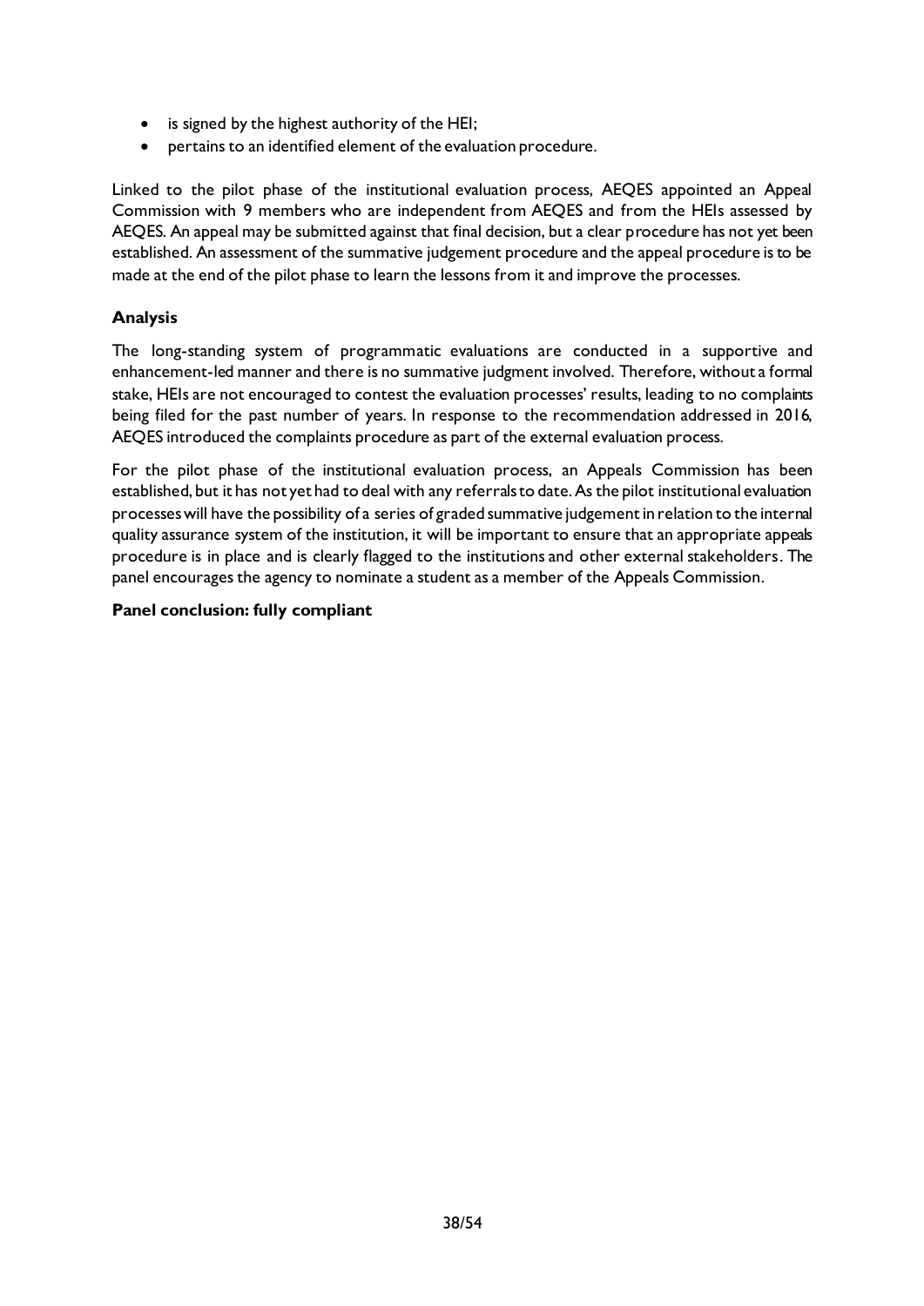- is signed by the highest authority of the HEI;
- pertains to an identified element of the evaluation procedure.

Linked to the pilot phase of the institutional evaluation process, AEQES appointed an Appeal Commission with 9 members who are independent from AEQES and from the HEIs assessed by AEQES. An appeal may be submitted against that final decision, but a clear procedure has not yet been established. An assessment of the summative judgement procedure and the appeal procedure is to be made at the end of the pilot phase to learn the lessons from it and improve the processes.

**Analysis**

The long-standing system of programmatic evaluations are conducted in a supportive and enhancement-led manner and there is no summative judgment involved. Therefore, without a formal stake, HEIs are not encouraged to contest the evaluation processes' results, leading to no complaints being filed for the past number of years. In response to the recommendation addressed in 2016, AEQES introduced the complaints procedure as part of the external evaluation process.

For the pilot phase of the institutional evaluation process, an Appeals Commission has been established, but it has not yet had to deal with any referrals to date. As the pilot institutional evaluation processes will have the possibility of a series of graded summative judgement in relation to the internal quality assurance system of the institution, it will be important to ensure that an appropriate appeals procedure is in place and is clearly flagged to the institutions and other external stakeholders. The panel encourages the agency to nominate a student as a member of the Appeals Commission.

**Panel conclusion: fully compliant**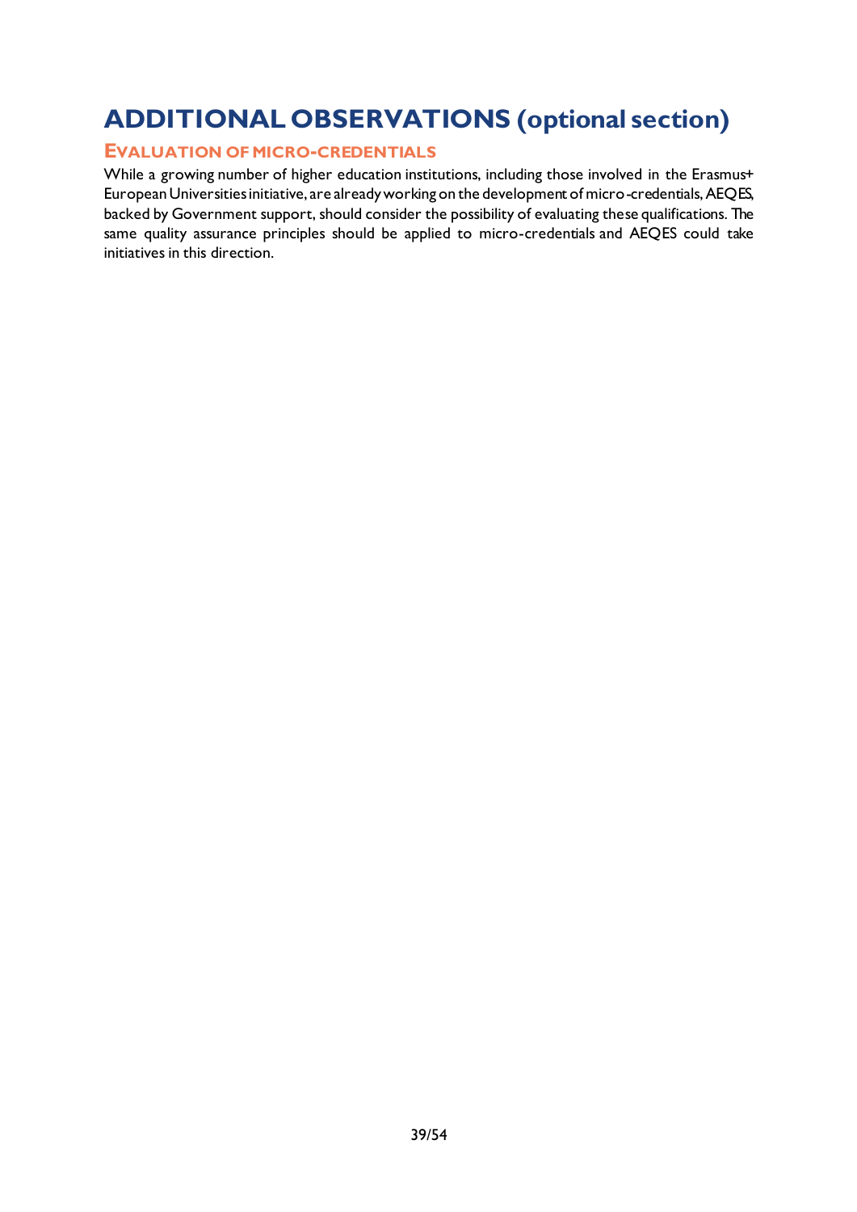# ADDITIONAL OBSERVATIONS (optional section)

## EVALUATION OF MICRO-CREDENTIALS

While a growing number of higher education institutions, including those involved in the Erasmus+ European Universities initiative, are already working on the development of micro-credentials, AEQES, backed by Government support, should consider the possibility of evaluating these qualifications. The same quality assurance principles should be applied to micro-credentials and AEQES could take initiatives in this direction.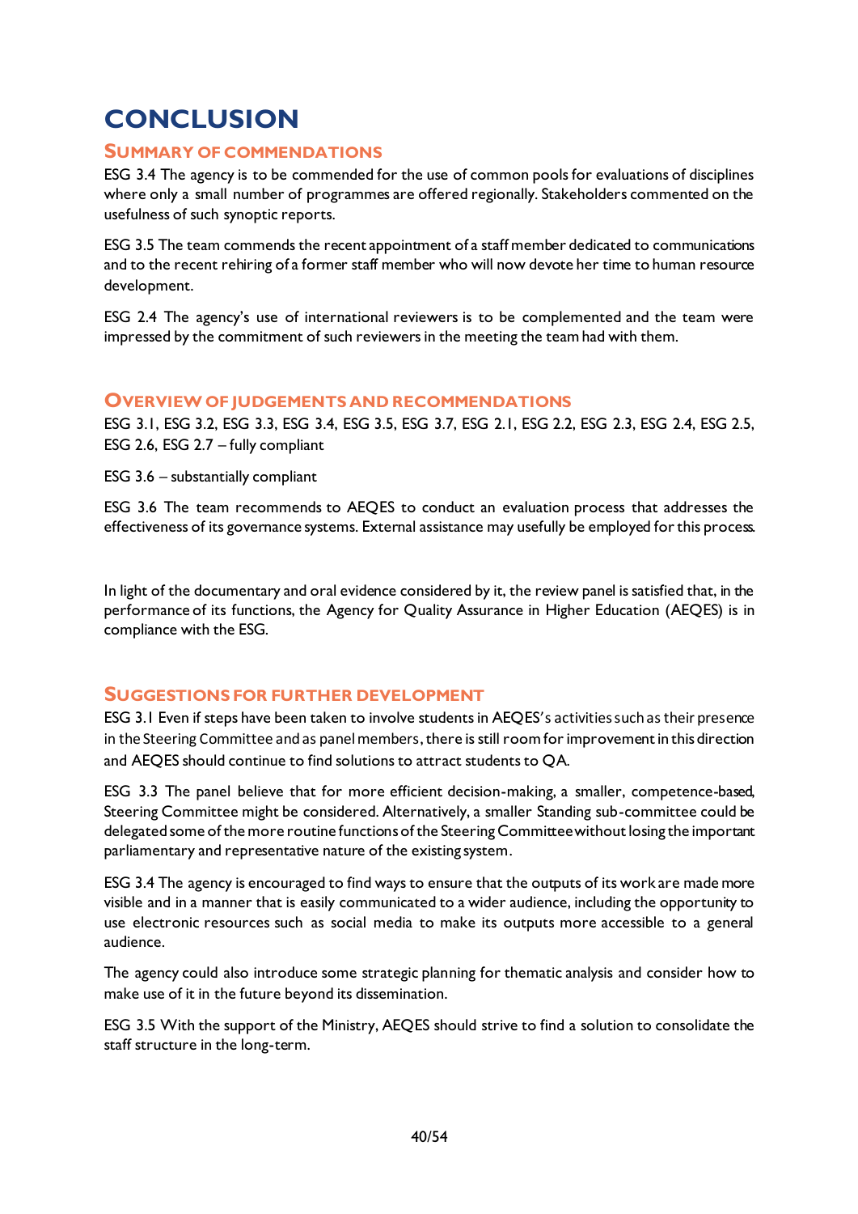# CONCLUSION

## Summary of commendations

ESG 3.4 The agency is to be commended for the use of common pools for evaluations of disciplines where only a small number of programmes are offered regionally. Stakeholders commented on the usefulness of such synoptic reports.

ESG 3.5 The team commends the recent appointment of a staff member dedicated to communications and to the recent rehiring of a former staff member who will now devote her time to human resource development.

ESG 2.4 The agency's use of international reviewers is to be complemented and the team were impressed by the commitment of such reviewers in the meeting the team had with them.

## Overview of judgements and recommendations

ESG 3.1, ESG 3.2, ESG 3.3, ESG 3.4, ESG 3.5, ESG 3.7, ESG 2.1, ESG 2.2, ESG 2.3, ESG 2.4, ESG 2.5, ESG 2.6, ESG 2.7 – fully compliant

ESG 3.6 – substantially compliant

ESG 3.6 The team recommends to AEQES to conduct an evaluation process that addresses the effectiveness of its governance systems. External assistance may usefully be employed for this process.

In light of the documentary and oral evidence considered by it, the review panel is satisfied that, in the performance of its functions, the Agency for Quality Assurance in Higher Education (AEQES) is in compliance with the ESG.

## Suggestions for further development

ESG 3.1 Even if steps have been taken to involve students in AEQES's activities such as their presence in the Steering Committee and as panel members, there is still room for improvement in this direction and AEQES should continue to find solutions to attract students to QA.

ESG 3.3 The panel believe that for more efficient decision-making, a smaller, competence-based, Steering Committee might be considered. Alternatively, a smaller Standing sub-committee could be delegated some of the more routine functions of the Steering Committee without losing the important parliamentary and representative nature of the existing system.

ESG 3.4 The agency is encouraged to find ways to ensure that the outputs of its work are made more visible and in a manner that is easily communicated to a wider audience, including the opportunity to use electronic resources such as social media to make its outputs more accessible to a general audience.

The agency could also introduce some strategic planning for thematic analysis and consider how to make use of it in the future beyond its dissemination.

ESG 3.5 With the support of the Ministry, AEQES should strive to find a solution to consolidate the staff structure in the long-term.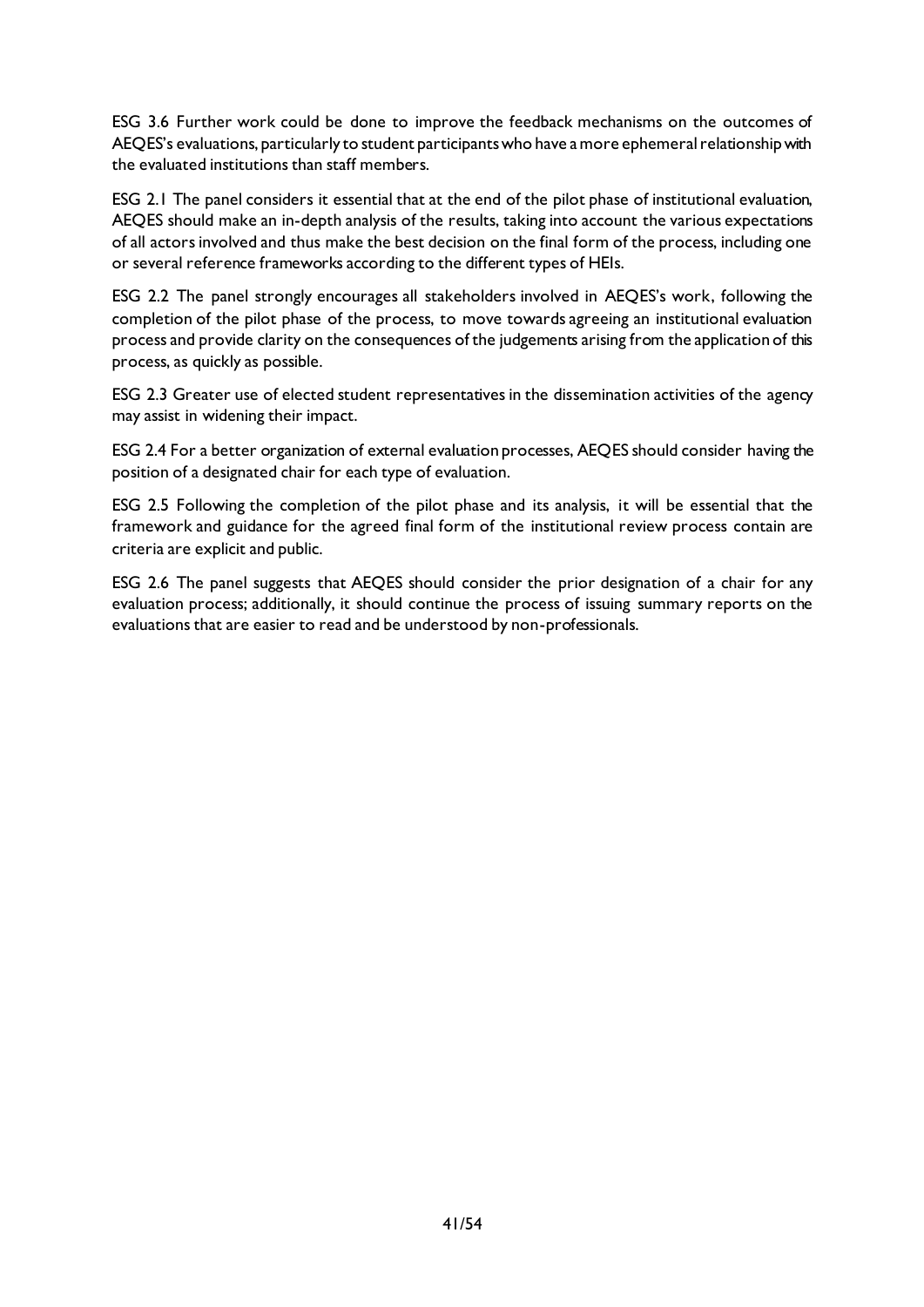ESG 3.6 Further work could be done to improve the feedback mechanisms on the outcomes of AEQES's evaluations, particularly to student participants who have a more ephemeral relationship with the evaluated institutions than staff members.

ESG 2.1 The panel considers it essential that at the end of the pilot phase of institutional evaluation, AEQES should make an in-depth analysis of the results, taking into account the various expectations of all actors involved and thus make the best decision on the final form of the process, including one or several reference frameworks according to the different types of HEIs.

ESG 2.2 The panel strongly encourages all stakeholders involved in AEQES's work, following the completion of the pilot phase of the process, to move towards agreeing an institutional evaluation process and provide clarity on the consequences of the judgements arising from the application of this process, as quickly as possible.

ESG 2.3 Greater use of elected student representatives in the dissemination activities of the agency may assist in widening their impact.

ESG 2.4 For a better organization of external evaluation processes, AEQES should consider having the position of a designated chair for each type of evaluation.

ESG 2.5 Following the completion of the pilot phase and its analysis, it will be essential that the framework and guidance for the agreed final form of the institutional review process contain are criteria are explicit and public.

ESG 2.6 The panel suggests that AEQES should consider the prior designation of a chair for any evaluation process; additionally, it should continue the process of issuing summary reports on the evaluations that are easier to read and be understood by non-professionals.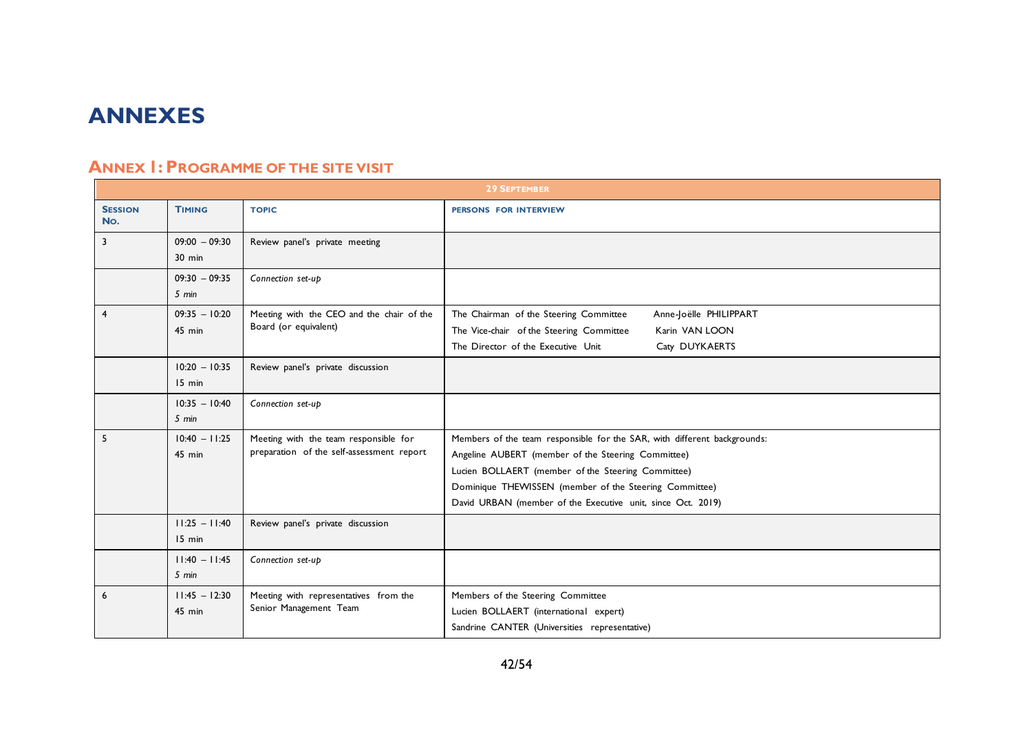# ANNEXES

## ANNEX 1: PROGRAMME OF THE SITE VISIT

| 29 SEPTEMBER | | | |
|---|---|---|---|
| **SESSION NO.** | **TIMING** | **TOPIC** | **PERSONS FOR INTERVIEW** |
| 3 | 09:00 – 09:30<br>30 min | Review panel's private meeting | |
| | 09:30 – 09:35<br>*5 min* | *Connection set-up* | |
| 4 | 09:35 – 10:20<br>45 min | Meeting with the CEO and the chair of the Board (or equivalent) | The Chairman of the Steering Committee Anne-Joëlle PHILIPPART<br>The Vice-chair of the Steering Committee Karin VAN LOON<br>The Director of the Executive Unit Caty DUYKAERTS |
| | 10:20 – 10:35<br>15 min | Review panel's private discussion | |
| | 10:35 – 10:40<br>*5 min* | *Connection set-up* | |
| 5 | 10:40 – 11:25<br>45 min | Meeting with the team responsible for preparation of the self-assessment report | Members of the team responsible for the SAR, with different backgrounds:<br>Angeline AUBERT (member of the Steering Committee)<br>Lucien BOLLAERT (member of the Steering Committee)<br>Dominique THEWISSEN (member of the Steering Committee)<br>David URBAN (member of the Executive unit, since Oct. 2019) |
| | 11:25 – 11:40<br>15 min | Review panel's private discussion | |
| | 11:40 – 11:45<br>*5 min* | *Connection set-up* | |
| 6 | 11:45 – 12:30<br>45 min | Meeting with representatives from the Senior Management Team | Members of the Steering Committee<br>Lucien BOLLAERT (international expert)<br>Sandrine CANTER (Universities representative) |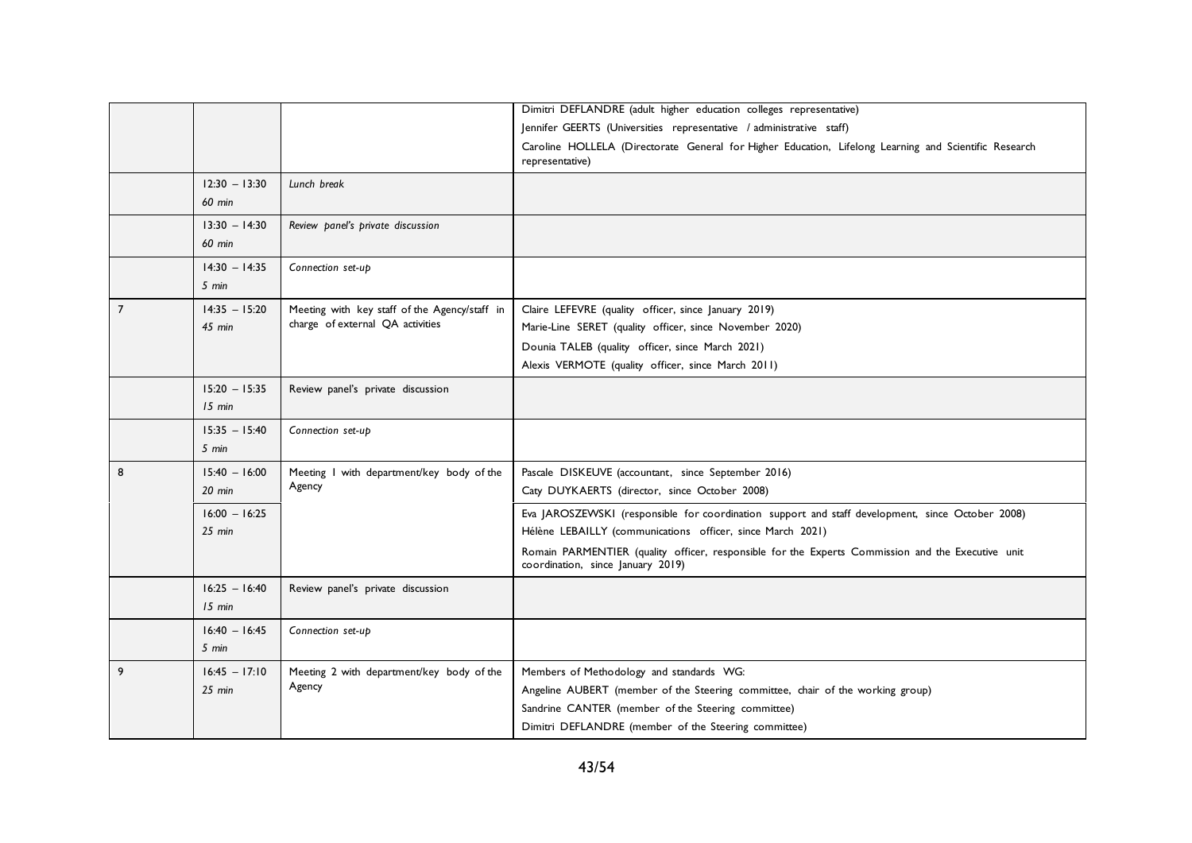| | | | |
|---|---|---|---|
| | | | Dimitri DEFLANDRE (adult higher education colleges representative)<br>Jennifer GEERTS (Universities representative / administrative staff)<br>Caroline HOLLELA (Directorate General for Higher Education, Lifelong Learning and Scientific Research representative) |
| | 12:30 – 13:30<br>*60 min* | *Lunch break* | |
| | 13:30 – 14:30<br>*60 min* | *Review panel's private discussion* | |
| | 14:30 – 14:35<br>*5 min* | *Connection set-up* | |
| 7 | 14:35 – 15:20<br>*45 min* | Meeting with key staff of the Agency/staff in charge of external QA activities | Claire LEFEVRE (quality officer, since January 2019)<br>Marie-Line SERET (quality officer, since November 2020)<br>Dounia TALEB (quality officer, since March 2021)<br>Alexis VERMOTE (quality officer, since March 2011) |
| | 15:20 – 15:35<br>*15 min* | Review panel's private discussion | |
| | 15:35 – 15:40<br>*5 min* | *Connection set-up* | |
| 8 | 15:40 – 16:00<br>*20 min* | Meeting 1 with department/key body of the Agency | Pascale DISKEUVE (accountant, since September 2016)<br>Caty DUYKAERTS (director, since October 2008) |
| | 16:00 – 16:25<br>*25 min* | | Eva JAROSZEWSKI (responsible for coordination support and staff development, since October 2008)<br>Hélène LEBAILLY (communications officer, since March 2021)<br>Romain PARMENTIER (quality officer, responsible for the Experts Commission and the Executive unit coordination, since January 2019) |
| | 16:25 – 16:40<br>*15 min* | Review panel's private discussion | |
| | 16:40 – 16:45<br>*5 min* | *Connection set-up* | |
| 9 | 16:45 – 17:10<br>*25 min* | Meeting 2 with department/key body of the Agency | Members of Methodology and standards WG:<br>Angeline AUBERT (member of the Steering committee, chair of the working group)<br>Sandrine CANTER (member of the Steering committee)<br>Dimitri DEFLANDRE (member of the Steering committee) |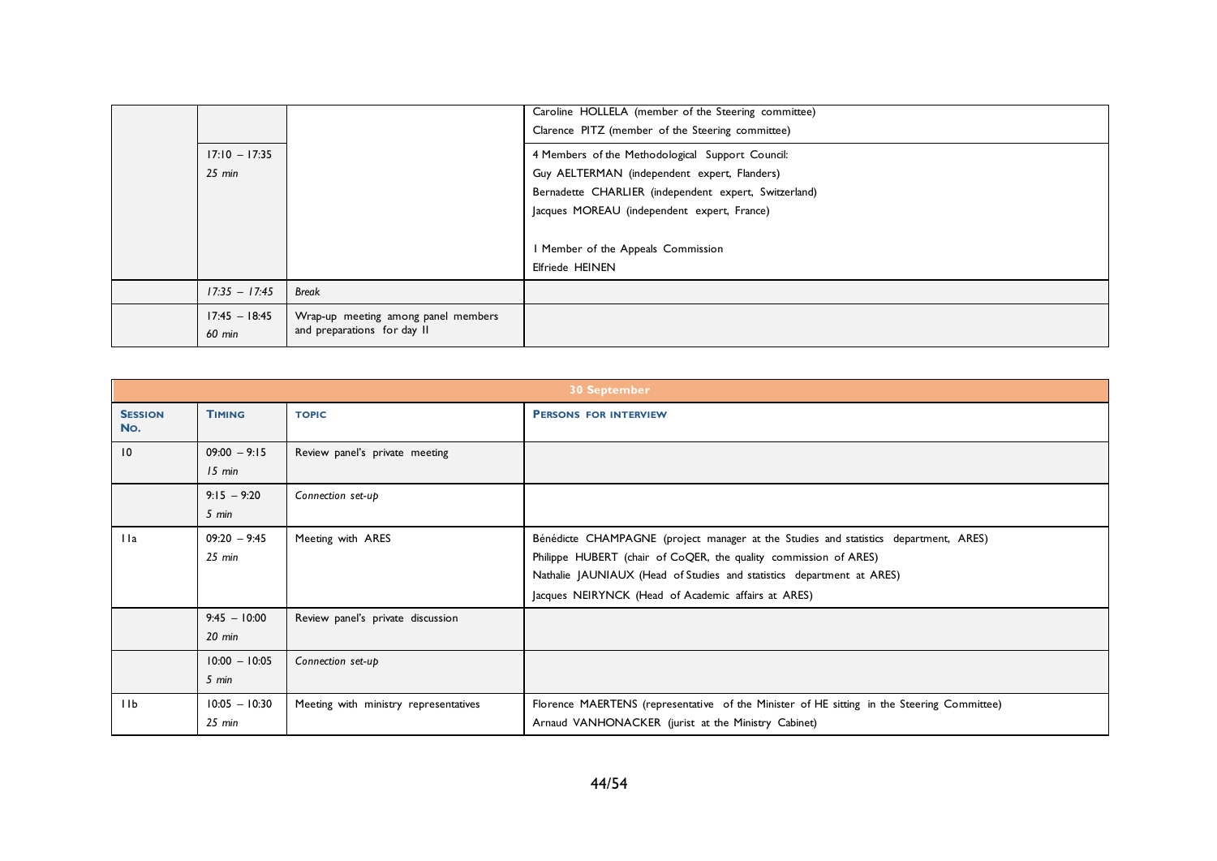| | | | |
|---|---|---|---|
| | | | Caroline HOLLELA (member of the Steering committee)<br>Clarence PITZ (member of the Steering committee) |
| | 17:10 – 17:35<br>*25 min* | | 4 Members of the Methodological Support Council:<br>Guy AELTERMAN (independent expert, Flanders)<br>Bernadette CHARLIER (independent expert, Switzerland)<br>Jacques MOREAU (independent expert, France)<br><br>1 Member of the Appeals Commission<br>Elfriede HEINEN |
| | *17:35 – 17:45* | *Break* | |
| | 17:45 – 18:45<br>*60 min* | Wrap-up meeting among panel members and preparations for day II | |

| 30 September | | | |
|---|---|---|---|
| **Session No.** | **Timing** | **Topic** | **Persons for interview** |
| 10 | 09:00 – 9:15<br>*15 min* | Review panel's private meeting | |
| | 9:15 – 9:20<br>*5 min* | *Connection set-up* | |
| 11a | 09:20 – 9:45<br>*25 min* | Meeting with ARES | Bénédicte CHAMPAGNE (project manager at the Studies and statistics department, ARES)<br>Philippe HUBERT (chair of CoQER, the quality commission of ARES)<br>Nathalie JAUNIAUX (Head of Studies and statistics department at ARES)<br>Jacques NEIRYNCK (Head of Academic affairs at ARES) |
| | 9:45 – 10:00<br>*20 min* | Review panel's private discussion | |
| | 10:00 – 10:05<br>*5 min* | *Connection set-up* | |
| 11b | 10:05 – 10:30<br>*25 min* | Meeting with ministry representatives | Florence MAERTENS (representative of the Minister of HE sitting in the Steering Committee)<br>Arnaud VANHONACKER (jurist at the Ministry Cabinet) |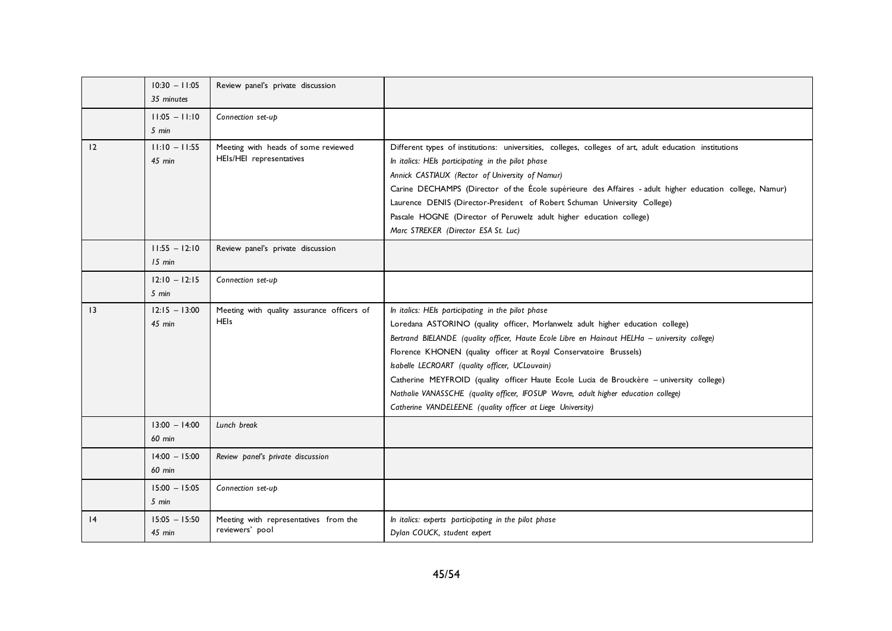| | | | |
|---|---|---|---|
| | 10:30 – 11:05<br>*35 minutes* | Review panel's private discussion | |
| | 11:05 – 11:10<br>*5 min* | *Connection set-up* | |
| 12 | 11:10 – 11:55<br>*45 min* | Meeting with heads of some reviewed HEIs/HEI representatives | Different types of institutions: universities, colleges, colleges of art, adult education institutions<br>*In italics: HEIs participating in the pilot phase*<br>*Annick CASTIAUX (Rector of University of Namur)*<br>Carine DECHAMPS (Director of the École supérieure des Affaires - adult higher education college, Namur)<br>Laurence DENIS (Director-President of Robert Schuman University College)<br>Pascale HOGNE (Director of Peruwelz adult higher education college)<br>*Marc STREKER (Director ESA St. Luc)* |
| | 11:55 – 12:10<br>*15 min* | Review panel's private discussion | |
| | 12:10 – 12:15<br>*5 min* | *Connection set-up* | |
| 13 | 12:15 – 13:00<br>*45 min* | Meeting with quality assurance officers of HEIs | *In italics: HEIs participating in the pilot phase*<br>Loredana ASTORINO (quality officer, Morlanwelz adult higher education college)<br>*Bertrand BIELANDE (quality officer, Haute Ecole Libre en Hainaut HELHa – university college)*<br>Florence KHONEN (quality officer at Royal Conservatoire Brussels)<br>*Isabelle LECROART (quality officer, UCLouvain)*<br>Catherine MEYFROID (quality officer Haute Ecole Lucia de Brouckère – university college)<br>*Nathalie VANASSCHE (quality officer, IFOSUP Wavre, adult higher education college)*<br>*Catherine VANDELEENE (quality officer at Liege University)* |
| | 13:00 – 14:00<br>*60 min* | *Lunch break* | |
| | 14:00 – 15:00<br>*60 min* | *Review panel's private discussion* | |
| | 15:00 – 15:05<br>*5 min* | *Connection set-up* | |
| 14 | 15:05 – 15:50<br>*45 min* | Meeting with representatives from the reviewers' pool | *In italics: experts participating in the pilot phase*<br>*Dylan COUCK, student expert* |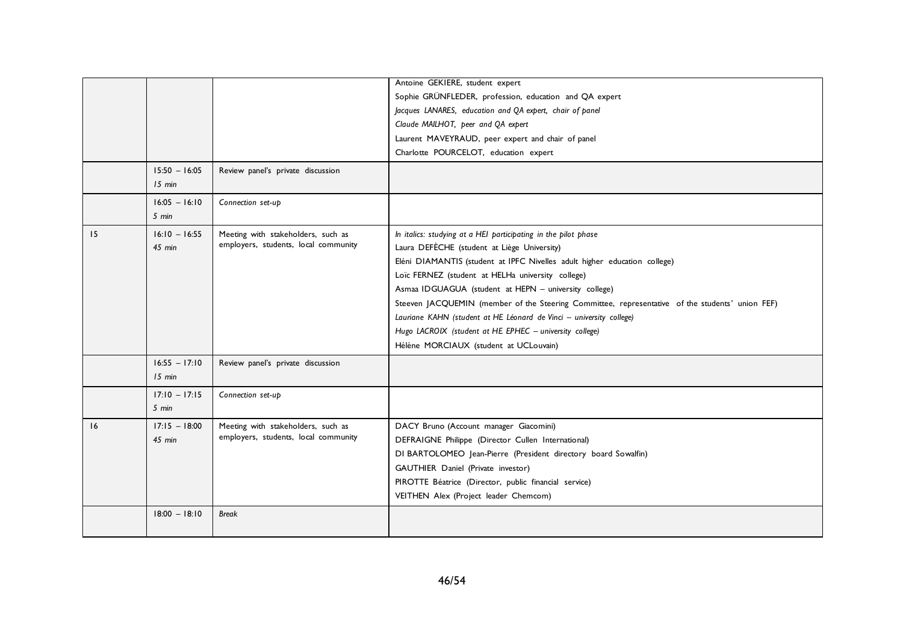| | | | |
|---|---|---|---|
| | | | Antoine GEKIERE, student expert<br>Sophie GRÜNFLEDER, profession, education and QA expert<br>*Jacques LANARES, education and QA expert, chair of panel*<br>*Claude MAILHOT, peer and QA expert*<br>Laurent MAVEYRAUD, peer expert and chair of panel<br>Charlotte POURCELOT, education expert |
| | 15:50 – 16:05<br>*15 min* | Review panel's private discussion | |
| | 16:05 – 16:10<br>*5 min* | *Connection set-up* | |
| 15 | 16:10 – 16:55<br>*45 min* | Meeting with stakeholders, such as employers, students, local community | *In italics: studying at a HEI participating in the pilot phase*<br>Laura DEFÈCHE (student at Liège University)<br>Eléni DIAMANTIS (student at IPFC Nivelles adult higher education college)<br>Loïc FERNEZ (student at HELHa university college)<br>Asmaa IDGUAGUA (student at HEPN – university college)<br>Steeven JACQUEMIN (member of the Steering Committee, representative of the students' union FEF)<br>*Lauriane KAHN (student at HE Léonard de Vinci – university college)*<br>*Hugo LACROIX (student at HE EPHEC – university college)*<br>Hélène MORCIAUX (student at UCLouvain) |
| | 16:55 – 17:10<br>*15 min* | Review panel's private discussion | |
| | 17:10 – 17:15<br>*5 min* | *Connection set-up* | |
| 16 | 17:15 – 18:00<br>*45 min* | Meeting with stakeholders, such as employers, students, local community | DACY Bruno (Account manager Giacomini)<br>DEFRAIGNE Philippe (Director Cullen International)<br>DI BARTOLOMEO Jean-Pierre (President directory board Sowalfin)<br>GAUTHIER Daniel (Private investor)<br>PIROTTE Béatrice (Director, public financial service)<br>VEITHEN Alex (Project leader Chemcom) |
| | 18:00 – 18:10 | *Break* | |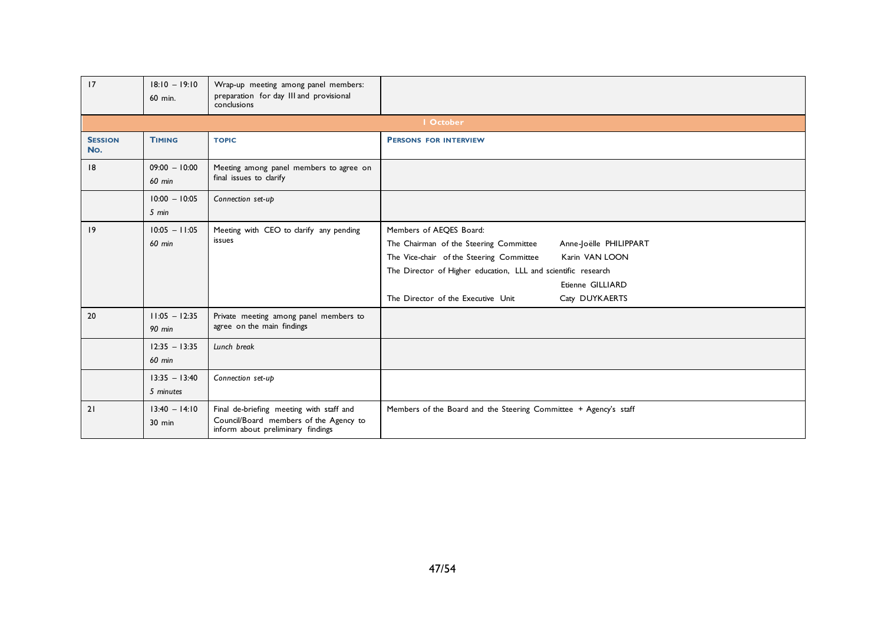| 17 | 18:10 – 19:10<br>60 min. | Wrap-up meeting among panel members: preparation for day III and provisional conclusions | |
|---|---|---|---|
| **1 October** | | | |
| **Session No.** | **Timing** | **Topic** | **Persons for interview** |
| 18 | 09:00 – 10:00<br>*60 min* | Meeting among panel members to agree on final issues to clarify | |
| | 10:00 – 10:05<br>*5 min* | *Connection set-up* | |
| 19 | 10:05 – 11:05<br>*60 min* | Meeting with CEO to clarify any pending issues | Members of AEQES Board:<br>The Chairman of the Steering Committee Anne-Joëlle PHILIPPART<br>The Vice-chair of the Steering Committee Karin VAN LOON<br>The Director of Higher education, LLL and scientific research Etienne GILLIARD<br>The Director of the Executive Unit Caty DUYKAERTS |
| 20 | 11:05 – 12:35<br>*90 min* | Private meeting among panel members to agree on the main findings | |
| | 12:35 – 13:35<br>*60 min* | *Lunch break* | |
| | 13:35 – 13:40<br>*5 minutes* | *Connection set-up* | |
| 21 | 13:40 – 14:10<br>30 min | Final de-briefing meeting with staff and Council/Board members of the Agency to inform about preliminary findings | Members of the Board and the Steering Committee + Agency's staff |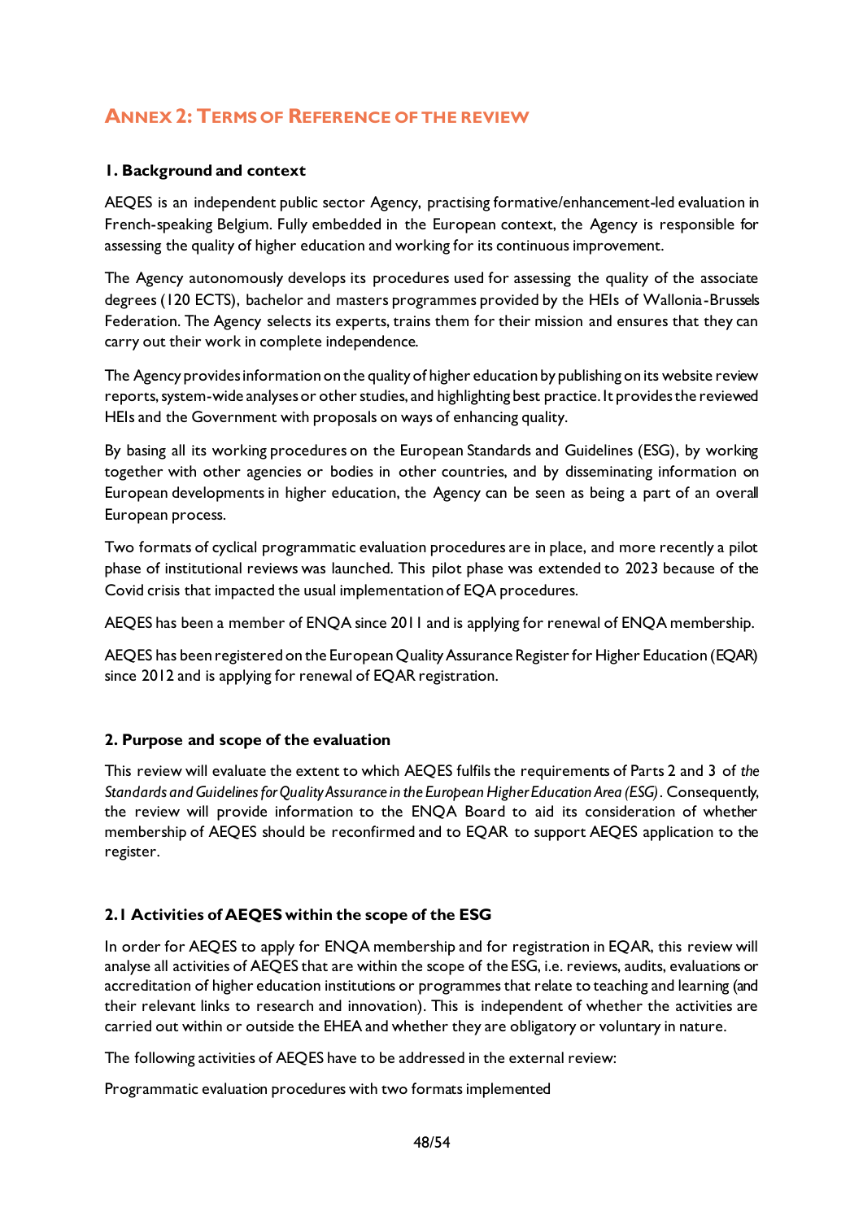## ANNEX 2: TERMS OF REFERENCE OF THE REVIEW

### 1. Background and context

AEQES is an independent public sector Agency, practising formative/enhancement-led evaluation in French-speaking Belgium. Fully embedded in the European context, the Agency is responsible for assessing the quality of higher education and working for its continuous improvement.

The Agency autonomously develops its procedures used for assessing the quality of the associate degrees (120 ECTS), bachelor and masters programmes provided by the HEIs of Wallonia-Brussels Federation. The Agency selects its experts, trains them for their mission and ensures that they can carry out their work in complete independence.

The Agency provides information on the quality of higher education by publishing on its website review reports, system-wide analyses or other studies, and highlighting best practice. It provides the reviewed HEIs and the Government with proposals on ways of enhancing quality.

By basing all its working procedures on the European Standards and Guidelines (ESG), by working together with other agencies or bodies in other countries, and by disseminating information on European developments in higher education, the Agency can be seen as being a part of an overall European process.

Two formats of cyclical programmatic evaluation procedures are in place, and more recently a pilot phase of institutional reviews was launched. This pilot phase was extended to 2023 because of the Covid crisis that impacted the usual implementation of EQA procedures.

AEQES has been a member of ENQA since 2011 and is applying for renewal of ENQA membership.

AEQES has been registered on the European Quality Assurance Register for Higher Education (EQAR) since 2012 and is applying for renewal of EQAR registration.

### 2. Purpose and scope of the evaluation

This review will evaluate the extent to which AEQES fulfils the requirements of Parts 2 and 3 of *the Standards and Guidelines for Quality Assurance in the European Higher Education Area (ESG)*. Consequently, the review will provide information to the ENQA Board to aid its consideration of whether membership of AEQES should be reconfirmed and to EQAR to support AEQES application to the register.

### 2.1 Activities of AEQES within the scope of the ESG

In order for AEQES to apply for ENQA membership and for registration in EQAR, this review will analyse all activities of AEQES that are within the scope of the ESG, i.e. reviews, audits, evaluations or accreditation of higher education institutions or programmes that relate to teaching and learning (and their relevant links to research and innovation). This is independent of whether the activities are carried out within or outside the EHEA and whether they are obligatory or voluntary in nature.

The following activities of AEQES have to be addressed in the external review:

Programmatic evaluation procedures with two formats implemented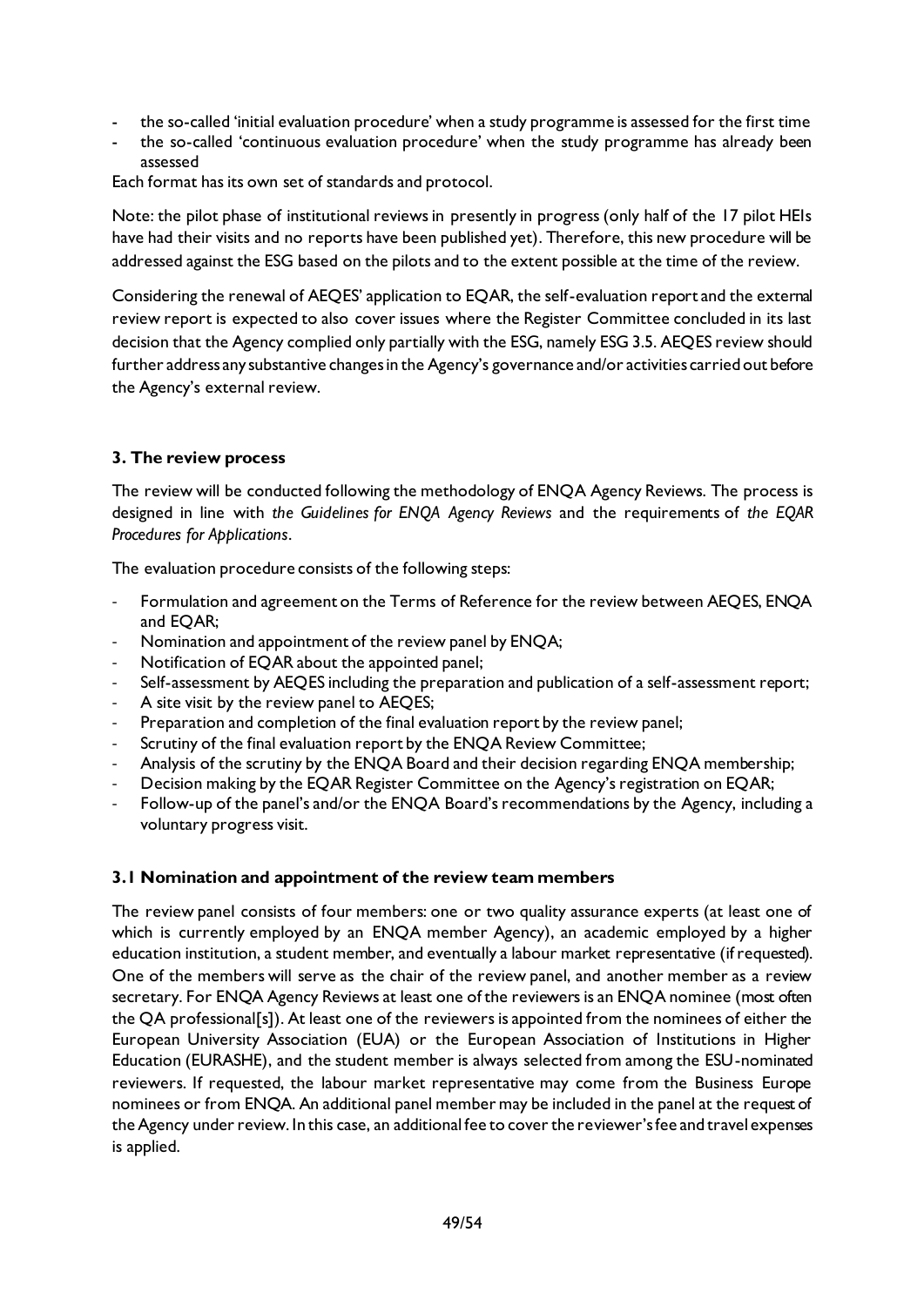- the so-called 'initial evaluation procedure' when a study programme is assessed for the first time
- the so-called 'continuous evaluation procedure' when the study programme has already been assessed

Each format has its own set of standards and protocol.

Note: the pilot phase of institutional reviews in presently in progress (only half of the 17 pilot HEIs have had their visits and no reports have been published yet). Therefore, this new procedure will be addressed against the ESG based on the pilots and to the extent possible at the time of the review.

Considering the renewal of AEQES' application to EQAR, the self-evaluation report and the external review report is expected to also cover issues where the Register Committee concluded in its last decision that the Agency complied only partially with the ESG, namely ESG 3.5. AEQES review should further address any substantive changes in the Agency's governance and/or activities carried out before the Agency's external review.

### 3. The review process

The review will be conducted following the methodology of ENQA Agency Reviews. The process is designed in line with *the Guidelines for ENQA Agency Reviews* and the requirements of *the EQAR Procedures for Applications*.

The evaluation procedure consists of the following steps:

- Formulation and agreement on the Terms of Reference for the review between AEQES, ENQA and EQAR;
- Nomination and appointment of the review panel by ENQA;
- Notification of EQAR about the appointed panel;
- Self-assessment by AEQES including the preparation and publication of a self-assessment report;
- A site visit by the review panel to AEQES;
- Preparation and completion of the final evaluation report by the review panel;
- Scrutiny of the final evaluation report by the ENQA Review Committee;
- Analysis of the scrutiny by the ENQA Board and their decision regarding ENQA membership;
- Decision making by the EQAR Register Committee on the Agency's registration on EQAR;
- Follow-up of the panel's and/or the ENQA Board's recommendations by the Agency, including a voluntary progress visit.

### 3.1 Nomination and appointment of the review team members

The review panel consists of four members: one or two quality assurance experts (at least one of which is currently employed by an ENQA member Agency), an academic employed by a higher education institution, a student member, and eventually a labour market representative (if requested). One of the members will serve as the chair of the review panel, and another member as a review secretary. For ENQA Agency Reviews at least one of the reviewers is an ENQA nominee (most often the QA professional[s]). At least one of the reviewers is appointed from the nominees of either the European University Association (EUA) or the European Association of Institutions in Higher Education (EURASHE), and the student member is always selected from among the ESU-nominated reviewers. If requested, the labour market representative may come from the Business Europe nominees or from ENQA. An additional panel member may be included in the panel at the request of the Agency under review. In this case, an additional fee to cover the reviewer's fee and travel expenses is applied.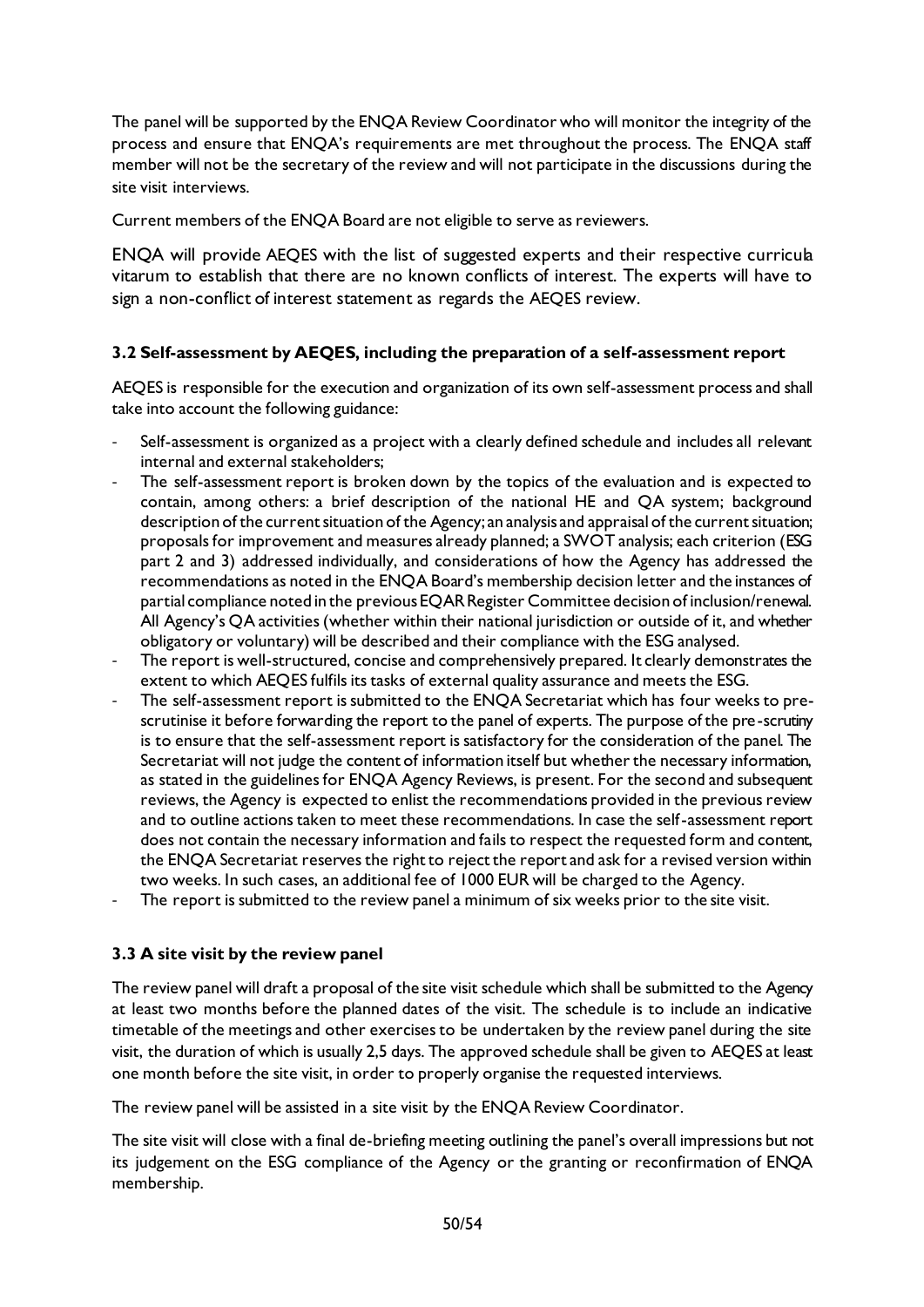The panel will be supported by the ENQA Review Coordinator who will monitor the integrity of the process and ensure that ENQA's requirements are met throughout the process. The ENQA staff member will not be the secretary of the review and will not participate in the discussions during the site visit interviews.

Current members of the ENQA Board are not eligible to serve as reviewers.

ENQA will provide AEQES with the list of suggested experts and their respective curricula vitarum to establish that there are no known conflicts of interest. The experts will have to sign a non-conflict of interest statement as regards the AEQES review.

### 3.2 Self-assessment by AEQES, including the preparation of a self-assessment report

AEQES is responsible for the execution and organization of its own self-assessment process and shall take into account the following guidance:

- Self-assessment is organized as a project with a clearly defined schedule and includes all relevant internal and external stakeholders;
- The self-assessment report is broken down by the topics of the evaluation and is expected to contain, among others: a brief description of the national HE and QA system; background description of the current situation of the Agency; an analysis and appraisal of the current situation; proposals for improvement and measures already planned; a SWOT analysis; each criterion (ESG part 2 and 3) addressed individually, and considerations of how the Agency has addressed the recommendations as noted in the ENQA Board's membership decision letter and the instances of partial compliance noted in the previous EQAR Register Committee decision of inclusion/renewal. All Agency's QA activities (whether within their national jurisdiction or outside of it, and whether obligatory or voluntary) will be described and their compliance with the ESG analysed.
- The report is well-structured, concise and comprehensively prepared. It clearly demonstrates the extent to which AEQES fulfils its tasks of external quality assurance and meets the ESG.
- The self-assessment report is submitted to the ENQA Secretariat which has four weeks to pre-scrutinise it before forwarding the report to the panel of experts. The purpose of the pre-scrutiny is to ensure that the self-assessment report is satisfactory for the consideration of the panel. The Secretariat will not judge the content of information itself but whether the necessary information, as stated in the guidelines for ENQA Agency Reviews, is present. For the second and subsequent reviews, the Agency is expected to enlist the recommendations provided in the previous review and to outline actions taken to meet these recommendations. In case the self-assessment report does not contain the necessary information and fails to respect the requested form and content, the ENQA Secretariat reserves the right to reject the report and ask for a revised version within two weeks. In such cases, an additional fee of 1000 EUR will be charged to the Agency.
- The report is submitted to the review panel a minimum of six weeks prior to the site visit.

### 3.3 A site visit by the review panel

The review panel will draft a proposal of the site visit schedule which shall be submitted to the Agency at least two months before the planned dates of the visit. The schedule is to include an indicative timetable of the meetings and other exercises to be undertaken by the review panel during the site visit, the duration of which is usually 2,5 days. The approved schedule shall be given to AEQES at least one month before the site visit, in order to properly organise the requested interviews.

The review panel will be assisted in a site visit by the ENQA Review Coordinator.

The site visit will close with a final de-briefing meeting outlining the panel's overall impressions but not its judgement on the ESG compliance of the Agency or the granting or reconfirmation of ENQA membership.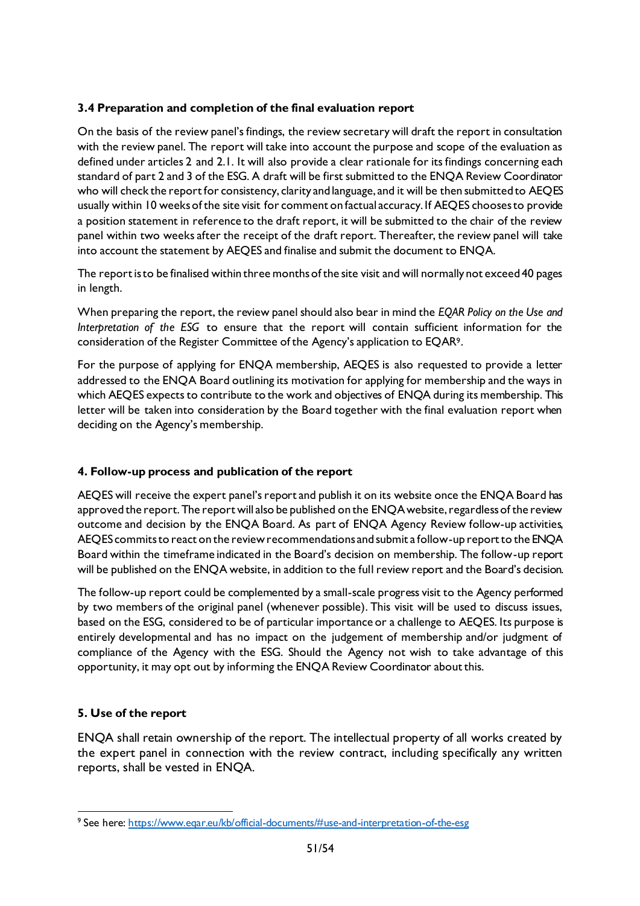### 3.4 Preparation and completion of the final evaluation report

On the basis of the review panel's findings, the review secretary will draft the report in consultation with the review panel. The report will take into account the purpose and scope of the evaluation as defined under articles 2 and 2.1. It will also provide a clear rationale for its findings concerning each standard of part 2 and 3 of the ESG. A draft will be first submitted to the ENQA Review Coordinator who will check the report for consistency, clarity and language, and it will be then submitted to AEQES usually within 10 weeks of the site visit for comment on factual accuracy. If AEQES chooses to provide a position statement in reference to the draft report, it will be submitted to the chair of the review panel within two weeks after the receipt of the draft report. Thereafter, the review panel will take into account the statement by AEQES and finalise and submit the document to ENQA.

The report is to be finalised within three months of the site visit and will normally not exceed 40 pages in length.

When preparing the report, the review panel should also bear in mind the *EQAR Policy on the Use and Interpretation of the ESG* to ensure that the report will contain sufficient information for the consideration of the Register Committee of the Agency's application to EQAR[9].

For the purpose of applying for ENQA membership, AEQES is also requested to provide a letter addressed to the ENQA Board outlining its motivation for applying for membership and the ways in which AEQES expects to contribute to the work and objectives of ENQA during its membership. This letter will be taken into consideration by the Board together with the final evaluation report when deciding on the Agency's membership.

### 4. Follow-up process and publication of the report

AEQES will receive the expert panel's report and publish it on its website once the ENQA Board has approved the report. The report will also be published on the ENQA website, regardless of the review outcome and decision by the ENQA Board. As part of ENQA Agency Review follow-up activities, AEQES commits to react on the review recommendations and submit a follow-up report to the ENQA Board within the timeframe indicated in the Board's decision on membership. The follow-up report will be published on the ENQA website, in addition to the full review report and the Board's decision.

The follow-up report could be complemented by a small-scale progress visit to the Agency performed by two members of the original panel (whenever possible). This visit will be used to discuss issues, based on the ESG, considered to be of particular importance or a challenge to AEQES. Its purpose is entirely developmental and has no impact on the judgement of membership and/or judgment of compliance of the Agency with the ESG. Should the Agency not wish to take advantage of this opportunity, it may opt out by informing the ENQA Review Coordinator about this.

### 5. Use of the report

ENQA shall retain ownership of the report. The intellectual property of all works created by the expert panel in connection with the review contract, including specifically any written reports, shall be vested in ENQA.

---

[9] See here: https://www.eqar.eu/kb/official-documents/#use-and-interpretation-of-the-esg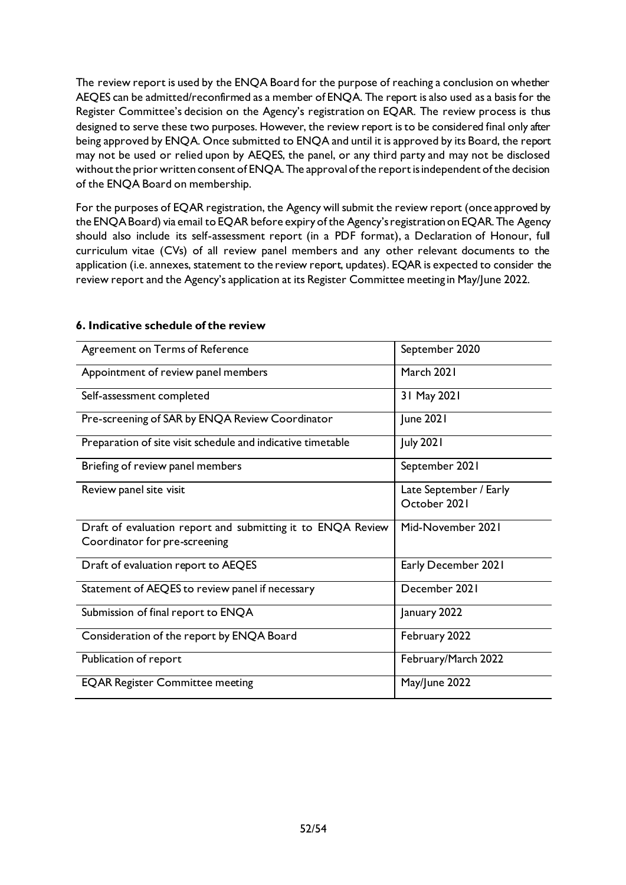The review report is used by the ENQA Board for the purpose of reaching a conclusion on whether AEQES can be admitted/reconfirmed as a member of ENQA. The report is also used as a basis for the Register Committee's decision on the Agency's registration on EQAR. The review process is thus designed to serve these two purposes. However, the review report is to be considered final only after being approved by ENQA. Once submitted to ENQA and until it is approved by its Board, the report may not be used or relied upon by AEQES, the panel, or any third party and may not be disclosed without the prior written consent of ENQA. The approval of the report is independent of the decision of the ENQA Board on membership.

For the purposes of EQAR registration, the Agency will submit the review report (once approved by the ENQA Board) via email to EQAR before expiry of the Agency's registration on EQAR. The Agency should also include its self-assessment report (in a PDF format), a Declaration of Honour, full curriculum vitae (CVs) of all review panel members and any other relevant documents to the application (i.e. annexes, statement to the review report, updates). EQAR is expected to consider the review report and the Agency's application at its Register Committee meeting in May/June 2022.

### 6. Indicative schedule of the review

| | |
|---|---|
| Agreement on Terms of Reference | September 2020 |
| Appointment of review panel members | March 2021 |
| Self-assessment completed | 31 May 2021 |
| Pre-screening of SAR by ENQA Review Coordinator | June 2021 |
| Preparation of site visit schedule and indicative timetable | July 2021 |
| Briefing of review panel members | September 2021 |
| Review panel site visit | Late September / Early October 2021 |
| Draft of evaluation report and submitting it to ENQA Review Coordinator for pre-screening | Mid-November 2021 |
| Draft of evaluation report to AEQES | Early December 2021 |
| Statement of AEQES to review panel if necessary | December 2021 |
| Submission of final report to ENQA | January 2022 |
| Consideration of the report by ENQA Board | February 2022 |
| Publication of report | February/March 2022 |
| EQAR Register Committee meeting | May/June 2022 |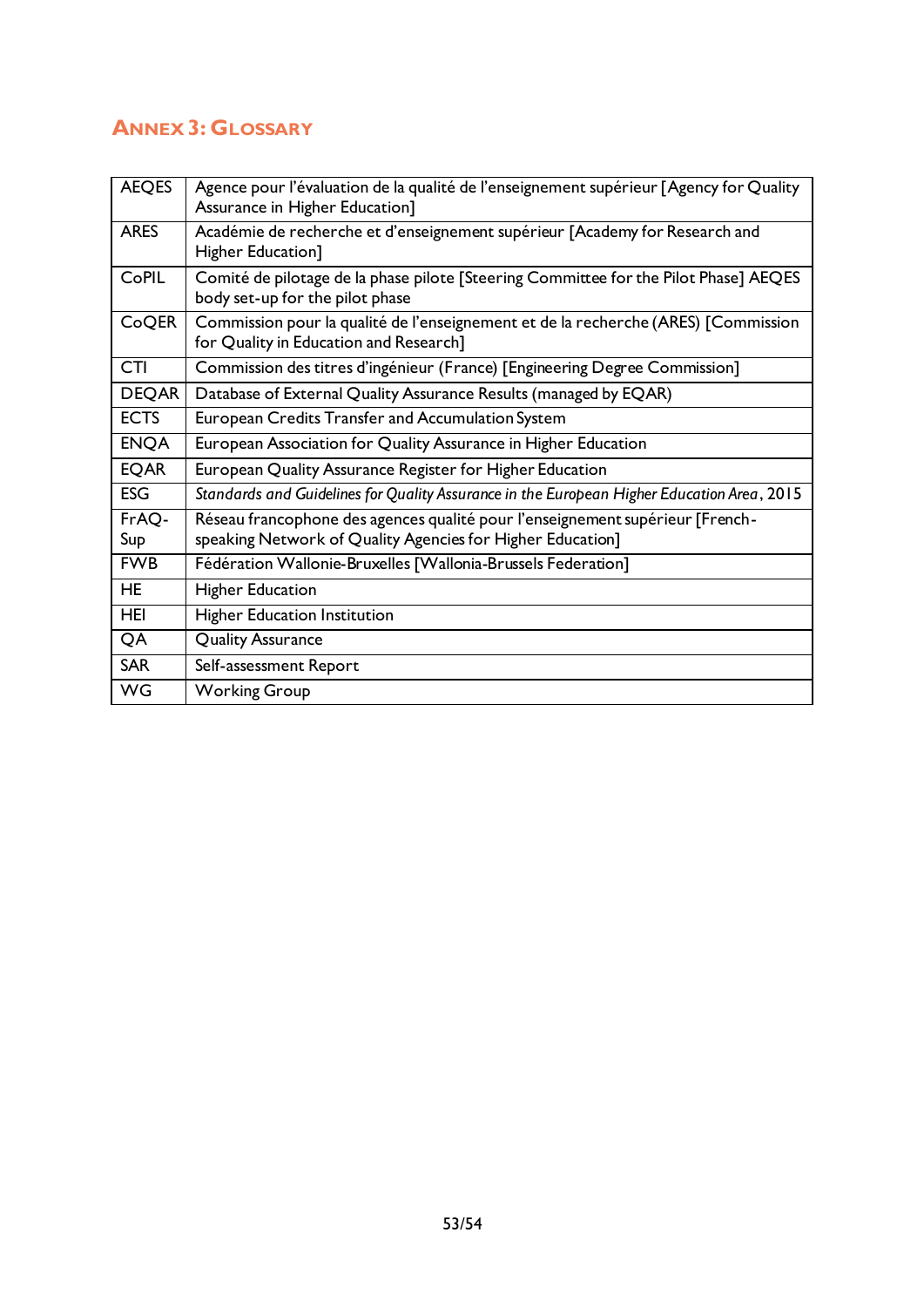## Annex 3: Glossary

| | |
|---|---|
| AEQES | Agence pour l'évaluation de la qualité de l'enseignement supérieur [Agency for Quality Assurance in Higher Education] |
| ARES | Académie de recherche et d'enseignement supérieur [Academy for Research and Higher Education] |
| CoPIL | Comité de pilotage de la phase pilote [Steering Committee for the Pilot Phase] AEQES body set-up for the pilot phase |
| CoQER | Commission pour la qualité de l'enseignement et de la recherche (ARES) [Commission for Quality in Education and Research] |
| CTI | Commission des titres d'ingénieur (France) [Engineering Degree Commission] |
| DEQAR | Database of External Quality Assurance Results (managed by EQAR) |
| ECTS | European Credits Transfer and Accumulation System |
| ENQA | European Association for Quality Assurance in Higher Education |
| EQAR | European Quality Assurance Register for Higher Education |
| ESG | *Standards and Guidelines for Quality Assurance in the European Higher Education Area*, 2015 |
| FrAQ-Sup | Réseau francophone des agences qualité pour l'enseignement supérieur [French-speaking Network of Quality Agencies for Higher Education] |
| FWB | Fédération Wallonie-Bruxelles [Wallonia-Brussels Federation] |
| HE | Higher Education |
| HEI | Higher Education Institution |
| QA | Quality Assurance |
| SAR | Self-assessment Report |
| WG | Working Group |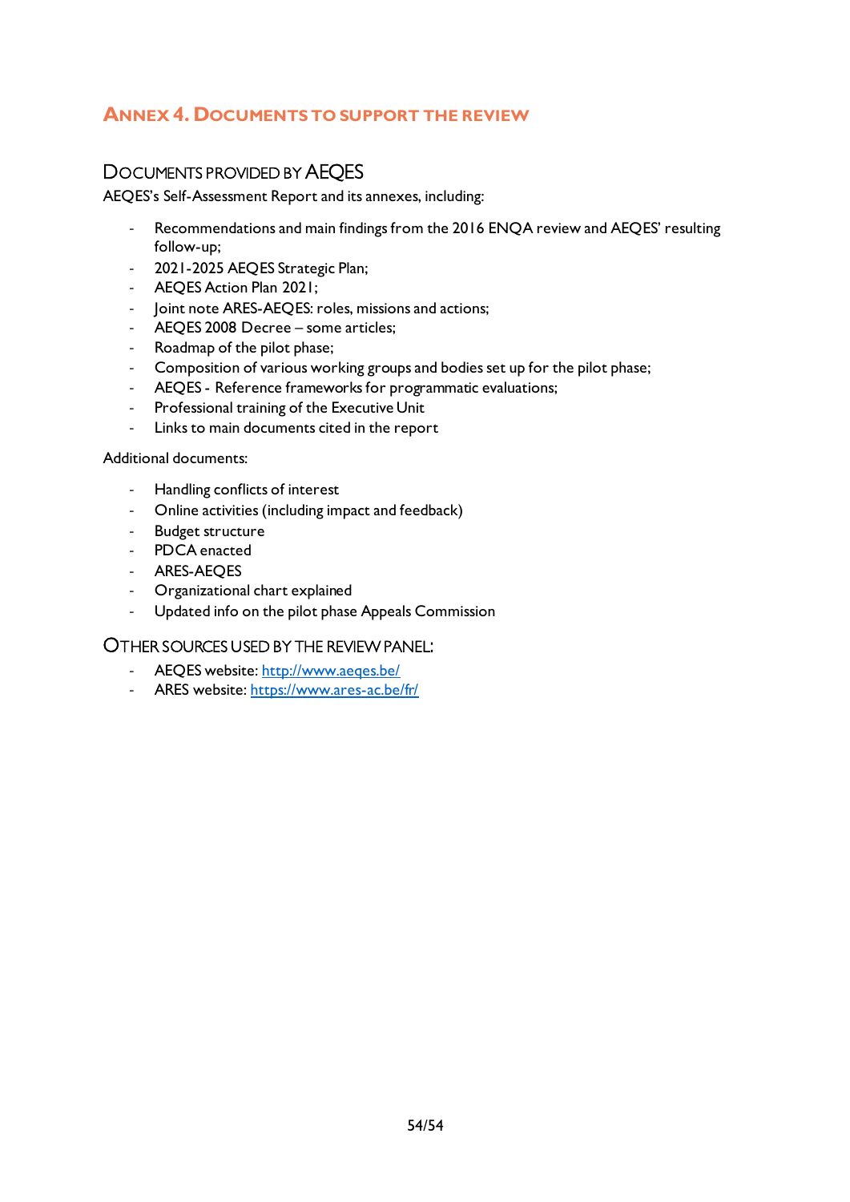## Annex 4. Documents to support the review

### Documents provided by AEQES

AEQES's Self-Assessment Report and its annexes, including:

- Recommendations and main findings from the 2016 ENQA review and AEQES' resulting follow-up;
- 2021-2025 AEQES Strategic Plan;
- AEQES Action Plan 2021;
- Joint note ARES-AEQES: roles, missions and actions;
- AEQES 2008 Decree – some articles;
- Roadmap of the pilot phase;
- Composition of various working groups and bodies set up for the pilot phase;
- AEQES - Reference frameworks for programmatic evaluations;
- Professional training of the Executive Unit
- Links to main documents cited in the report

Additional documents:

- Handling conflicts of interest
- Online activities (including impact and feedback)
- Budget structure
- PDCA enacted
- ARES-AEQES
- Organizational chart explained
- Updated info on the pilot phase Appeals Commission

### Other sources used by the review panel:

- AEQES website: http://www.aeqes.be/
- ARES website: https://www.ares-ac.be/fr/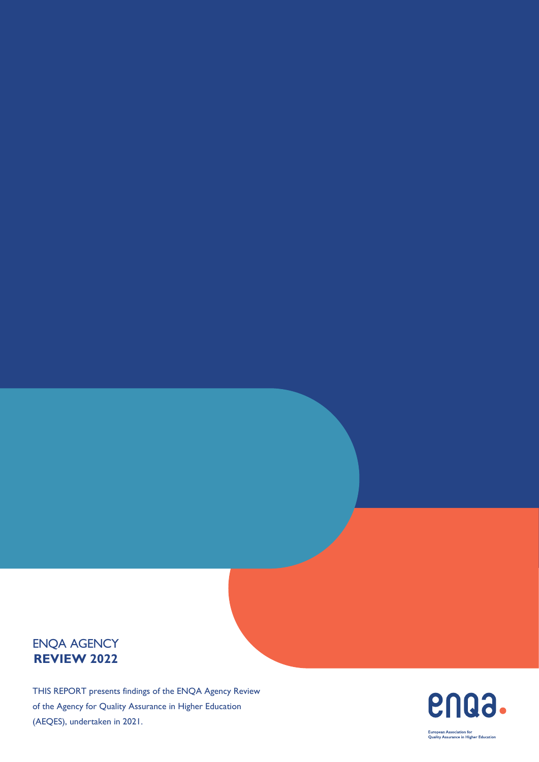ENQA AGENCY
**REVIEW 2022**

THIS REPORT presents findings of the ENQA Agency Review of the Agency for Quality Assurance in Higher Education (AEQES), undertaken in 2021.

enqa.

European Association for
Quality Assurance in Higher Education